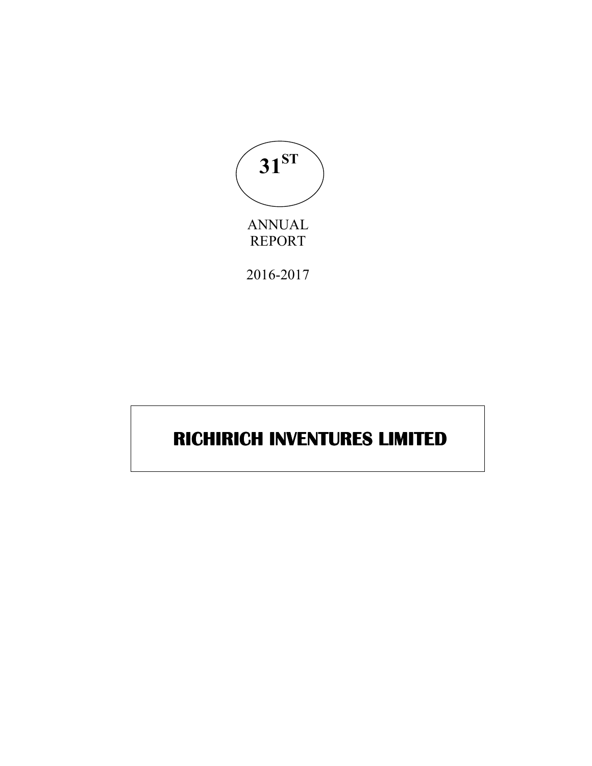$31^{ST}$

ANNUAL
REPORT

2016-2017

# RICHIRICH INVENTURES LIMITED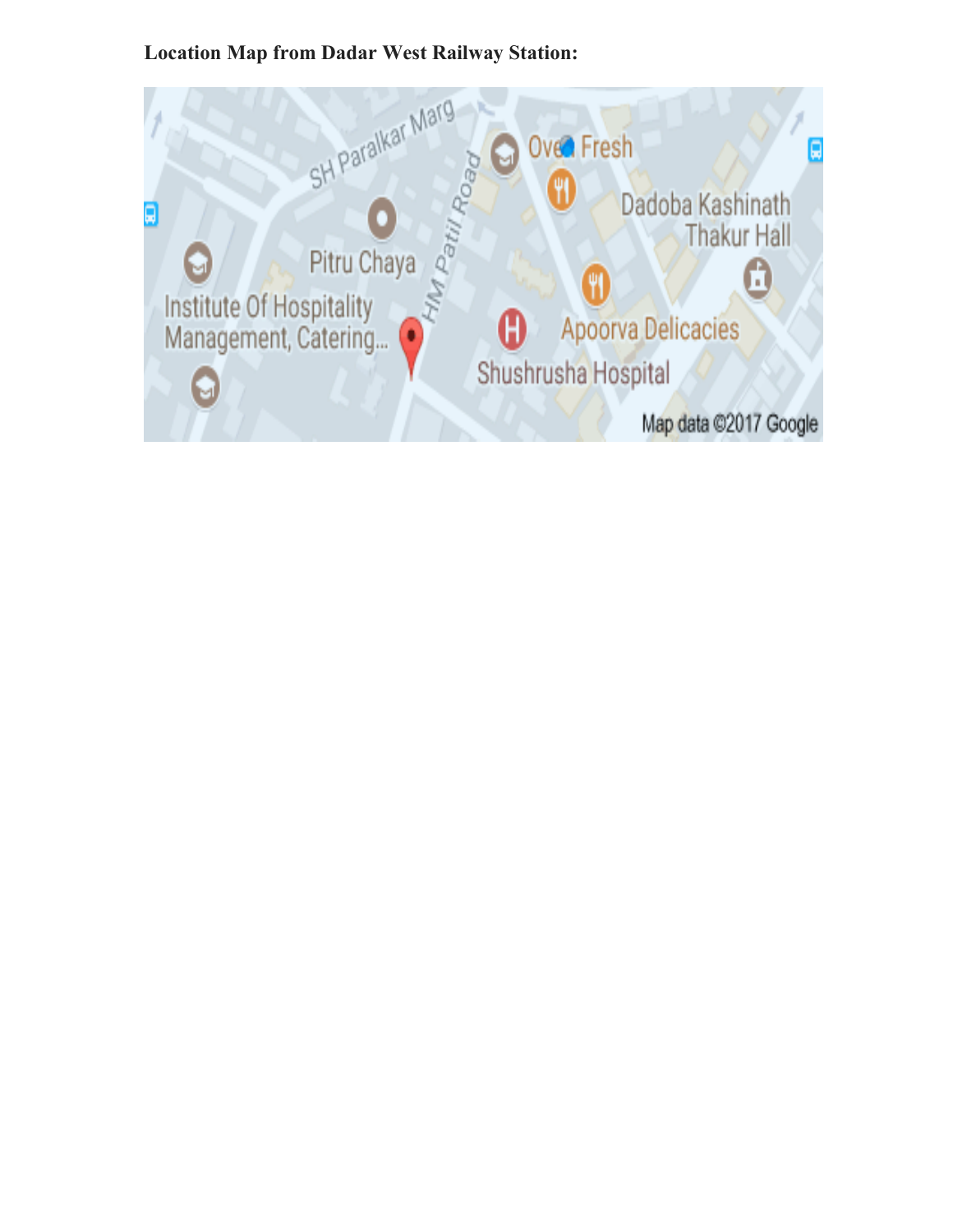**Location Map from Dadar West Railway Station:**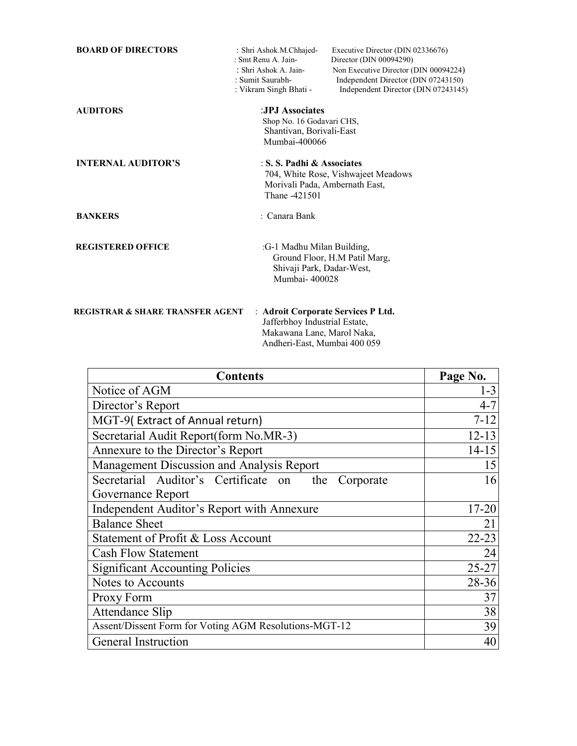**BOARD OF DIRECTORS** : Shri Ashok.M.Chhajed- Executive Director (DIN 02336676)
: Smt Renu A. Jain- Director (DIN 00094290)
: Shri Ashok A. Jain- Non Executive Director (DIN 00094224)
: Sumit Saurabh- Independent Director (DIN 07243150)
: Vikram Singh Bhati - Independent Director (DIN 07243145)

**AUDITORS** :**JPJ Associates**
Shop No. 16 Godavari CHS,
Shantivan, Borivali-East
Mumbai-400066

**INTERNAL AUDITOR'S** : **S. S. Padhi & Associates**
704, White Rose, Vishwajeet Meadows
Morivali Pada, Ambernath East,
Thane -421501

**BANKERS** : Canara Bank

**REGISTERED OFFICE** :G-1 Madhu Milan Building,
Ground Floor, H.M Patil Marg,
Shivaji Park, Dadar-West,
Mumbai- 400028

**REGISTRAR & SHARE TRANSFER AGENT** : **Adroit Corporate Services P Ltd.**
Jafferbhoy Industrial Estate,
Makawana Lane, Marol Naka,
Andheri-East, Mumbai 400 059

| Contents | Page No. |
| --- | --- |
| Notice of AGM | 1-3 |
| Director's Report | 4-7 |
| MGT-9( Extract of Annual return) | 7-12 |
| Secretarial Audit Report(form No.MR-3) | 12-13 |
| Annexure to the Director's Report | 14-15 |
| Management Discussion and Analysis Report | 15 |
| Secretarial Auditor's Certificate on the Corporate Governance Report | 16 |
| Independent Auditor's Report with Annexure | 17-20 |
| Balance Sheet | 21 |
| Statement of Profit & Loss Account | 22-23 |
| Cash Flow Statement | 24 |
| Significant Accounting Policies | 25-27 |
| Notes to Accounts | 28-36 |
| Proxy Form | 37 |
| Attendance Slip | 38 |
| Assent/Dissent Form for Voting AGM Resolutions-MGT-12 | 39 |
| General Instruction | 40 |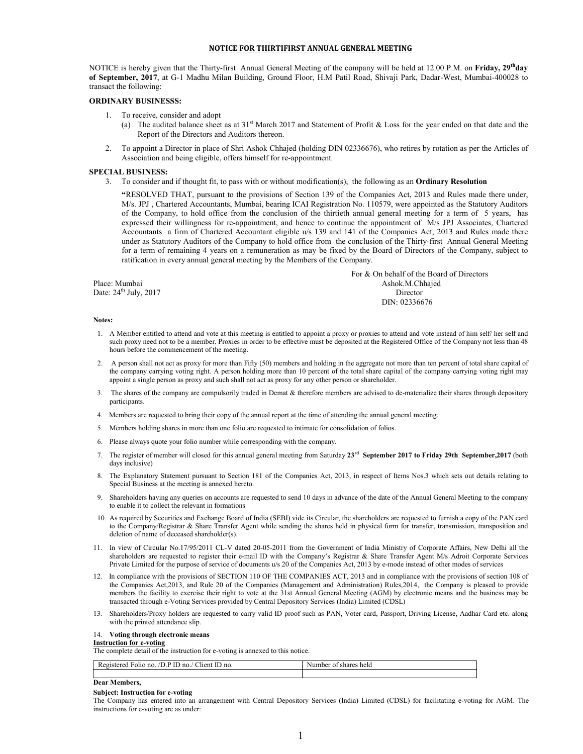## NOTICE FOR THIRTIFIRST ANNUAL GENERAL MEETING

NOTICE is hereby given that the Thirty-first Annual General Meeting of the company will be held at 12.00 P.M. on **Friday, 29th day of September, 2017**, at G-1 Madhu Milan Building, Ground Floor, H.M Patil Road, Shivaji Park, Dadar-West, Mumbai-400028 to transact the following:

### ORDINARY BUSINESSS:

1. To receive, consider and adopt
   (a) The audited balance sheet as at 31st March 2017 and Statement of Profit & Loss for the year ended on that date and the Report of the Directors and Auditors thereon.
2. To appoint a Director in place of Shri Ashok Chhajed (holding DIN 02336676), who retires by rotation as per the Articles of Association and being eligible, offers himself for re-appointment.

### SPECIAL BUSINESS:

3. To consider and if thought fit, to pass with or without modification(s), the following as an **Ordinary Resolution**

   **"**RESOLVED THAT, pursuant to the provisions of Section 139 of the Companies Act, 2013 and Rules made there under, M/s. JPJ , Chartered Accountants, Mumbai, bearing ICAI Registration No. 110579, were appointed as the Statutory Auditors of the Company, to hold office from the conclusion of the thirtieth annual general meeting for a term of 5 years, has expressed their willingness for re-appointment, and hence to continue the appointment of M/s JPJ Associates, Chartered Accountants a firm of Chartered Accountant eligible u/s 139 and 141 of the Companies Act, 2013 and Rules made there under as Statutory Auditors of the Company to hold office from the conclusion of the Thirty-first Annual General Meeting for a term of remaining 4 years on a remuneration as may be fixed by the Board of Directors of the Company, subject to ratification in every annual general meeting by the Members of the Company.

Place: Mumbai
Date: 24th July, 2017

For & On behalf of the Board of Directors
Ashok.M.Chhajed
Director
DIN: 02336676

**Notes:**

1. A Member entitled to attend and vote at this meeting is entitled to appoint a proxy or proxies to attend and vote instead of him self/ her self and such proxy need not to be a member. Proxies in order to be effective must be deposited at the Registered Office of the Company not less than 48 hours before the commencement of the meeting.
2. A person shall not act as proxy for more than Fifty (50) members and holding in the aggregate not more than ten percent of total share capital of the company carrying voting right. A person holding more than 10 percent of the total share capital of the company carrying voting right may appoint a single person as proxy and such shall not act as proxy for any other person or shareholder.
3. The shares of the company are compulsorily traded in Demat & therefore members are advised to de-materialize their shares through depository participants.
4. Members are requested to bring their copy of the annual report at the time of attending the annual general meeting.
5. Members holding shares in more than one folio are requested to intimate for consolidation of folios.
6. Please always quote your folio number while corresponding with the company.
7. The register of member will closed for this annual general meeting from Saturday **23rd September 2017 to Friday 29th September,2017** (both days inclusive)
8. The Explanatory Statement pursuant to Section 181 of the Companies Act, 2013, in respect of Items Nos.3 which sets out details relating to Special Business at the meeting is annexed hereto.
9. Shareholders having any queries on accounts are requested to send 10 days in advance of the date of the Annual General Meeting to the company to enable it to collect the relevant in formations
10. As required by Securities and Exchange Board of India (SEBI) vide its Circular, the shareholders are requested to furnish a copy of the PAN card to the Company/Registrar & Share Transfer Agent while sending the shares held in physical form for transfer, transmission, transposition and deletion of name of deceased shareholder(s).
11. In view of Circular No.17/95/2011 CL-V dated 20-05-2011 from the Government of India Ministry of Corporate Affairs, New Delhi all the shareholders are requested to register their e-mail ID with the Company's Registrar & Share Transfer Agent M/s Adroit Corporate Services Private Limited for the purpose of service of documents u/s 20 of the Companies Act, 2013 by e-mode instead of other modes of services
12. In compliance with the provisions of SECTION 110 OF THE COMPANIES ACT, 2013 and in compliance with the provisions of section 108 of the Companies Act,2013, and Rule 20 of the Companies (Management and Administration) Rules,2014, the Company is pleased to provide members the facility to exercise their right to vote at the 31st Annual General Meeting (AGM) by electronic means and the business may be transacted through e-Voting Services provided by Central Depository Services (India) Limited (CDSL)
13. Shareholders/Proxy holders are requested to carry valid ID proof such as PAN, Voter card, Passport, Driving License, Aadhar Card etc. along with the printed attendance slip.
14. **Voting through electronic means**

**Instruction for e-voting**

The complete detail of the instruction for e-voting is annexed to this notice.

| Registered Folio no. /D.P ID no./ Client ID no. | Number of shares held |
|---|---|
| | |

**Dear Members,**

**Subject: Instruction for e-voting**

The Company has entered into an arrangement with Central Depository Services (India) Limited (CDSL) for facilitating e-voting for AGM. The instructions for e-voting are as under: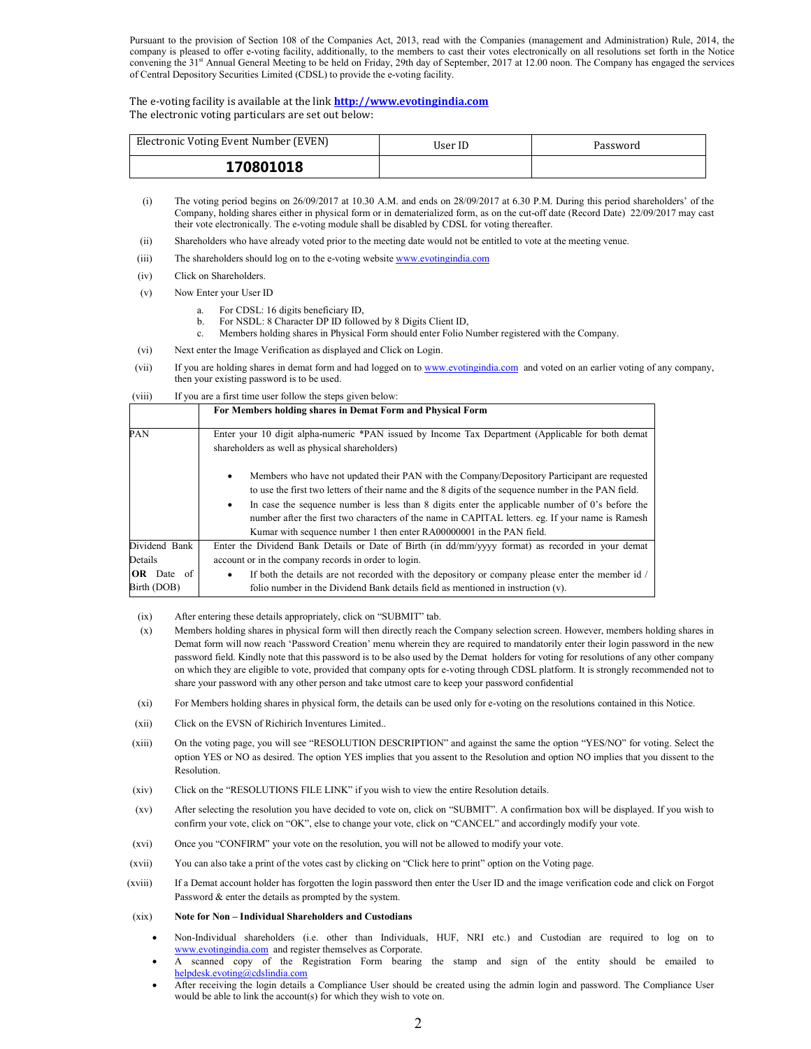Pursuant to the provision of Section 108 of the Companies Act, 2013, read with the Companies (management and Administration) Rule, 2014, the company is pleased to offer e-voting facility, additionally, to the members to cast their votes electronically on all resolutions set forth in the Notice convening the 31st Annual General Meeting to be held on Friday, 29th day of September, 2017 at 12.00 noon. The Company has engaged the services of Central Depository Securities Limited (CDSL) to provide the e-voting facility.

The e-voting facility is available at the link **http://www.evotingindia.com**
The electronic voting particulars are set out below:

| Electronic Voting Event Number (EVEN) | User ID | Password |
|---|---|---|
| **170801018** | | |

(i) The voting period begins on 26/09/2017 at 10.30 A.M. and ends on 28/09/2017 at 6.30 P.M. During this period shareholders' of the Company, holding shares either in physical form or in dematerialized form, as on the cut-off date (Record Date) 22/09/2017 may cast their vote electronically. The e-voting module shall be disabled by CDSL for voting thereafter.

(ii) Shareholders who have already voted prior to the meeting date would not be entitled to vote at the meeting venue.

(iii) The shareholders should log on to the e-voting website www.evotingindia.com

(iv) Click on Shareholders.

(v) Now Enter your User ID

a. For CDSL: 16 digits beneficiary ID,
b. For NSDL: 8 Character DP ID followed by 8 Digits Client ID,
c. Members holding shares in Physical Form should enter Folio Number registered with the Company.

(vi) Next enter the Image Verification as displayed and Click on Login.

(vii) If you are holding shares in demat form and had logged on to www.evotingindia.com and voted on an earlier voting of any company, then your existing password is to be used.

(viii) If you are a first time user follow the steps given below:

| | **For Members holding shares in Demat Form and Physical Form** |
|---|---|
| PAN | Enter your 10 digit alpha-numeric *PAN issued by Income Tax Department (Applicable for both demat shareholders as well as physical shareholders)<br>• Members who have not updated their PAN with the Company/Depository Participant are requested to use the first two letters of their name and the 8 digits of the sequence number in the PAN field.<br>• In case the sequence number is less than 8 digits enter the applicable number of 0's before the number after the first two characters of the name in CAPITAL letters. eg. If your name is Ramesh Kumar with sequence number 1 then enter RA00000001 in the PAN field. |
| Dividend Bank Details **OR** Date of Birth (DOB) | Enter the Dividend Bank Details or Date of Birth (in dd/mm/yyyy format) as recorded in your demat account or in the company records in order to login.<br>• If both the details are not recorded with the depository or company please enter the member id / folio number in the Dividend Bank details field as mentioned in instruction (v). |

(ix) After entering these details appropriately, click on "SUBMIT" tab.

(x) Members holding shares in physical form will then directly reach the Company selection screen. However, members holding shares in Demat form will now reach 'Password Creation' menu wherein they are required to mandatorily enter their login password in the new password field. Kindly note that this password is to be also used by the Demat holders for voting for resolutions of any other company on which they are eligible to vote, provided that company opts for e-voting through CDSL platform. It is strongly recommended not to share your password with any other person and take utmost care to keep your password confidential

(xi) For Members holding shares in physical form, the details can be used only for e-voting on the resolutions contained in this Notice.

(xii) Click on the EVSN of Richirich Inventures Limited..

(xiii) On the voting page, you will see "RESOLUTION DESCRIPTION" and against the same the option "YES/NO" for voting. Select the option YES or NO as desired. The option YES implies that you assent to the Resolution and option NO implies that you dissent to the Resolution.

(xiv) Click on the "RESOLUTIONS FILE LINK" if you wish to view the entire Resolution details.

(xv) After selecting the resolution you have decided to vote on, click on "SUBMIT". A confirmation box will be displayed. If you wish to confirm your vote, click on "OK", else to change your vote, click on "CANCEL" and accordingly modify your vote.

(xvi) Once you "CONFIRM" your vote on the resolution, you will not be allowed to modify your vote.

(xvii) You can also take a print of the votes cast by clicking on "Click here to print" option on the Voting page.

(xviii) If a Demat account holder has forgotten the login password then enter the User ID and the image verification code and click on Forgot Password & enter the details as prompted by the system.

(xix) **Note for Non – Individual Shareholders and Custodians**

- Non-Individual shareholders (i.e. other than Individuals, HUF, NRI etc.) and Custodian are required to log on to www.evotingindia.com and register themselves as Corporate.
- A scanned copy of the Registration Form bearing the stamp and sign of the entity should be emailed to helpdesk.evoting@cdslindia.com
- After receiving the login details a Compliance User should be created using the admin login and password. The Compliance User would be able to link the account(s) for which they wish to vote on.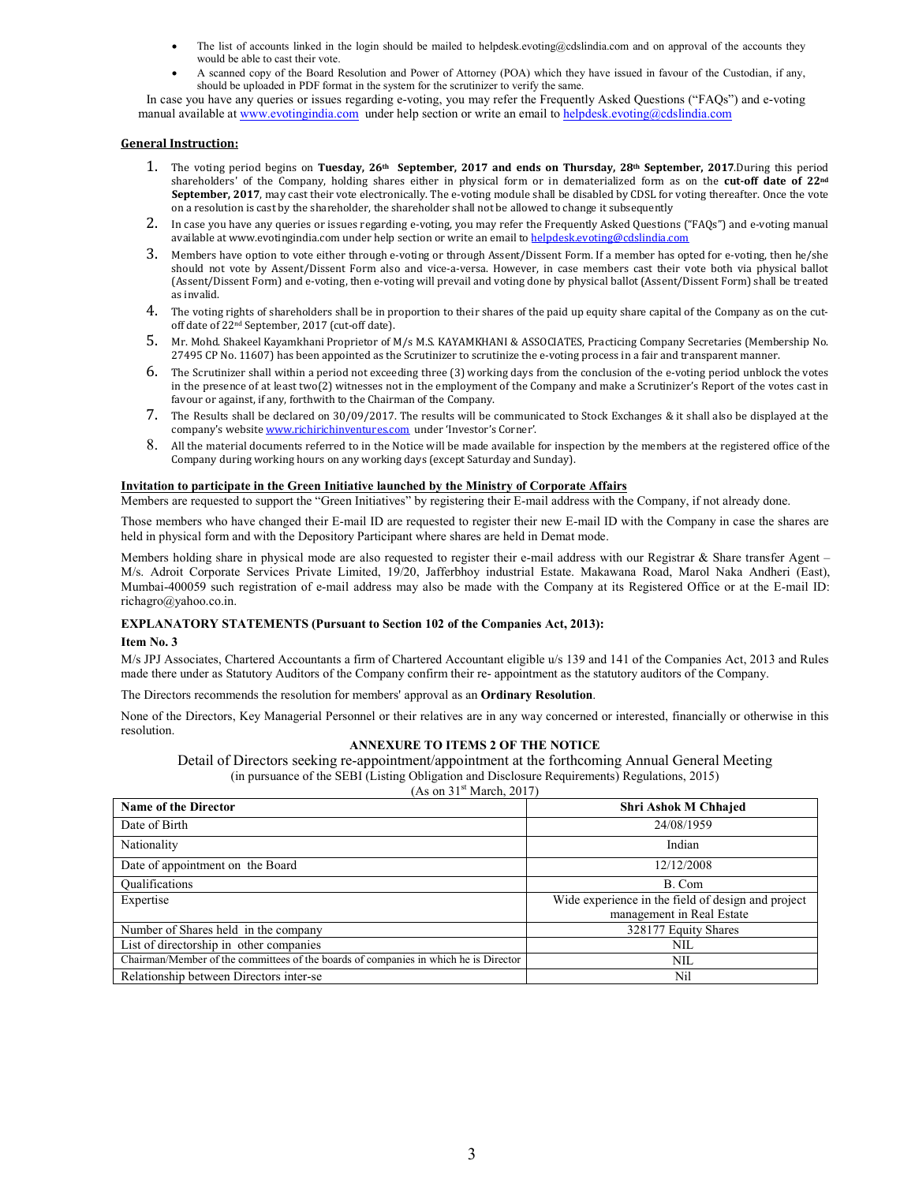- The list of accounts linked in the login should be mailed to helpdesk.evoting@cdslindia.com and on approval of the accounts they would be able to cast their vote.
- A scanned copy of the Board Resolution and Power of Attorney (POA) which they have issued in favour of the Custodian, if any, should be uploaded in PDF format in the system for the scrutinizer to verify the same.

In case you have any queries or issues regarding e-voting, you may refer the Frequently Asked Questions ("FAQs") and e-voting manual available at www.evotingindia.com under help section or write an email to helpdesk.evoting@cdslindia.com

**General Instruction:**

1. The voting period begins on **Tuesday, 26th September, 2017 and ends on Thursday, 28th September, 2017**. During this period shareholders' of the Company, holding shares either in physical form or in dematerialized form as on the **cut-off date of 22nd September, 2017**, may cast their vote electronically. The e-voting module shall be disabled by CDSL for voting thereafter. Once the vote on a resolution is cast by the shareholder, the shareholder shall not be allowed to change it subsequently
2. In case you have any queries or issues regarding e-voting, you may refer the Frequently Asked Questions ("FAQs") and e-voting manual available at www.evotingindia.com under help section or write an email to helpdesk.evoting@cdslindia.com
3. Members have option to vote either through e-voting or through Assent/Dissent Form. If a member has opted for e-voting, then he/she should not vote by Assent/Dissent Form also and vice-a-versa. However, in case members cast their vote both via physical ballot (Assent/Dissent Form) and e-voting, then e-voting will prevail and voting done by physical ballot (Assent/Dissent Form) shall be treated as invalid.
4. The voting rights of shareholders shall be in proportion to their shares of the paid up equity share capital of the Company as on the cut-off date of 22nd September, 2017 (cut-off date).
5. Mr. Mohd. Shakeel Kayamkhani Proprietor of M/s M.S. KAYAMKHANI & ASSOCIATES, Practicing Company Secretaries (Membership No. 27495 CP No. 11607) has been appointed as the Scrutinizer to scrutinize the e-voting process in a fair and transparent manner.
6. The Scrutinizer shall within a period not exceeding three (3) working days from the conclusion of the e-voting period unblock the votes in the presence of at least two(2) witnesses not in the employment of the Company and make a Scrutinizer's Report of the votes cast in favour or against, if any, forthwith to the Chairman of the Company.
7. The Results shall be declared on 30/09/2017. The results will be communicated to Stock Exchanges & it shall also be displayed at the company's website www.richirichinventures.com under 'Investor's Corner'.
8. All the material documents referred to in the Notice will be made available for inspection by the members at the registered office of the Company during working hours on any working days (except Saturday and Sunday).

**Invitation to participate in the Green Initiative launched by the Ministry of Corporate Affairs**

Members are requested to support the "Green Initiatives" by registering their E-mail address with the Company, if not already done.

Those members who have changed their E-mail ID are requested to register their new E-mail ID with the Company in case the shares are held in physical form and with the Depository Participant where shares are held in Demat mode.

Members holding share in physical mode are also requested to register their e-mail address with our Registrar & Share transfer Agent – M/s. Adroit Corporate Services Private Limited, 19/20, Jafferbhoy industrial Estate. Makawana Road, Marol Naka Andheri (East), Mumbai-400059 such registration of e-mail address may also be made with the Company at its Registered Office or at the E-mail ID: richagro@yahoo.co.in.

**EXPLANATORY STATEMENTS (Pursuant to Section 102 of the Companies Act, 2013):**

**Item No. 3**

M/s JPJ Associates, Chartered Accountants a firm of Chartered Accountant eligible u/s 139 and 141 of the Companies Act, 2013 and Rules made there under as Statutory Auditors of the Company confirm their re- appointment as the statutory auditors of the Company.

The Directors recommends the resolution for members' approval as an **Ordinary Resolution**.

None of the Directors, Key Managerial Personnel or their relatives are in any way concerned or interested, financially or otherwise in this resolution.

**ANNEXURE TO ITEMS 2 OF THE NOTICE**

Detail of Directors seeking re-appointment/appointment at the forthcoming Annual General Meeting

(in pursuance of the SEBI (Listing Obligation and Disclosure Requirements) Regulations, 2015)

(As on 31st March, 2017)

| Name of the Director | Shri Ashok M Chhajed |
|---|---|
| Date of Birth | 24/08/1959 |
| Nationality | Indian |
| Date of appointment on the Board | 12/12/2008 |
| Qualifications | B. Com |
| Expertise | Wide experience in the field of design and project management in Real Estate |
| Number of Shares held in the company | 328177 Equity Shares |
| List of directorship in other companies | NIL |
| Chairman/Member of the committees of the boards of companies in which he is Director | NIL |
| Relationship between Directors inter-se | Nil |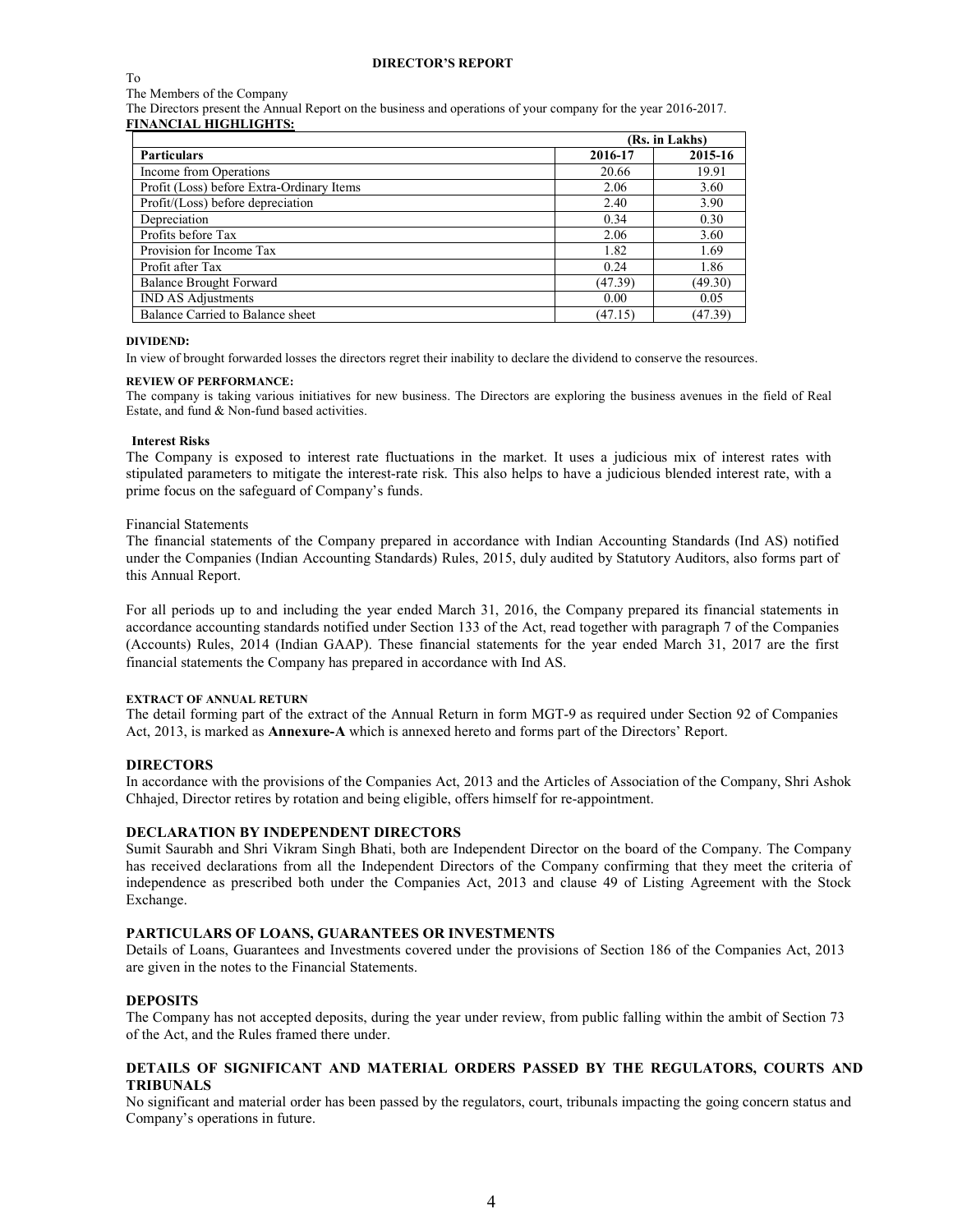# DIRECTOR'S REPORT

To

The Members of the Company

The Directors present the Annual Report on the business and operations of your company for the year 2016-2017.

**FINANCIAL HIGHLIGHTS:**

| | (Rs. in Lakhs) | |
|---|---|---|
| **Particulars** | **2016-17** | **2015-16** |
| Income from Operations | 20.66 | 19.91 |
| Profit (Loss) before Extra-Ordinary Items | 2.06 | 3.60 |
| Profit/(Loss) before depreciation | 2.40 | 3.90 |
| Depreciation | 0.34 | 0.30 |
| Profits before Tax | 2.06 | 3.60 |
| Provision for Income Tax | 1.82 | 1.69 |
| Profit after Tax | 0.24 | 1.86 |
| Balance Brought Forward | (47.39) | (49.30) |
| IND AS Adjustments | 0.00 | 0.05 |
| Balance Carried to Balance sheet | (47.15) | (47.39) |

**DIVIDEND:**

In view of brought forwarded losses the directors regret their inability to declare the dividend to conserve the resources.

**REVIEW OF PERFORMANCE:**

The company is taking various initiatives for new business. The Directors are exploring the business avenues in the field of Real Estate, and fund & Non-fund based activities.

**Interest Risks**

The Company is exposed to interest rate fluctuations in the market. It uses a judicious mix of interest rates with stipulated parameters to mitigate the interest-rate risk. This also helps to have a judicious blended interest rate, with a prime focus on the safeguard of Company's funds.

Financial Statements

The financial statements of the Company prepared in accordance with Indian Accounting Standards (Ind AS) notified under the Companies (Indian Accounting Standards) Rules, 2015, duly audited by Statutory Auditors, also forms part of this Annual Report.

For all periods up to and including the year ended March 31, 2016, the Company prepared its financial statements in accordance accounting standards notified under Section 133 of the Act, read together with paragraph 7 of the Companies (Accounts) Rules, 2014 (Indian GAAP). These financial statements for the year ended March 31, 2017 are the first financial statements the Company has prepared in accordance with Ind AS.

**EXTRACT OF ANNUAL RETURN**

The detail forming part of the extract of the Annual Return in form MGT-9 as required under Section 92 of Companies Act, 2013, is marked as **Annexure-A** which is annexed hereto and forms part of the Directors' Report.

**DIRECTORS**

In accordance with the provisions of the Companies Act, 2013 and the Articles of Association of the Company, Shri Ashok Chhajed, Director retires by rotation and being eligible, offers himself for re-appointment.

**DECLARATION BY INDEPENDENT DIRECTORS**

Sumit Saurabh and Shri Vikram Singh Bhati, both are Independent Director on the board of the Company. The Company has received declarations from all the Independent Directors of the Company confirming that they meet the criteria of independence as prescribed both under the Companies Act, 2013 and clause 49 of Listing Agreement with the Stock Exchange.

**PARTICULARS OF LOANS, GUARANTEES OR INVESTMENTS**

Details of Loans, Guarantees and Investments covered under the provisions of Section 186 of the Companies Act, 2013 are given in the notes to the Financial Statements.

**DEPOSITS**

The Company has not accepted deposits, during the year under review, from public falling within the ambit of Section 73 of the Act, and the Rules framed there under.

**DETAILS OF SIGNIFICANT AND MATERIAL ORDERS PASSED BY THE REGULATORS, COURTS AND TRIBUNALS**

No significant and material order has been passed by the regulators, court, tribunals impacting the going concern status and Company's operations in future.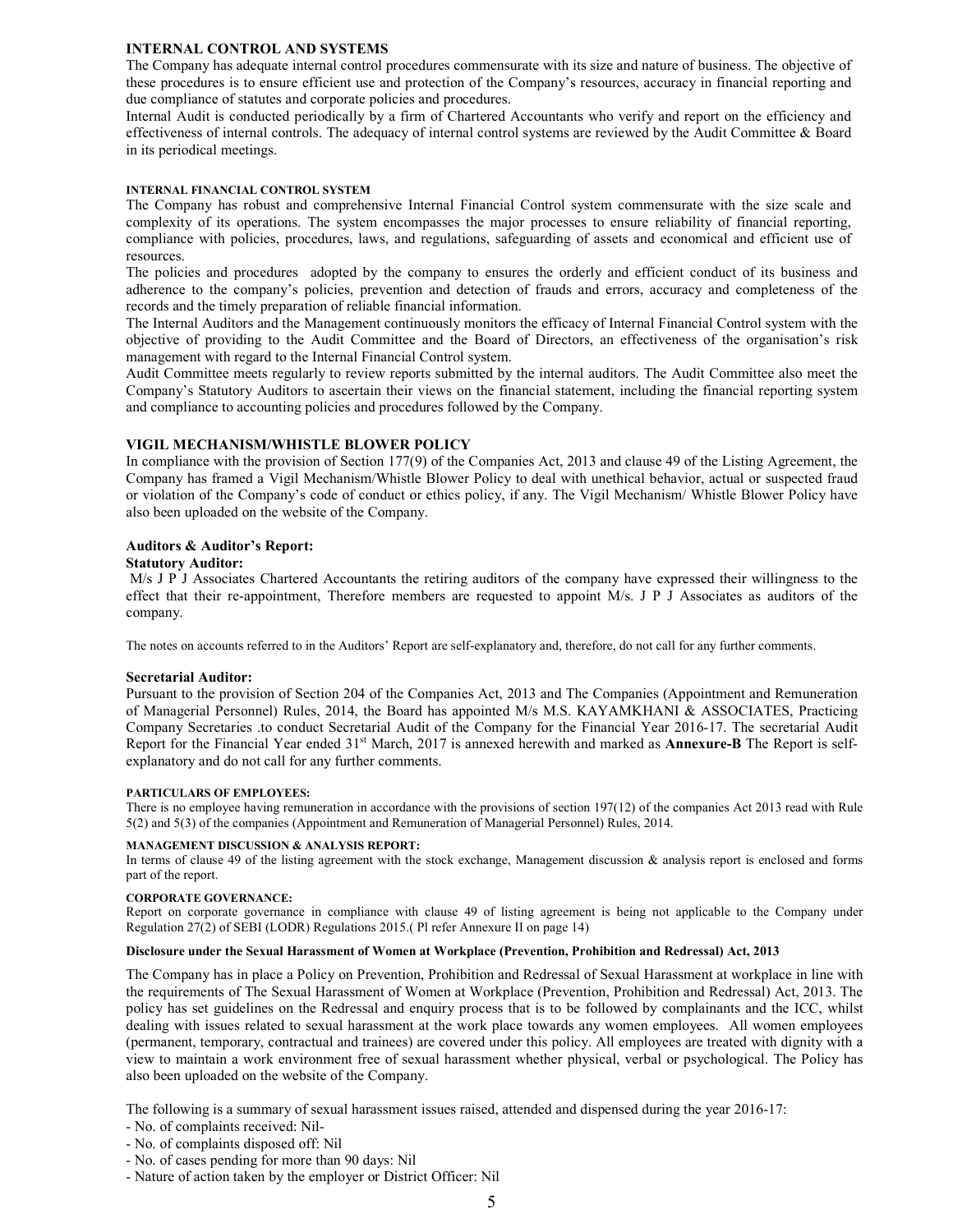## INTERNAL CONTROL AND SYSTEMS

The Company has adequate internal control procedures commensurate with its size and nature of business. The objective of these procedures is to ensure efficient use and protection of the Company's resources, accuracy in financial reporting and due compliance of statutes and corporate policies and procedures.

Internal Audit is conducted periodically by a firm of Chartered Accountants who verify and report on the efficiency and effectiveness of internal controls. The adequacy of internal control systems are reviewed by the Audit Committee & Board in its periodical meetings.

### INTERNAL FINANCIAL CONTROL SYSTEM

The Company has robust and comprehensive Internal Financial Control system commensurate with the size scale and complexity of its operations. The system encompasses the major processes to ensure reliability of financial reporting, compliance with policies, procedures, laws, and regulations, safeguarding of assets and economical and efficient use of resources.

The policies and procedures adopted by the company to ensures the orderly and efficient conduct of its business and adherence to the company's policies, prevention and detection of frauds and errors, accuracy and completeness of the records and the timely preparation of reliable financial information.

The Internal Auditors and the Management continuously monitors the efficacy of Internal Financial Control system with the objective of providing to the Audit Committee and the Board of Directors, an effectiveness of the organisation's risk management with regard to the Internal Financial Control system.

Audit Committee meets regularly to review reports submitted by the internal auditors. The Audit Committee also meet the Company's Statutory Auditors to ascertain their views on the financial statement, including the financial reporting system and compliance to accounting policies and procedures followed by the Company.

## VIGIL MECHANISM/WHISTLE BLOWER POLICY

In compliance with the provision of Section 177(9) of the Companies Act, 2013 and clause 49 of the Listing Agreement, the Company has framed a Vigil Mechanism/Whistle Blower Policy to deal with unethical behavior, actual or suspected fraud or violation of the Company's code of conduct or ethics policy, if any. The Vigil Mechanism/ Whistle Blower Policy have also been uploaded on the website of the Company.

### Auditors & Auditor's Report:

**Statutory Auditor:**

M/s J P J Associates Chartered Accountants the retiring auditors of the company have expressed their willingness to the effect that their re-appointment, Therefore members are requested to appoint M/s. J P J Associates as auditors of the company.

The notes on accounts referred to in the Auditors' Report are self-explanatory and, therefore, do not call for any further comments.

**Secretarial Auditor:**

Pursuant to the provision of Section 204 of the Companies Act, 2013 and The Companies (Appointment and Remuneration of Managerial Personnel) Rules, 2014, the Board has appointed M/s M.S. KAYAMKHANI & ASSOCIATES, Practicing Company Secretaries .to conduct Secretarial Audit of the Company for the Financial Year 2016-17. The secretarial Audit Report for the Financial Year ended 31st March, 2017 is annexed herewith and marked as **Annexure-B** The Report is self-explanatory and do not call for any further comments.

**PARTICULARS OF EMPLOYEES:**

There is no employee having remuneration in accordance with the provisions of section 197(12) of the companies Act 2013 read with Rule 5(2) and 5(3) of the companies (Appointment and Remuneration of Managerial Personnel) Rules, 2014.

**MANAGEMENT DISCUSSION & ANALYSIS REPORT:**

In terms of clause 49 of the listing agreement with the stock exchange, Management discussion & analysis report is enclosed and forms part of the report.

**CORPORATE GOVERNANCE:**

Report on corporate governance in compliance with clause 49 of listing agreement is being not applicable to the Company under Regulation 27(2) of SEBI (LODR) Regulations 2015.( Pl refer Annexure II on page 14)

**Disclosure under the Sexual Harassment of Women at Workplace (Prevention, Prohibition and Redressal) Act, 2013**

The Company has in place a Policy on Prevention, Prohibition and Redressal of Sexual Harassment at workplace in line with the requirements of The Sexual Harassment of Women at Workplace (Prevention, Prohibition and Redressal) Act, 2013. The policy has set guidelines on the Redressal and enquiry process that is to be followed by complainants and the ICC, whilst dealing with issues related to sexual harassment at the work place towards any women employees. All women employees (permanent, temporary, contractual and trainees) are covered under this policy. All employees are treated with dignity with a view to maintain a work environment free of sexual harassment whether physical, verbal or psychological. The Policy has also been uploaded on the website of the Company.

The following is a summary of sexual harassment issues raised, attended and dispensed during the year 2016-17:

- No. of complaints received: Nil-
- No. of complaints disposed off: Nil
- No. of cases pending for more than 90 days: Nil
- Nature of action taken by the employer or District Officer: Nil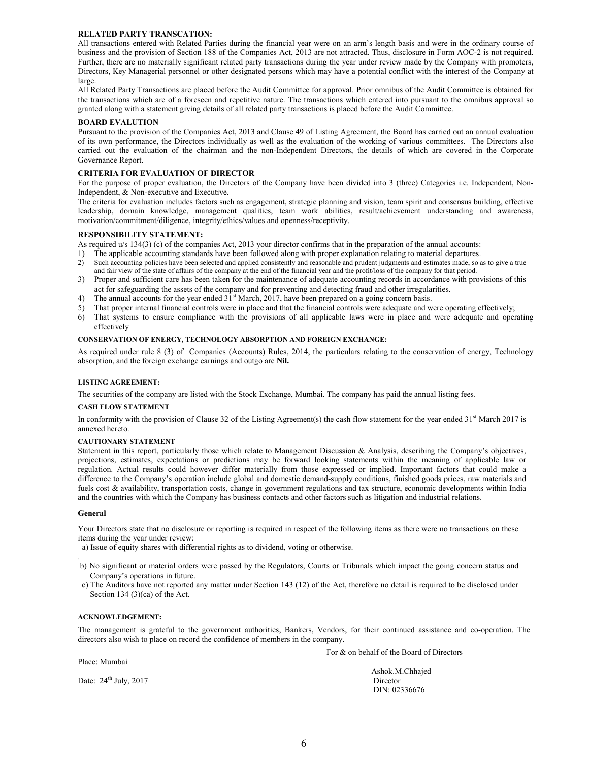**RELATED PARTY TRANSCATION:**

All transactions entered with Related Parties during the financial year were on an arm's length basis and were in the ordinary course of business and the provision of Section 188 of the Companies Act, 2013 are not attracted. Thus, disclosure in Form AOC-2 is not required. Further, there are no materially significant related party transactions during the year under review made by the Company with promoters, Directors, Key Managerial personnel or other designated persons which may have a potential conflict with the interest of the Company at large.

All Related Party Transactions are placed before the Audit Committee for approval. Prior omnibus of the Audit Committee is obtained for the transactions which are of a foreseen and repetitive nature. The transactions which entered into pursuant to the omnibus approval so granted along with a statement giving details of all related party transactions is placed before the Audit Committee.

**BOARD EVALUTION**

Pursuant to the provision of the Companies Act, 2013 and Clause 49 of Listing Agreement, the Board has carried out an annual evaluation of its own performance, the Directors individually as well as the evaluation of the working of various committees. The Directors also carried out the evaluation of the chairman and the non-Independent Directors, the details of which are covered in the Corporate Governance Report.

**CRITERIA FOR EVALUATION OF DIRECTOR**

For the purpose of proper evaluation, the Directors of the Company have been divided into 3 (three) Categories i.e. Independent, Non-Independent, & Non-executive and Executive.

The criteria for evaluation includes factors such as engagement, strategic planning and vision, team spirit and consensus building, effective leadership, domain knowledge, management qualities, team work abilities, result/achievement understanding and awareness, motivation/commitment/diligence, integrity/ethics/values and openness/receptivity.

**RESPONSIBILITY STATEMENT:**

As required u/s 134(3) (c) of the companies Act, 2013 your director confirms that in the preparation of the annual accounts:

1) The applicable accounting standards have been followed along with proper explanation relating to material departures.
2) Such accounting policies have been selected and applied consistently and reasonable and prudent judgments and estimates made, so as to give a true and fair view of the state of affairs of the company at the end of the financial year and the profit/loss of the company for that period.
3) Proper and sufficient care has been taken for the maintenance of adequate accounting records in accordance with provisions of this act for safeguarding the assets of the company and for preventing and detecting fraud and other irregularities.
4) The annual accounts for the year ended 31st March, 2017, have been prepared on a going concern basis.
5) That proper internal financial controls were in place and that the financial controls were adequate and were operating effectively;
6) That systems to ensure compliance with the provisions of all applicable laws were in place and were adequate and operating effectively

**CONSERVATION OF ENERGY, TECHNOLOGY ABSORPTION AND FOREIGN EXCHANGE:**

As required under rule 8 (3) of Companies (Accounts) Rules, 2014, the particulars relating to the conservation of energy, Technology absorption, and the foreign exchange earnings and outgo are **Nil.**

**LISTING AGREEMENT:**

The securities of the company are listed with the Stock Exchange, Mumbai. The company has paid the annual listing fees.

**CASH FLOW STATEMENT**

In conformity with the provision of Clause 32 of the Listing Agreement(s) the cash flow statement for the year ended 31st March 2017 is annexed hereto.

**CAUTIONARY STATEMENT**

Statement in this report, particularly those which relate to Management Discussion & Analysis, describing the Company's objectives, projections, estimates, expectations or predictions may be forward looking statements within the meaning of applicable law or regulation. Actual results could however differ materially from those expressed or implied. Important factors that could make a difference to the Company's operation include global and domestic demand-supply conditions, finished goods prices, raw materials and fuels cost & availability, transportation costs, change in government regulations and tax structure, economic developments within India and the countries with which the Company has business contacts and other factors such as litigation and industrial relations.

**General**

Your Directors state that no disclosure or reporting is required in respect of the following items as there were no transactions on these items during the year under review:

a) Issue of equity shares with differential rights as to dividend, voting or otherwise.

b) No significant or material orders were passed by the Regulators, Courts or Tribunals which impact the going concern status and Company's operations in future.

c) The Auditors have not reported any matter under Section 143 (12) of the Act, therefore no detail is required to be disclosed under Section 134 (3)(ca) of the Act.

**ACKNOWLEDGEMENT:**

The management is grateful to the government authorities, Bankers, Vendors, for their continued assistance and co-operation. The directors also wish to place on record the confidence of members in the company.

For & on behalf of the Board of Directors

Place: Mumbai

Date: 24th July, 2017

Ashok.M.Chhajed
Director
DIN: 02336676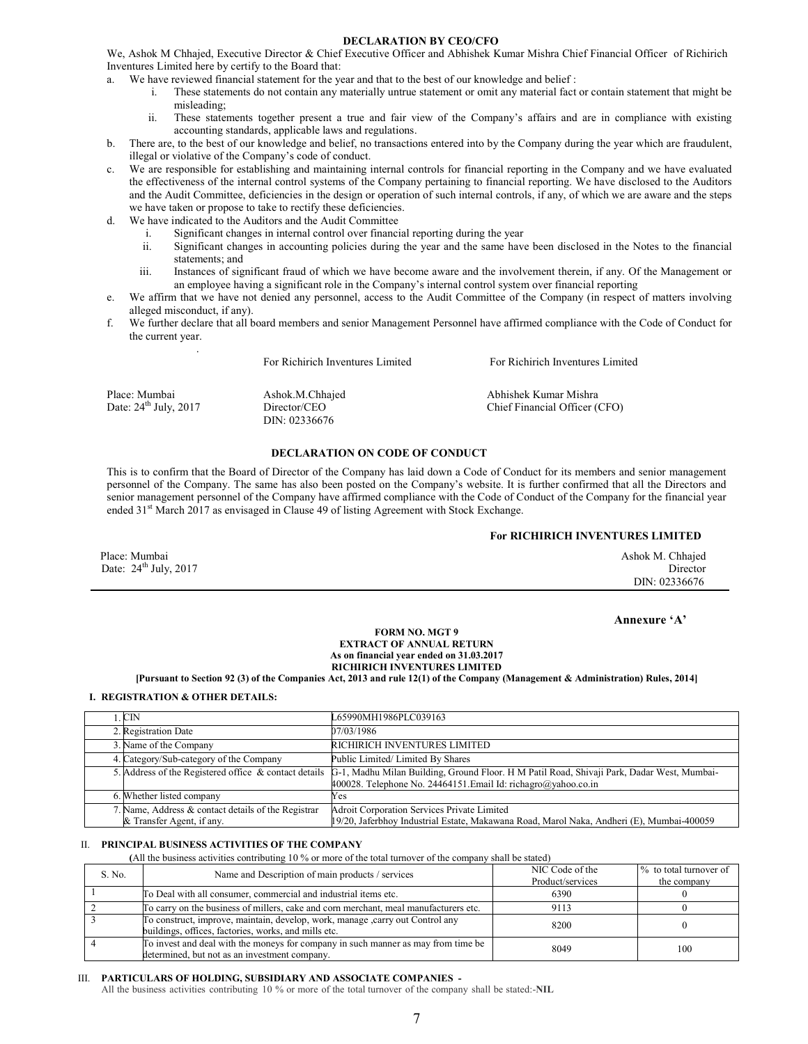## DECLARATION BY CEO/CFO

We, Ashok M Chhajed, Executive Director & Chief Executive Officer and Abhishek Kumar Mishra Chief Financial Officer of Richirich Inventures Limited here by certify to the Board that:

a. We have reviewed financial statement for the year and that to the best of our knowledge and belief :
   i. These statements do not contain any materially untrue statement or omit any material fact or contain statement that might be misleading;
   ii. These statements together present a true and fair view of the Company's affairs and are in compliance with existing accounting standards, applicable laws and regulations.
b. There are, to the best of our knowledge and belief, no transactions entered into by the Company during the year which are fraudulent, illegal or violative of the Company's code of conduct.
c. We are responsible for establishing and maintaining internal controls for financial reporting in the Company and we have evaluated the effectiveness of the internal control systems of the Company pertaining to financial reporting. We have disclosed to the Auditors and the Audit Committee, deficiencies in the design or operation of such internal controls, if any, of which we are aware and the steps we have taken or propose to take to rectify these deficiencies.
d. We have indicated to the Auditors and the Audit Committee
   i. Significant changes in internal control over financial reporting during the year
   ii. Significant changes in accounting policies during the year and the same have been disclosed in the Notes to the financial statements; and
   iii. Instances of significant fraud of which we have become aware and the involvement therein, if any. Of the Management or an employee having a significant role in the Company's internal control system over financial reporting
e. We affirm that we have not denied any personnel, access to the Audit Committee of the Company (in respect of matters involving alleged misconduct, if any).
f. We further declare that all board members and senior Management Personnel have affirmed compliance with the Code of Conduct for the current year.

For Richirich Inventures Limited — For Richirich Inventures Limited

Place: Mumbai
Date: 24th July, 2017

Ashok.M.Chhajed
Director/CEO
DIN: 02336676

Abhishek Kumar Mishra
Chief Financial Officer (CFO)

## DECLARATION ON CODE OF CONDUCT

This is to confirm that the Board of Director of the Company has laid down a Code of Conduct for its members and senior management personnel of the Company. The same has also been posted on the Company's website. It is further confirmed that all the Directors and senior management personnel of the Company have affirmed compliance with the Code of Conduct of the Company for the financial year ended 31st March 2017 as envisaged in Clause 49 of listing Agreement with Stock Exchange.

**For RICHIRICH INVENTURES LIMITED**

Place: Mumbai
Date: 24th July, 2017

Ashok M. Chhajed
Director
DIN: 02336676

**Annexure 'A'**

**FORM NO. MGT 9**
**EXTRACT OF ANNUAL RETURN**
**As on financial year ended on 31.03.2017**
**RICHIRICH INVENTURES LIMITED**

**[Pursuant to Section 92 (3) of the Companies Act, 2013 and rule 12(1) of the Company (Management & Administration) Rules, 2014]**

### I. REGISTRATION & OTHER DETAILS:

| | |
|---|---|
| 1. CIN | L65990MH1986PLC039163 |
| 2. Registration Date | 07/03/1986 |
| 3. Name of the Company | RICHIRICH INVENTURES LIMITED |
| 4. Category/Sub-category of the Company | Public Limited/ Limited By Shares |
| 5. Address of the Registered office & contact details | G-1, Madhu Milan Building, Ground Floor. H M Patil Road, Shivaji Park, Dadar West, Mumbai-400028. Telephone No. 24464151.Email Id: richagro@yahoo.co.in |
| 6. Whether listed company | Yes |
| 7. Name, Address & contact details of the Registrar & Transfer Agent, if any. | Adroit Corporation Services Private Limited 19/20, Jaferbhoy Industrial Estate, Makawana Road, Marol Naka, Andheri (E), Mumbai-400059 |

### II. PRINCIPAL BUSINESS ACTIVITIES OF THE COMPANY

(All the business activities contributing 10 % or more of the total turnover of the company shall be stated)

| S. No. | Name and Description of main products / services | NIC Code of the Product/services | % to total turnover of the company |
|---|---|---|---|
| 1 | To Deal with all consumer, commercial and industrial items etc. | 6390 | 0 |
| 2 | To carry on the business of millers, cake and corn merchant, meal manufacturers etc. | 9113 | 0 |
| 3 | To construct, improve, maintain, develop, work, manage ,carry out Control any buildings, offices, factories, works, and mills etc. | 8200 | 0 |
| 4 | To invest and deal with the moneys for company in such manner as may from time be determined, but not as an investment company. | 8049 | 100 |

### III. PARTICULARS OF HOLDING, SUBSIDIARY AND ASSOCIATE COMPANIES -

All the business activities contributing 10 % or more of the total turnover of the company shall be stated:-**NIL**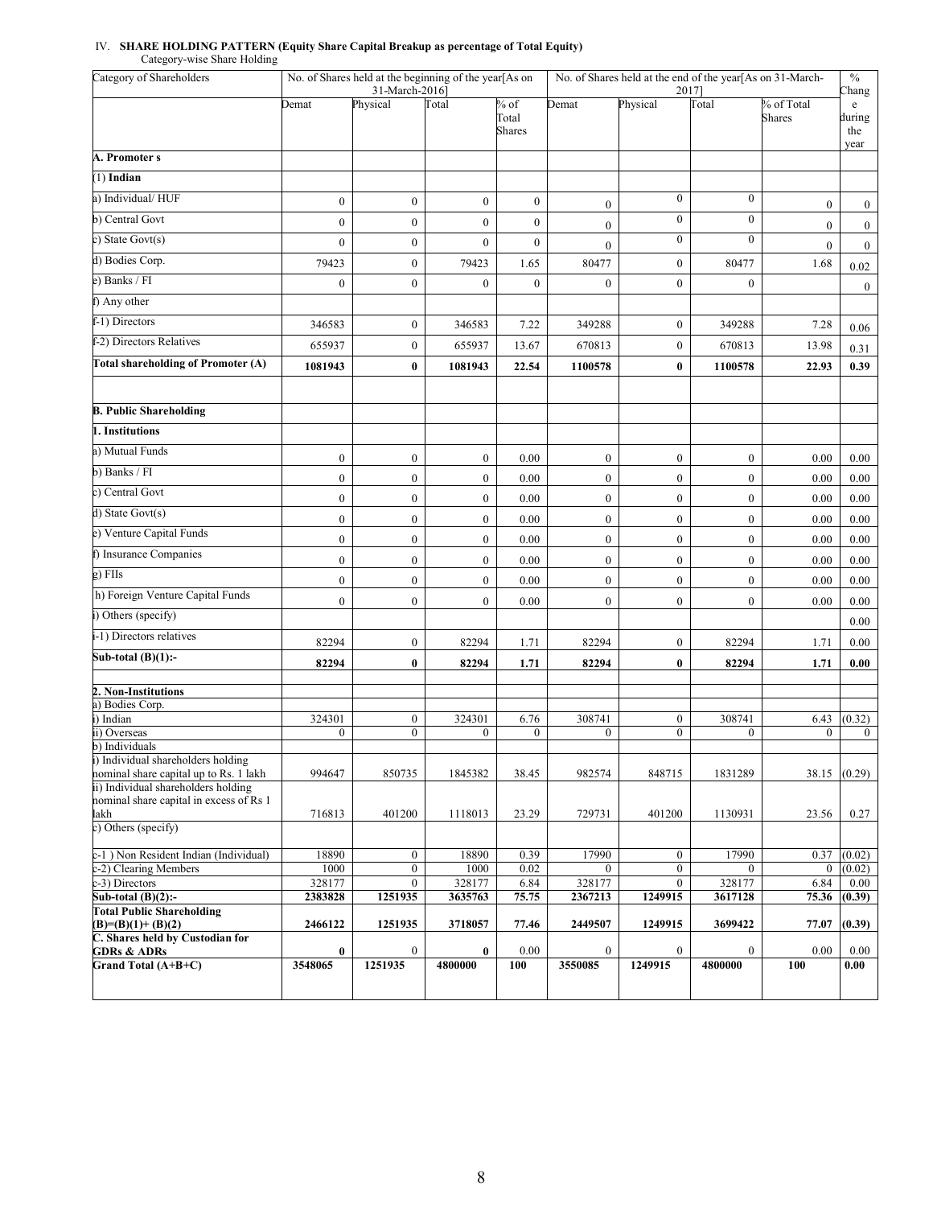IV. **SHARE HOLDING PATTERN (Equity Share Capital Breakup as percentage of Total Equity)**

Category-wise Share Holding

| Category of Shareholders | No. of Shares held at the beginning of the year[As on 31-March-2016] | | | | No. of Shares held at the end of the year[As on 31-March-2017] | | | | % Change during the year |
|---|---|---|---|---|---|---|---|---|---|
| | Demat | Physical | Total | % of Total Shares | Demat | Physical | Total | % of Total Shares | |
| **A. Promoter s** | | | | | | | | | |
| (1) **Indian** | | | | | | | | | |
| a) Individual/ HUF | 0 | 0 | 0 | 0 | 0 | 0 | 0 | 0 | 0 |
| b) Central Govt | 0 | 0 | 0 | 0 | 0 | 0 | 0 | 0 | 0 |
| c) State Govt(s) | 0 | 0 | 0 | 0 | 0 | 0 | 0 | 0 | 0 |
| d) Bodies Corp. | 79423 | 0 | 79423 | 1.65 | 80477 | 0 | 80477 | 1.68 | 0.02 |
| e) Banks / FI | 0 | 0 | 0 | 0 | 0 | 0 | 0 | | 0 |
| f) Any other | | | | | | | | | |
| f-1) Directors | 346583 | 0 | 346583 | 7.22 | 349288 | 0 | 349288 | 7.28 | 0.06 |
| f-2) Directors Relatives | 655937 | 0 | 655937 | 13.67 | 670813 | 0 | 670813 | 13.98 | 0.31 |
| **Total shareholding of Promoter (A)** | **1081943** | **0** | **1081943** | **22.54** | **1100578** | **0** | **1100578** | **22.93** | **0.39** |
| | | | | | | | | | |
| **B. Public Shareholding** | | | | | | | | | |
| **1. Institutions** | | | | | | | | | |
| a) Mutual Funds | 0 | 0 | 0 | 0.00 | 0 | 0 | 0 | 0.00 | 0.00 |
| b) Banks / FI | 0 | 0 | 0 | 0.00 | 0 | 0 | 0 | 0.00 | 0.00 |
| c) Central Govt | 0 | 0 | 0 | 0.00 | 0 | 0 | 0 | 0.00 | 0.00 |
| d) State Govt(s) | 0 | 0 | 0 | 0.00 | 0 | 0 | 0 | 0.00 | 0.00 |
| e) Venture Capital Funds | 0 | 0 | 0 | 0.00 | 0 | 0 | 0 | 0.00 | 0.00 |
| f) Insurance Companies | 0 | 0 | 0 | 0.00 | 0 | 0 | 0 | 0.00 | 0.00 |
| g) FIIs | 0 | 0 | 0 | 0.00 | 0 | 0 | 0 | 0.00 | 0.00 |
| h) Foreign Venture Capital Funds | 0 | 0 | 0 | 0.00 | 0 | 0 | 0 | 0.00 | 0.00 |
| i) Others (specify) | | | | | | | | | 0.00 |
| i-1) Directors relatives | 82294 | 0 | 82294 | 1.71 | 82294 | 0 | 82294 | 1.71 | 0.00 |
| **Sub-total (B)(1):-** | **82294** | **0** | **82294** | **1.71** | **82294** | **0** | **82294** | **1.71** | **0.00** |
| | | | | | | | | | |
| **2. Non-Institutions** | | | | | | | | | |
| a) Bodies Corp. | | | | | | | | | |
| i) Indian | 324301 | 0 | 324301 | 6.76 | 308741 | 0 | 308741 | 6.43 | (0.32) |
| ii) Overseas | 0 | 0 | 0 | 0 | 0 | 0 | 0 | 0 | 0 |
| b) Individuals | | | | | | | | | |
| i) Individual shareholders holding nominal share capital up to Rs. 1 lakh | 994647 | 850735 | 1845382 | 38.45 | 982574 | 848715 | 1831289 | 38.15 | (0.29) |
| ii) Individual shareholders holding nominal share capital in excess of Rs 1 lakh | 716813 | 401200 | 1118013 | 23.29 | 729731 | 401200 | 1130931 | 23.56 | 0.27 |
| c) Others (specify) | | | | | | | | | |
| c-1 ) Non Resident Indian (Individual) | 18890 | 0 | 18890 | 0.39 | 17990 | 0 | 17990 | 0.37 | (0.02) |
| c-2) Clearing Members | 1000 | 0 | 1000 | 0.02 | 0 | 0 | 0 | 0 | (0.02) |
| c-3) Directors | 328177 | 0 | 328177 | 6.84 | 328177 | 0 | 328177 | 6.84 | 0.00 |
| **Sub-total (B)(2):-** | **2383828** | **1251935** | **3635763** | **75.75** | **2367213** | **1249915** | **3617128** | **75.36** | **(0.39)** |
| **Total Public Shareholding (B)=(B)(1)+ (B)(2)** | **2466122** | **1251935** | **3718057** | **77.46** | **2449507** | **1249915** | **3699422** | **77.07** | **(0.39)** |
| **C. Shares held by Custodian for GDRs & ADRs** | **0** | 0 | **0** | 0.00 | 0 | 0 | 0 | 0.00 | 0.00 |
| **Grand Total (A+B+C)** | **3548065** | **1251935** | **4800000** | **100** | **3550085** | **1249915** | **4800000** | **100** | **0.00** |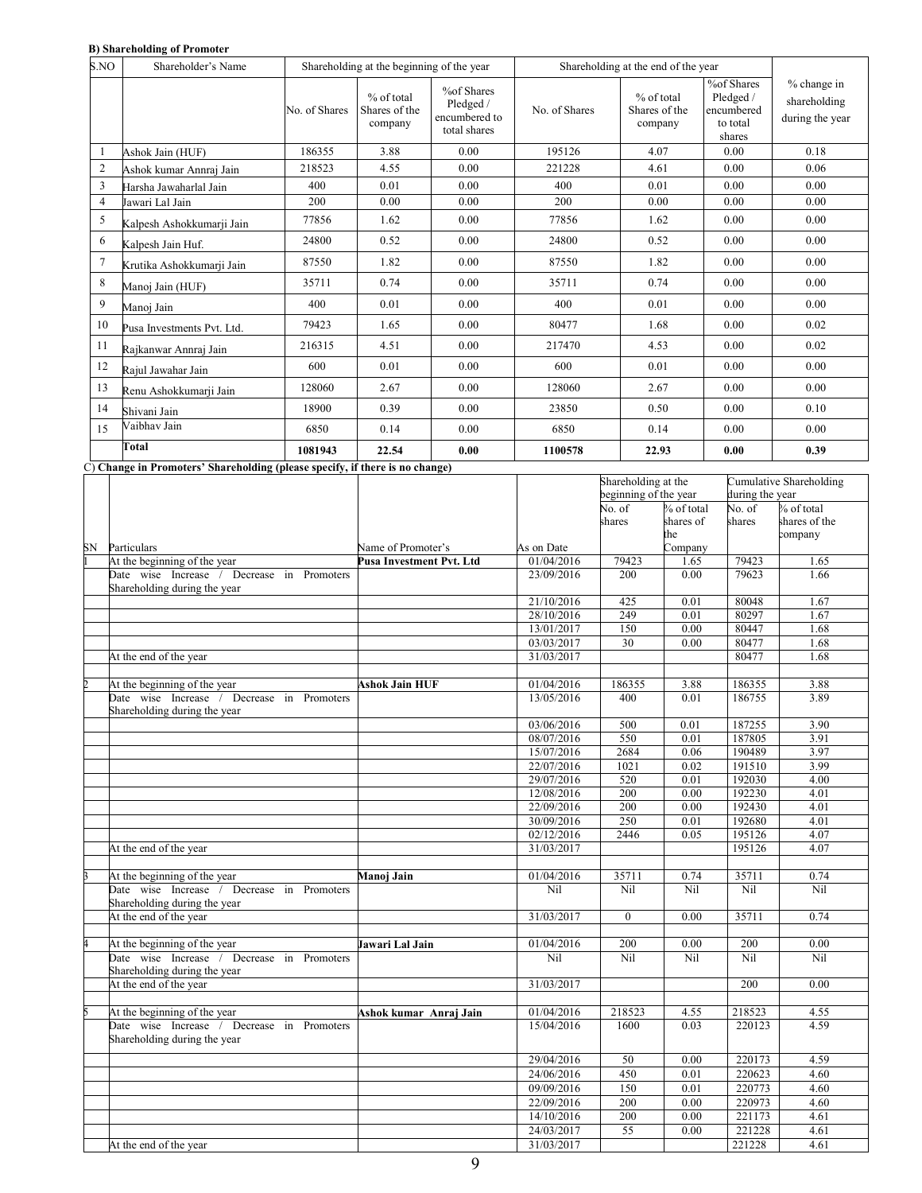**B) Shareholding of Promoter**

| S.NO | Shareholder's Name | Shareholding at the beginning of the year | | | Shareholding at the end of the year | | | % change in shareholding during the year |
|---|---|---|---|---|---|---|---|---|
| | | No. of Shares | % of total Shares of the company | %of Shares Pledged / encumbered to total shares | No. of Shares | % of total Shares of the company | %of Shares Pledged / encumbered to total shares | |
| 1 | Ashok Jain (HUF) | 186355 | 3.88 | 0.00 | 195126 | 4.07 | 0.00 | 0.18 |
| 2 | Ashok kumar Annraj Jain | 218523 | 4.55 | 0.00 | 221228 | 4.61 | 0.00 | 0.06 |
| 3 | Harsha Jawaharlal Jain | 400 | 0.01 | 0.00 | 400 | 0.01 | 0.00 | 0.00 |
| 4 | Jawari Lal Jain | 200 | 0.00 | 0.00 | 200 | 0.00 | 0.00 | 0.00 |
| 5 | Kalpesh Ashokkumarji Jain | 77856 | 1.62 | 0.00 | 77856 | 1.62 | 0.00 | 0.00 |
| 6 | Kalpesh Jain Huf. | 24800 | 0.52 | 0.00 | 24800 | 0.52 | 0.00 | 0.00 |
| 7 | Krutika Ashokkumarji Jain | 87550 | 1.82 | 0.00 | 87550 | 1.82 | 0.00 | 0.00 |
| 8 | Manoj Jain (HUF) | 35711 | 0.74 | 0.00 | 35711 | 0.74 | 0.00 | 0.00 |
| 9 | Manoj Jain | 400 | 0.01 | 0.00 | 400 | 0.01 | 0.00 | 0.00 |
| 10 | Pusa Investments Pvt. Ltd. | 79423 | 1.65 | 0.00 | 80477 | 1.68 | 0.00 | 0.02 |
| 11 | Rajkanwar Annraj Jain | 216315 | 4.51 | 0.00 | 217470 | 4.53 | 0.00 | 0.02 |
| 12 | Rajul Jawahar Jain | 600 | 0.01 | 0.00 | 600 | 0.01 | 0.00 | 0.00 |
| 13 | Renu Ashokkumarji Jain | 128060 | 2.67 | 0.00 | 128060 | 2.67 | 0.00 | 0.00 |
| 14 | Shivani Jain | 18900 | 0.39 | 0.00 | 23850 | 0.50 | 0.00 | 0.10 |
| 15 | Vaibhav Jain | 6850 | 0.14 | 0.00 | 6850 | 0.14 | 0.00 | 0.00 |
| | **Total** | **1081943** | **22.54** | **0.00** | **1100578** | **22.93** | **0.00** | **0.39** |

**C) Change in Promoters' Shareholding (please specify, if there is no change)**

| SN | Particulars | Name of Promoter's | As on Date | Shareholding at the beginning of the year | | Cumulative Shareholding during the year | |
|---|---|---|---|---|---|---|---|
| | | | | No. of shares | % of total shares of the Company | No. of shares | % of total shares of the company |
| 1 | At the beginning of the year | **Pusa Investment Pvt. Ltd** | 01/04/2016 | 79423 | 1.65 | 79423 | 1.65 |
| | Date wise Increase / Decrease in Promoters Shareholding during the year | | 23/09/2016 | 200 | 0.00 | 79623 | 1.66 |
| | | | 21/10/2016 | 425 | 0.01 | 80048 | 1.67 |
| | | | 28/10/2016 | 249 | 0.01 | 80297 | 1.67 |
| | | | 13/01/2017 | 150 | 0.00 | 80447 | 1.68 |
| | | | 03/03/2017 | 30 | 0.00 | 80477 | 1.68 |
| | At the end of the year | | 31/03/2017 | | | 80477 | 1.68 |
| | | | | | | | |
| 2 | At the beginning of the year | **Ashok Jain HUF** | 01/04/2016 | 186355 | 3.88 | 186355 | 3.88 |
| | Date wise Increase / Decrease in Promoters Shareholding during the year | | 13/05/2016 | 400 | 0.01 | 186755 | 3.89 |
| | | | 03/06/2016 | 500 | 0.01 | 187255 | 3.90 |
| | | | 08/07/2016 | 550 | 0.01 | 187805 | 3.91 |
| | | | 15/07/2016 | 2684 | 0.06 | 190489 | 3.97 |
| | | | 22/07/2016 | 1021 | 0.02 | 191510 | 3.99 |
| | | | 29/07/2016 | 520 | 0.01 | 192030 | 4.00 |
| | | | 12/08/2016 | 200 | 0.00 | 192230 | 4.01 |
| | | | 22/09/2016 | 200 | 0.00 | 192430 | 4.01 |
| | | | 30/09/2016 | 250 | 0.01 | 192680 | 4.01 |
| | | | 02/12/2016 | 2446 | 0.05 | 195126 | 4.07 |
| | At the end of the year | | 31/03/2017 | | | 195126 | 4.07 |
| | | | | | | | |
| 3 | At the beginning of the year | **Manoj Jain** | 01/04/2016 | 35711 | 0.74 | 35711 | 0.74 |
| | Date wise Increase / Decrease in Promoters Shareholding during the year | | Nil | Nil | Nil | Nil | Nil |
| | At the end of the year | | 31/03/2017 | 0 | 0.00 | 35711 | 0.74 |
| | | | | | | | |
| 4 | At the beginning of the year | **Jawari Lal Jain** | 01/04/2016 | 200 | 0.00 | 200 | 0.00 |
| | Date wise Increase / Decrease in Promoters Shareholding during the year | | Nil | Nil | Nil | Nil | Nil |
| | At the end of the year | | 31/03/2017 | | | 200 | 0.00 |
| | | | | | | | |
| 5 | At the beginning of the year | **Ashok kumar Anraj Jain** | 01/04/2016 | 218523 | 4.55 | 218523 | 4.55 |
| | Date wise Increase / Decrease in Promoters Shareholding during the year | | 15/04/2016 | 1600 | 0.03 | 220123 | 4.59 |
| | | | 29/04/2016 | 50 | 0.00 | 220173 | 4.59 |
| | | | 24/06/2016 | 450 | 0.01 | 220623 | 4.60 |
| | | | 09/09/2016 | 150 | 0.01 | 220773 | 4.60 |
| | | | 22/09/2016 | 200 | 0.00 | 220973 | 4.60 |
| | | | 14/10/2016 | 200 | 0.00 | 221173 | 4.61 |
| | | | 24/03/2017 | 55 | 0.00 | 221228 | 4.61 |
| | At the end of the year | | 31/03/2017 | | | 221228 | 4.61 |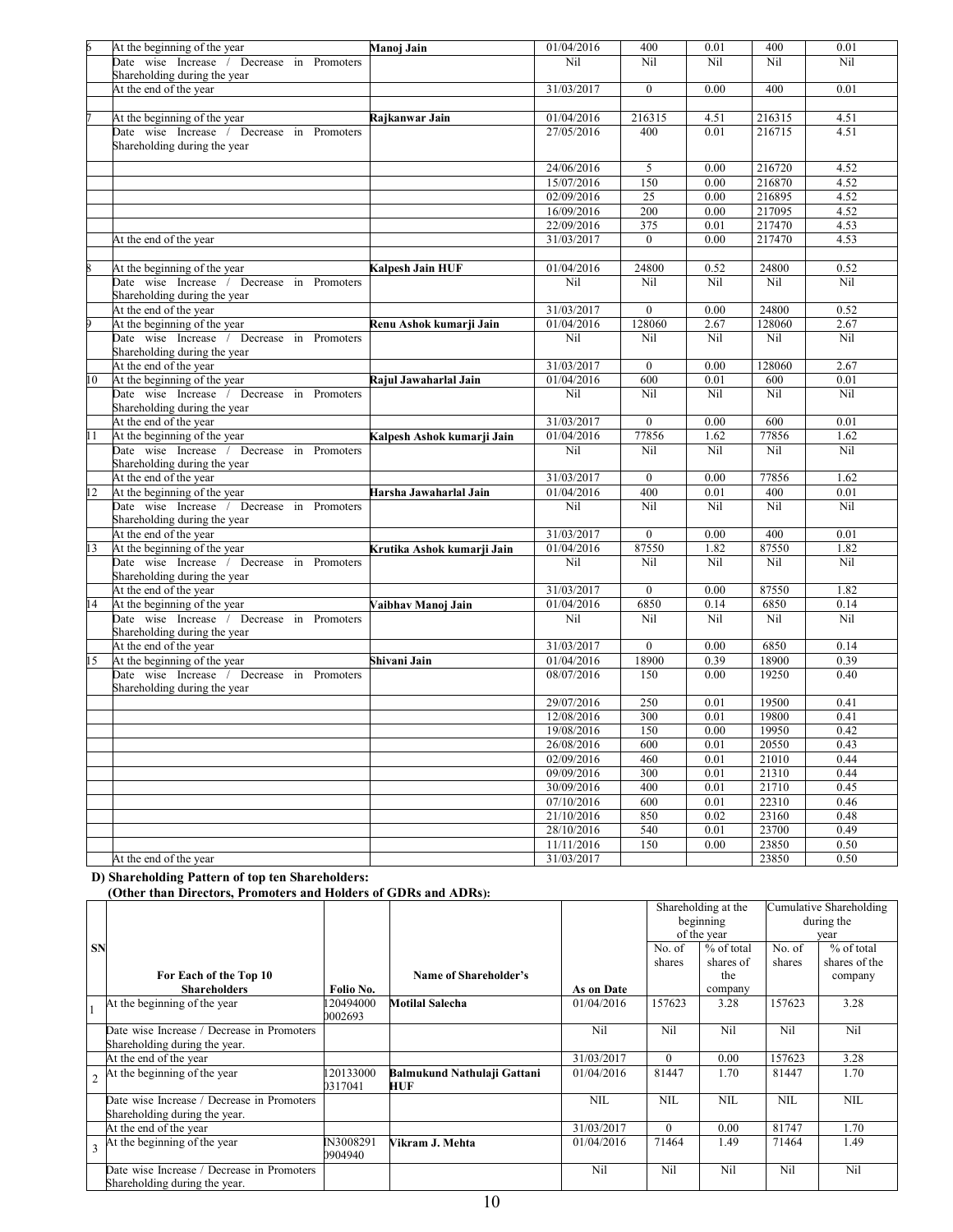| 6 | At the beginning of the year | Manoj Jain | 01/04/2016 | 400 | 0.01 | 400 | 0.01 |
|---|---|---|---|---|---|---|---|
| | Date wise Increase / Decrease in Promoters Shareholding during the year | | Nil | Nil | Nil | Nil | Nil |
| | At the end of the year | | 31/03/2017 | 0 | 0.00 | 400 | 0.01 |
| | | | | | | | |
| 7 | At the beginning of the year | Rajkanwar Jain | 01/04/2016 | 216315 | 4.51 | 216315 | 4.51 |
| | Date wise Increase / Decrease in Promoters Shareholding during the year | | 27/05/2016 | 400 | 0.01 | 216715 | 4.51 |
| | | | 24/06/2016 | 5 | 0.00 | 216720 | 4.52 |
| | | | 15/07/2016 | 150 | 0.00 | 216870 | 4.52 |
| | | | 02/09/2016 | 25 | 0.00 | 216895 | 4.52 |
| | | | 16/09/2016 | 200 | 0.00 | 217095 | 4.52 |
| | | | 22/09/2016 | 375 | 0.01 | 217470 | 4.53 |
| | At the end of the year | | 31/03/2017 | 0 | 0.00 | 217470 | 4.53 |
| | | | | | | | |
| 8 | At the beginning of the year | Kalpesh Jain HUF | 01/04/2016 | 24800 | 0.52 | 24800 | 0.52 |
| | Date wise Increase / Decrease in Promoters Shareholding during the year | | Nil | Nil | Nil | Nil | Nil |
| | At the end of the year | | 31/03/2017 | 0 | 0.00 | 24800 | 0.52 |
| 9 | At the beginning of the year | Renu Ashok kumarji Jain | 01/04/2016 | 128060 | 2.67 | 128060 | 2.67 |
| | Date wise Increase / Decrease in Promoters Shareholding during the year | | Nil | Nil | Nil | Nil | Nil |
| | At the end of the year | | 31/03/2017 | 0 | 0.00 | 128060 | 2.67 |
| 10 | At the beginning of the year | Rajul Jawaharlal Jain | 01/04/2016 | 600 | 0.01 | 600 | 0.01 |
| | Date wise Increase / Decrease in Promoters Shareholding during the year | | Nil | Nil | Nil | Nil | Nil |
| | At the end of the year | | 31/03/2017 | 0 | 0.00 | 600 | 0.01 |
| 11 | At the beginning of the year | Kalpesh Ashok kumarji Jain | 01/04/2016 | 77856 | 1.62 | 77856 | 1.62 |
| | Date wise Increase / Decrease in Promoters Shareholding during the year | | Nil | Nil | Nil | Nil | Nil |
| | At the end of the year | | 31/03/2017 | 0 | 0.00 | 77856 | 1.62 |
| 12 | At the beginning of the year | Harsha Jawaharlal Jain | 01/04/2016 | 400 | 0.01 | 400 | 0.01 |
| | Date wise Increase / Decrease in Promoters Shareholding during the year | | Nil | Nil | Nil | Nil | Nil |
| | At the end of the year | | 31/03/2017 | 0 | 0.00 | 400 | 0.01 |
| 13 | At the beginning of the year | Krutika Ashok kumarji Jain | 01/04/2016 | 87550 | 1.82 | 87550 | 1.82 |
| | Date wise Increase / Decrease in Promoters Shareholding during the year | | Nil | Nil | Nil | Nil | Nil |
| | At the end of the year | | 31/03/2017 | 0 | 0.00 | 87550 | 1.82 |
| 14 | At the beginning of the year | Vaibhav Manoj Jain | 01/04/2016 | 6850 | 0.14 | 6850 | 0.14 |
| | Date wise Increase / Decrease in Promoters Shareholding during the year | | Nil | Nil | Nil | Nil | Nil |
| | At the end of the year | | 31/03/2017 | 0 | 0.00 | 6850 | 0.14 |
| 15 | At the beginning of the year | Shivani Jain | 01/04/2016 | 18900 | 0.39 | 18900 | 0.39 |
| | Date wise Increase / Decrease in Promoters Shareholding during the year | | 08/07/2016 | 150 | 0.00 | 19250 | 0.40 |
| | | | 29/07/2016 | 250 | 0.01 | 19500 | 0.41 |
| | | | 12/08/2016 | 300 | 0.01 | 19800 | 0.41 |
| | | | 19/08/2016 | 150 | 0.00 | 19950 | 0.42 |
| | | | 26/08/2016 | 600 | 0.01 | 20550 | 0.43 |
| | | | 02/09/2016 | 460 | 0.01 | 21010 | 0.44 |
| | | | 09/09/2016 | 300 | 0.01 | 21310 | 0.44 |
| | | | 30/09/2016 | 400 | 0.01 | 21710 | 0.45 |
| | | | 07/10/2016 | 600 | 0.01 | 22310 | 0.46 |
| | | | 21/10/2016 | 850 | 0.02 | 23160 | 0.48 |
| | | | 28/10/2016 | 540 | 0.01 | 23700 | 0.49 |
| | | | 11/11/2016 | 150 | 0.00 | 23850 | 0.50 |
| | At the end of the year | | 31/03/2017 | | | 23850 | 0.50 |

**D) Shareholding Pattern of top ten Shareholders:**
**(Other than Directors, Promoters and Holders of GDRs and ADRs):**

| SN | For Each of the Top 10 Shareholders | Folio No. | Name of Shareholder's | As on Date | Shareholding at the beginning of the year | | Cumulative Shareholding during the year | |
|---|---|---|---|---|---|---|---|---|
| | | | | | No. of shares | % of total shares of the company | No. of shares | % of total shares of the company |
| 1 | At the beginning of the year | 120494000 0002693 | Motilal Salecha | 01/04/2016 | 157623 | 3.28 | 157623 | 3.28 |
| | Date wise Increase / Decrease in Promoters Shareholding during the year. | | | Nil | Nil | Nil | Nil | Nil |
| | At the end of the year | | | 31/03/2017 | 0 | 0.00 | 157623 | 3.28 |
| 2 | At the beginning of the year | 120133000 0317041 | Balmukund Nathulaji Gattani HUF | 01/04/2016 | 81447 | 1.70 | 81447 | 1.70 |
| | Date wise Increase / Decrease in Promoters Shareholding during the year. | | | NIL | NIL | NIL | NIL | NIL |
| | At the end of the year | | | 31/03/2017 | 0 | 0.00 | 81747 | 1.70 |
| 3 | At the beginning of the year | IN3008291 0904940 | Vikram J. Mehta | 01/04/2016 | 71464 | 1.49 | 71464 | 1.49 |
| | Date wise Increase / Decrease in Promoters Shareholding during the year. | | | Nil | Nil | Nil | Nil | Nil |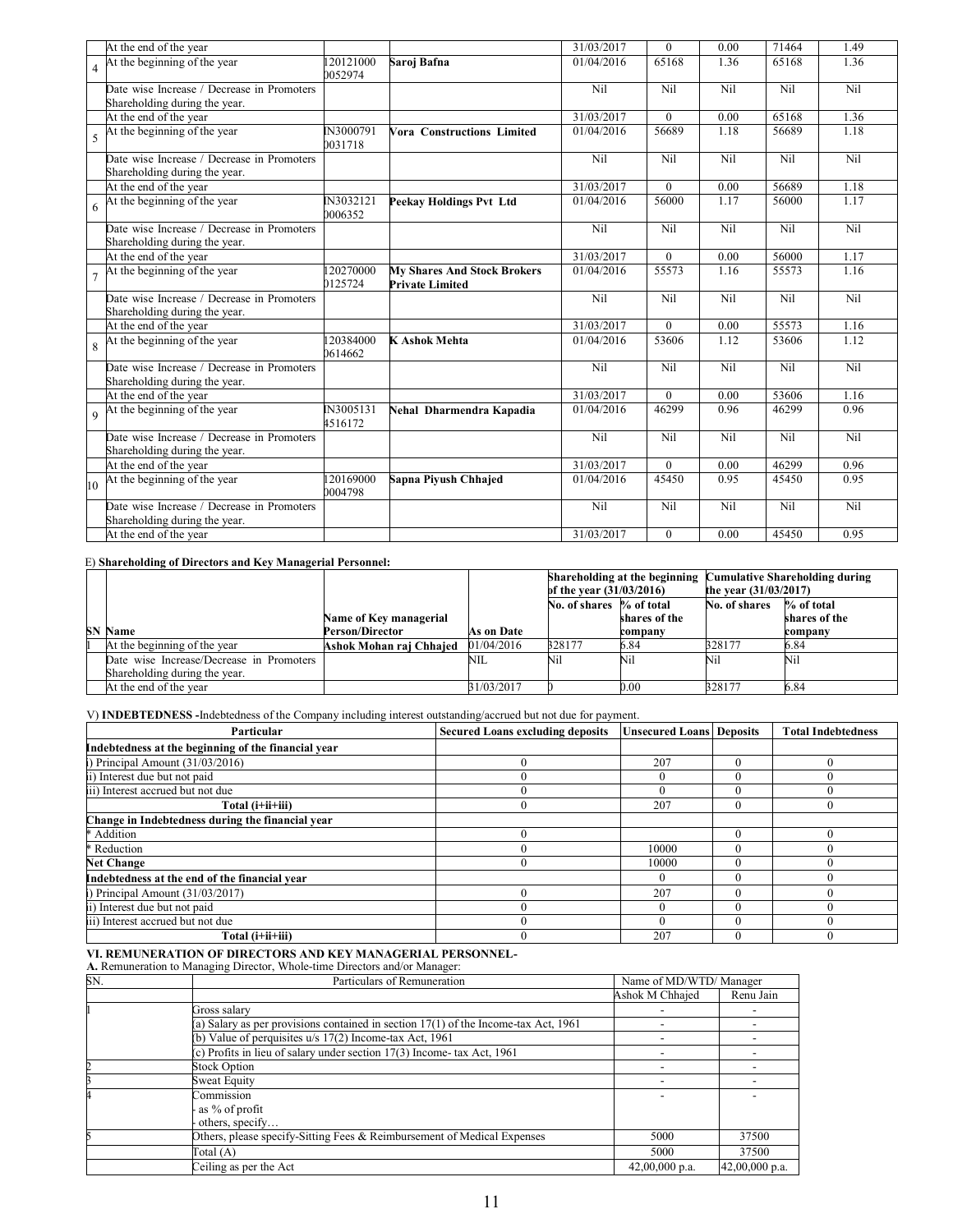| | | | | | | | | |
|---|---|---|---|---|---|---|---|---|
| | At the end of the year | | | 31/03/2017 | 0 | 0.00 | 71464 | 1.49 |
| 4 | At the beginning of the year | 120121000 0052974 | Saroj Bafna | 01/04/2016 | 65168 | 1.36 | 65168 | 1.36 |
| | Date wise Increase / Decrease in Promoters Shareholding during the year. | | | Nil | Nil | Nil | Nil | Nil |
| | At the end of the year | | | 31/03/2017 | 0 | 0.00 | 65168 | 1.36 |
| 5 | At the beginning of the year | IN3000791 0031718 | Vora Constructions Limited | 01/04/2016 | 56689 | 1.18 | 56689 | 1.18 |
| | Date wise Increase / Decrease in Promoters Shareholding during the year. | | | Nil | Nil | Nil | Nil | Nil |
| | At the end of the year | | | 31/03/2017 | 0 | 0.00 | 56689 | 1.18 |
| 6 | At the beginning of the year | IN3032121 0006352 | Peekay Holdings Pvt Ltd | 01/04/2016 | 56000 | 1.17 | 56000 | 1.17 |
| | Date wise Increase / Decrease in Promoters Shareholding during the year. | | | Nil | Nil | Nil | Nil | Nil |
| | At the end of the year | | | 31/03/2017 | 0 | 0.00 | 56000 | 1.17 |
| 7 | At the beginning of the year | 120270000 0125724 | My Shares And Stock Brokers Private Limited | 01/04/2016 | 55573 | 1.16 | 55573 | 1.16 |
| | Date wise Increase / Decrease in Promoters Shareholding during the year. | | | Nil | Nil | Nil | Nil | Nil |
| | At the end of the year | | | 31/03/2017 | 0 | 0.00 | 55573 | 1.16 |
| 8 | At the beginning of the year | 120384000 0614662 | K Ashok Mehta | 01/04/2016 | 53606 | 1.12 | 53606 | 1.12 |
| | Date wise Increase / Decrease in Promoters Shareholding during the year. | | | Nil | Nil | Nil | Nil | Nil |
| | At the end of the year | | | 31/03/2017 | 0 | 0.00 | 53606 | 1.16 |
| 9 | At the beginning of the year | IN3005131 4516172 | Nehal Dharmendra Kapadia | 01/04/2016 | 46299 | 0.96 | 46299 | 0.96 |
| | Date wise Increase / Decrease in Promoters Shareholding during the year. | | | Nil | Nil | Nil | Nil | Nil |
| | At the end of the year | | | 31/03/2017 | 0 | 0.00 | 46299 | 0.96 |
| 10 | At the beginning of the year | 120169000 0004798 | Sapna Piyush Chhajed | 01/04/2016 | 45450 | 0.95 | 45450 | 0.95 |
| | Date wise Increase / Decrease in Promoters Shareholding during the year. | | | Nil | Nil | Nil | Nil | Nil |
| | At the end of the year | | | 31/03/2017 | 0 | 0.00 | 45450 | 0.95 |

E) **Shareholding of Directors and Key Managerial Personnel:**

| SN | Name | Name of Key managerial Person/Director | As on Date | Shareholding at the beginning of the year (31/03/2016) | | Cumulative Shareholding during the year (31/03/2017) | |
|---|---|---|---|---|---|---|---|
| | | | | No. of shares | % of total shares of the company | No. of shares | % of total shares of the company |
| 1 | At the beginning of the year | Ashok Mohan raj Chhajed | 01/04/2016 | 328177 | 6.84 | 328177 | 6.84 |
| | Date wise Increase/Decrease in Promoters Shareholding during the year. | | NIL | Nil | Nil | Nil | Nil |
| | At the end of the year | | 31/03/2017 | 0 | 0.00 | 328177 | 6.84 |

V) **INDEBTEDNESS -**Indebtedness of the Company including interest outstanding/accrued but not due for payment.

| Particular | Secured Loans excluding deposits | Unsecured Loans | Deposits | Total Indebtedness |
|---|---|---|---|---|
| **Indebtedness at the beginning of the financial year** | | | | |
| i) Principal Amount (31/03/2016) | 0 | 207 | 0 | 0 |
| ii) Interest due but not paid | 0 | 0 | 0 | 0 |
| iii) Interest accrued but not due | 0 | 0 | 0 | 0 |
| **Total (i+ii+iii)** | 0 | 207 | 0 | 0 |
| **Change in Indebtedness during the financial year** | | | | |
| * Addition | 0 | | 0 | 0 |
| * Reduction | 0 | 10000 | 0 | 0 |
| **Net Change** | 0 | 10000 | 0 | 0 |
| **Indebtedness at the end of the financial year** | | 0 | 0 | 0 |
| i) Principal Amount (31/03/2017) | 0 | 207 | 0 | 0 |
| ii) Interest due but not paid | 0 | 0 | 0 | 0 |
| iii) Interest accrued but not due | 0 | 0 | 0 | 0 |
| **Total (i+ii+iii)** | 0 | 207 | 0 | 0 |

**VI. REMUNERATION OF DIRECTORS AND KEY MANAGERIAL PERSONNEL-**

**A.** Remuneration to Managing Director, Whole-time Directors and/or Manager:

| SN. | Particulars of Remuneration | Name of MD/WTD/ Manager | |
|---|---|---|---|
| | | Ashok M Chhajed | Renu Jain |
| 1 | Gross salary | - | - |
| | (a) Salary as per provisions contained in section 17(1) of the Income-tax Act, 1961 | - | - |
| | (b) Value of perquisites u/s 17(2) Income-tax Act, 1961 | - | - |
| | (c) Profits in lieu of salary under section 17(3) Income- tax Act, 1961 | - | - |
| 2 | Stock Option | - | - |
| 3 | Sweat Equity | - | - |
| 4 | Commission<br>- as % of profit<br>- others, specify… | - | - |
| 5 | Others, please specify-Sitting Fees & Reimbursement of Medical Expenses | 5000 | 37500 |
| | Total (A) | 5000 | 37500 |
| | Ceiling as per the Act | 42,00,000 p.a. | 42,00,000 p.a. |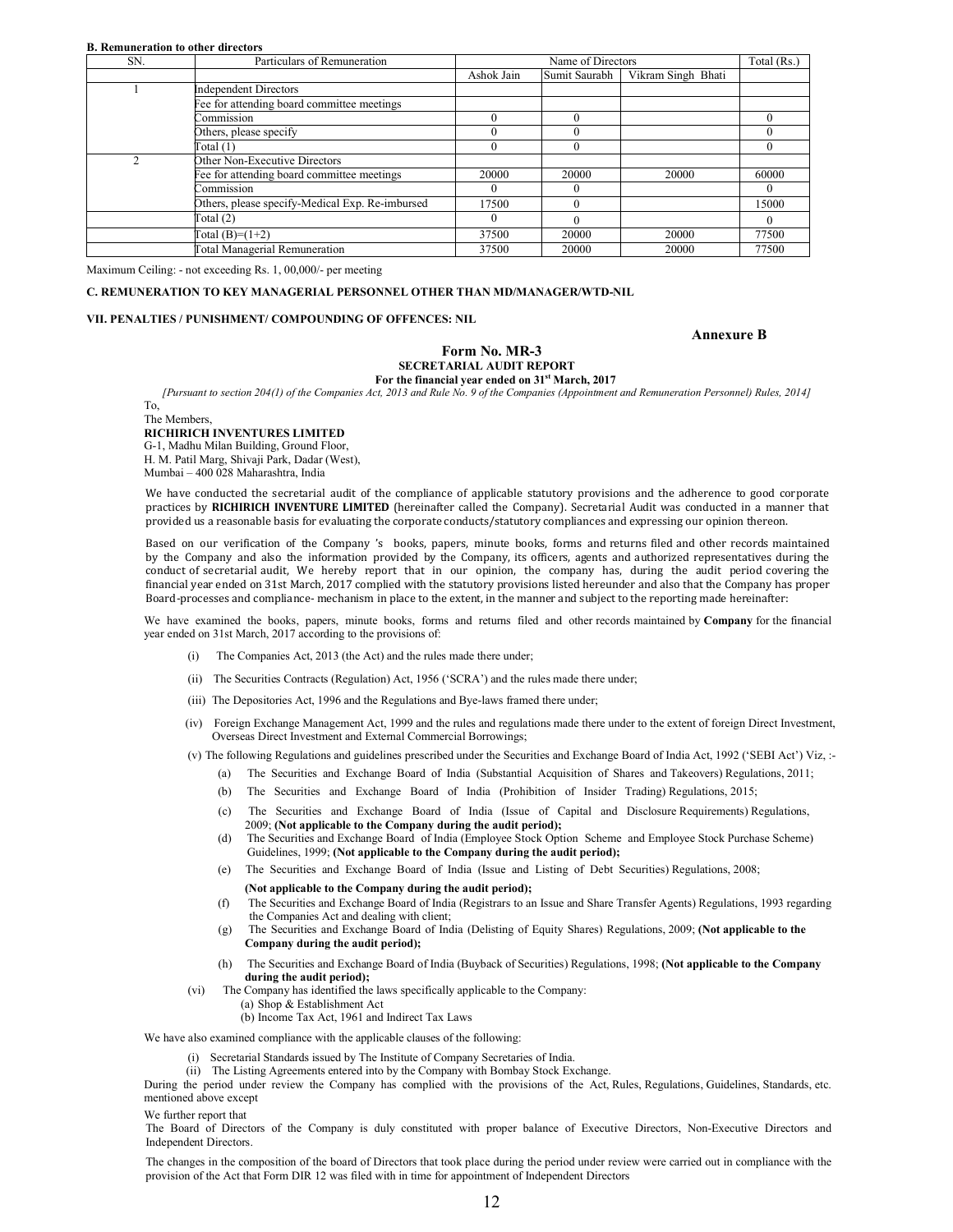**B. Remuneration to other directors**

| SN. | Particulars of Remuneration | Name of Directors | | | Total (Rs.) |
|---|---|---|---|---|---|
| | | Ashok Jain | Sumit Saurabh | Vikram Singh Bhati | |
| 1 | Independent Directors | | | | |
| | Fee for attending board committee meetings | | | | |
| | Commission | 0 | 0 | | 0 |
| | Others, please specify | 0 | 0 | | 0 |
| | Total (1) | 0 | 0 | | 0 |
| 2 | Other Non-Executive Directors | | | | |
| | Fee for attending board committee meetings | 20000 | 20000 | 20000 | 60000 |
| | Commission | 0 | 0 | | 0 |
| | Others, please specify-Medical Exp. Re-imbursed | 17500 | 0 | | 15000 |
| | Total (2) | 0 | 0 | | 0 |
| | Total (B)=(1+2) | 37500 | 20000 | 20000 | 77500 |
| | Total Managerial Remuneration | 37500 | 20000 | 20000 | 77500 |

Maximum Ceiling: - not exceeding Rs. 1, 00,000/- per meeting

**C. REMUNERATION TO KEY MANAGERIAL PERSONNEL OTHER THAN MD/MANAGER/WTD-NIL**

**VII. PENALTIES / PUNISHMENT/ COMPOUNDING OF OFFENCES: NIL**

**Annexure B**

## Form No. MR-3

### SECRETARIAL AUDIT REPORT

**For the financial year ended on 31st March, 2017**

*[Pursuant to section 204(1) of the Companies Act, 2013 and Rule No. 9 of the Companies (Appointment and Remuneration Personnel) Rules, 2014]*

To,
The Members,
**RICHIRICH INVENTURES LIMITED**
G-1, Madhu Milan Building, Ground Floor,
H. M. Patil Marg, Shivaji Park, Dadar (West),
Mumbai – 400 028 Maharashtra, India

We have conducted the secretarial audit of the compliance of applicable statutory provisions and the adherence to good corporate practices by **RICHIRICH INVENTURE LIMITED** (hereinafter called the Company). Secretarial Audit was conducted in a manner that provided us a reasonable basis for evaluating the corporate conducts/statutory compliances and expressing our opinion thereon.

Based on our verification of the Company 's books, papers, minute books, forms and returns filed and other records maintained by the Company and also the information provided by the Company, its officers, agents and authorized representatives during the conduct of secretarial audit, We hereby report that in our opinion, the company has, during the audit period covering the financial year ended on 31st March, 2017 complied with the statutory provisions listed hereunder and also that the Company has proper Board-processes and compliance- mechanism in place to the extent, in the manner and subject to the reporting made hereinafter:

We have examined the books, papers, minute books, forms and returns filed and other records maintained by **Company** for the financial year ended on 31st March, 2017 according to the provisions of:

(i) The Companies Act, 2013 (the Act) and the rules made there under;

(ii) The Securities Contracts (Regulation) Act, 1956 ('SCRA') and the rules made there under;

(iii) The Depositories Act, 1996 and the Regulations and Bye-laws framed there under;

(iv) Foreign Exchange Management Act, 1999 and the rules and regulations made there under to the extent of foreign Direct Investment, Overseas Direct Investment and External Commercial Borrowings;

(v) The following Regulations and guidelines prescribed under the Securities and Exchange Board of India Act, 1992 ('SEBI Act') Viz, :-

(a) The Securities and Exchange Board of India (Substantial Acquisition of Shares and Takeovers) Regulations, 2011;

(b) The Securities and Exchange Board of India (Prohibition of Insider Trading) Regulations, 2015;

(c) The Securities and Exchange Board of India (Issue of Capital and Disclosure Requirements) Regulations, 2009; **(Not applicable to the Company during the audit period);**

(d) The Securities and Exchange Board of India (Employee Stock Option Scheme and Employee Stock Purchase Scheme) Guidelines, 1999; **(Not applicable to the Company during the audit period);**

(e) The Securities and Exchange Board of India (Issue and Listing of Debt Securities) Regulations, 2008;
**(Not applicable to the Company during the audit period);**

(f) The Securities and Exchange Board of India (Registrars to an Issue and Share Transfer Agents) Regulations, 1993 regarding the Companies Act and dealing with client;

(g) The Securities and Exchange Board of India (Delisting of Equity Shares) Regulations, 2009; **(Not applicable to the Company during the audit period);**

(h) The Securities and Exchange Board of India (Buyback of Securities) Regulations, 1998; **(Not applicable to the Company during the audit period);**

(vi) The Company has identified the laws specifically applicable to the Company:
(a) Shop & Establishment Act
(b) Income Tax Act, 1961 and Indirect Tax Laws

We have also examined compliance with the applicable clauses of the following:

(i) Secretarial Standards issued by The Institute of Company Secretaries of India.
(ii) The Listing Agreements entered into by the Company with Bombay Stock Exchange.

During the period under review the Company has complied with the provisions of the Act, Rules, Regulations, Guidelines, Standards, etc. mentioned above except

We further report that
The Board of Directors of the Company is duly constituted with proper balance of Executive Directors, Non-Executive Directors and Independent Directors.

The changes in the composition of the board of Directors that took place during the period under review were carried out in compliance with the provision of the Act that Form DIR 12 was filed with in time for appointment of Independent Directors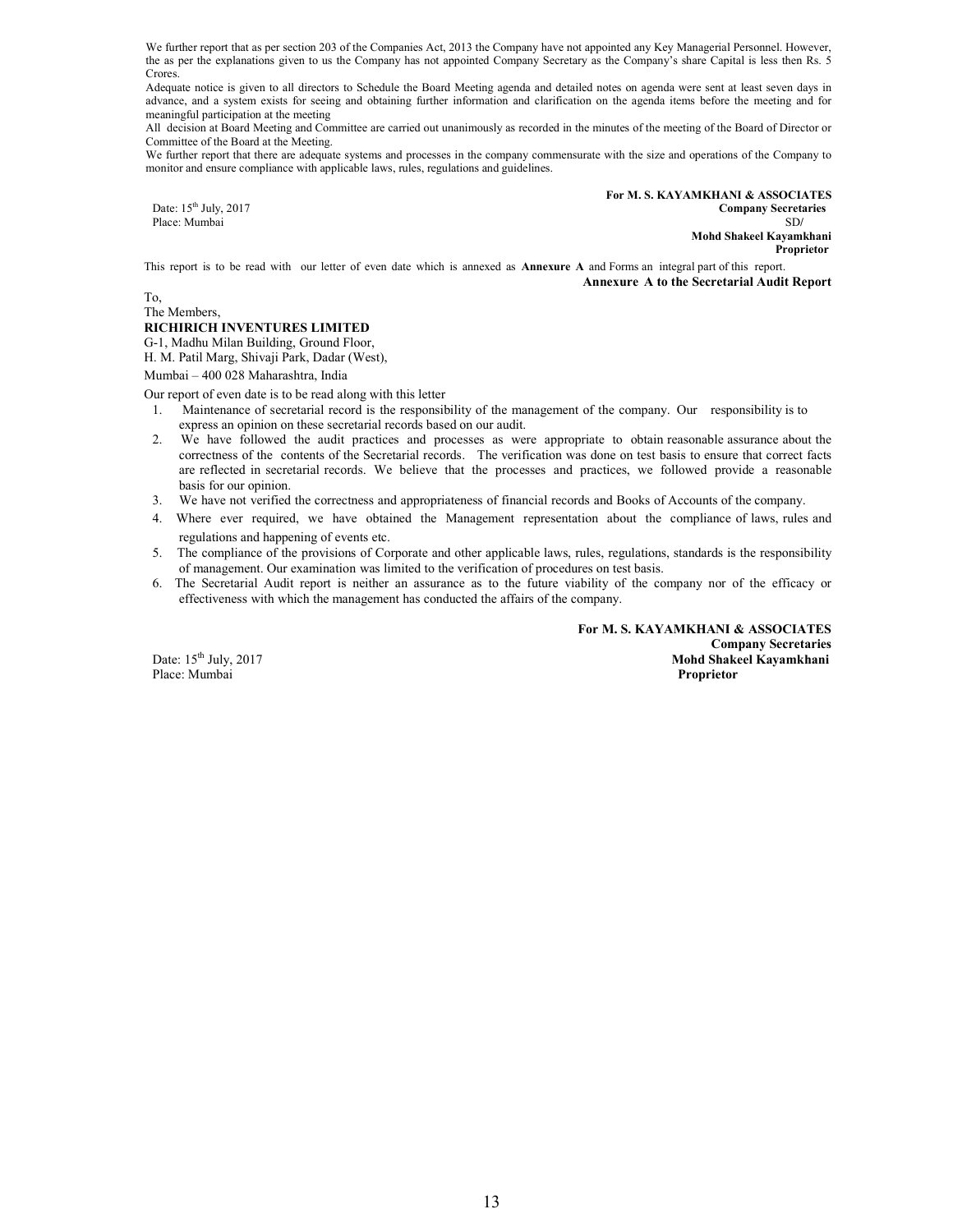We further report that as per section 203 of the Companies Act, 2013 the Company have not appointed any Key Managerial Personnel. However, the as per the explanations given to us the Company has not appointed Company Secretary as the Company's share Capital is less then Rs. 5 Crores.

Adequate notice is given to all directors to Schedule the Board Meeting agenda and detailed notes on agenda were sent at least seven days in advance, and a system exists for seeing and obtaining further information and clarification on the agenda items before the meeting and for meaningful participation at the meeting

All decision at Board Meeting and Committee are carried out unanimously as recorded in the minutes of the meeting of the Board of Director or Committee of the Board at the Meeting.

We further report that there are adequate systems and processes in the company commensurate with the size and operations of the Company to monitor and ensure compliance with applicable laws, rules, regulations and guidelines.

Date: 15th July, 2017
Place: Mumbai

**For M. S. KAYAMKHANI & ASSOCIATES**
**Company Secretaries**
SD/
**Mohd Shakeel Kayamkhani**
**Proprietor**

This report is to be read with our letter of even date which is annexed as **Annexure A** and Forms an integral part of this report.

**Annexure A to the Secretarial Audit Report**

To,
The Members,
**RICHIRICH INVENTURES LIMITED**
G-1, Madhu Milan Building, Ground Floor,
H. M. Patil Marg, Shivaji Park, Dadar (West),
Mumbai – 400 028 Maharashtra, India

Our report of even date is to be read along with this letter

1. Maintenance of secretarial record is the responsibility of the management of the company. Our responsibility is to express an opinion on these secretarial records based on our audit.
2. We have followed the audit practices and processes as were appropriate to obtain reasonable assurance about the correctness of the contents of the Secretarial records. The verification was done on test basis to ensure that correct facts are reflected in secretarial records. We believe that the processes and practices, we followed provide a reasonable basis for our opinion.
3. We have not verified the correctness and appropriateness of financial records and Books of Accounts of the company.
4. Where ever required, we have obtained the Management representation about the compliance of laws, rules and regulations and happening of events etc.
5. The compliance of the provisions of Corporate and other applicable laws, rules, regulations, standards is the responsibility of management. Our examination was limited to the verification of procedures on test basis.
6. The Secretarial Audit report is neither an assurance as to the future viability of the company nor of the efficacy or effectiveness with which the management has conducted the affairs of the company.

**For M. S. KAYAMKHANI & ASSOCIATES**
**Company Secretaries**
**Mohd Shakeel Kayamkhani**
**Proprietor**

Date: 15th July, 2017
Place: Mumbai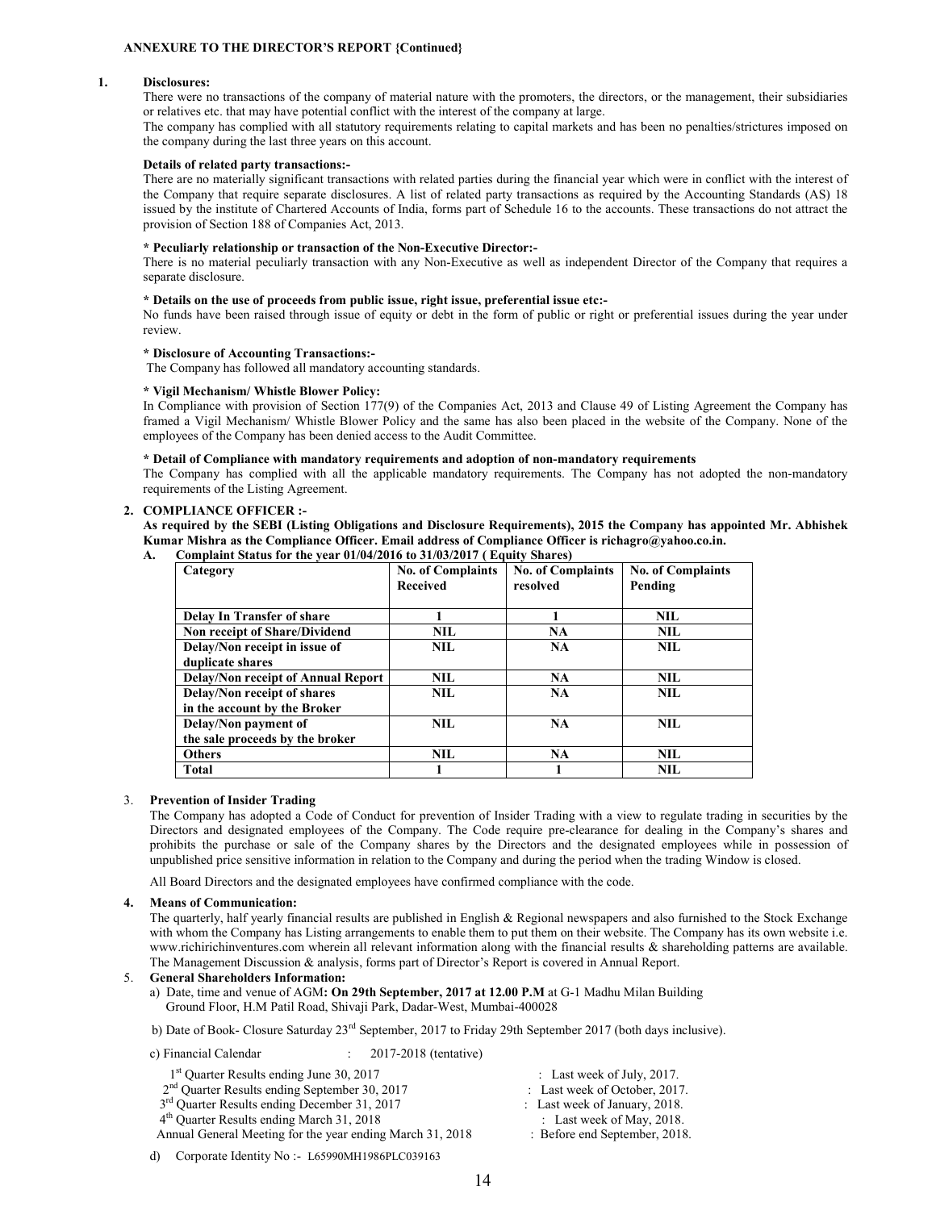**ANNEXURE TO THE DIRECTOR'S REPORT {Continued}**

**1. Disclosures:**

There were no transactions of the company of material nature with the promoters, the directors, or the management, their subsidiaries or relatives etc. that may have potential conflict with the interest of the company at large.

The company has complied with all statutory requirements relating to capital markets and has been no penalties/strictures imposed on the company during the last three years on this account.

**Details of related party transactions:-**

There are no materially significant transactions with related parties during the financial year which were in conflict with the interest of the Company that require separate disclosures. A list of related party transactions as required by the Accounting Standards (AS) 18 issued by the institute of Chartered Accounts of India, forms part of Schedule 16 to the accounts. These transactions do not attract the provision of Section 188 of Companies Act, 2013.

**\* Peculiarly relationship or transaction of the Non-Executive Director:-**

There is no material peculiarly transaction with any Non-Executive as well as independent Director of the Company that requires a separate disclosure.

**\* Details on the use of proceeds from public issue, right issue, preferential issue etc:-**

No funds have been raised through issue of equity or debt in the form of public or right or preferential issues during the year under review.

**\* Disclosure of Accounting Transactions:-**

The Company has followed all mandatory accounting standards.

**\* Vigil Mechanism/ Whistle Blower Policy:**

In Compliance with provision of Section 177(9) of the Companies Act, 2013 and Clause 49 of Listing Agreement the Company has framed a Vigil Mechanism/ Whistle Blower Policy and the same has also been placed in the website of the Company. None of the employees of the Company has been denied access to the Audit Committee.

**\* Detail of Compliance with mandatory requirements and adoption of non-mandatory requirements**

The Company has complied with all the applicable mandatory requirements. The Company has not adopted the non-mandatory requirements of the Listing Agreement.

**2. COMPLIANCE OFFICER :-**

**As required by the SEBI (Listing Obligations and Disclosure Requirements), 2015 the Company has appointed Mr. Abhishek Kumar Mishra as the Compliance Officer. Email address of Compliance Officer is richagro@yahoo.co.in.**

**A. Complaint Status for the year 01/04/2016 to 31/03/2017 ( Equity Shares)**

| Category | No. of Complaints Received | No. of Complaints resolved | No. of Complaints Pending |
|---|---|---|---|
| Delay In Transfer of share | 1 | 1 | NIL |
| Non receipt of Share/Dividend | NIL | NA | NIL |
| Delay/Non receipt in issue of duplicate shares | NIL | NA | NIL |
| Delay/Non receipt of Annual Report | NIL | NA | NIL |
| Delay/Non receipt of shares in the account by the Broker | NIL | NA | NIL |
| Delay/Non payment of the sale proceeds by the broker | NIL | NA | NIL |
| Others | NIL | NA | NIL |
| Total | 1 | 1 | NIL |

3. **Prevention of Insider Trading**

The Company has adopted a Code of Conduct for prevention of Insider Trading with a view to regulate trading in securities by the Directors and designated employees of the Company. The Code require pre-clearance for dealing in the Company's shares and prohibits the purchase or sale of the Company shares by the Directors and the designated employees while in possession of unpublished price sensitive information in relation to the Company and during the period when the trading Window is closed.

All Board Directors and the designated employees have confirmed compliance with the code.

**4. Means of Communication:**

The quarterly, half yearly financial results are published in English & Regional newspapers and also furnished to the Stock Exchange with whom the Company has Listing arrangements to enable them to put them on their website. The Company has its own website i.e. www.richirichinventures.com wherein all relevant information along with the financial results & shareholding patterns are available. The Management Discussion & analysis, forms part of Director's Report is covered in Annual Report.

5. **General Shareholders Information:**

a) Date, time and venue of AGM**: On 29th September, 2017 at 12.00 P.M** at G-1 Madhu Milan Building Ground Floor, H.M Patil Road, Shivaji Park, Dadar-West, Mumbai-400028

b) Date of Book- Closure Saturday 23rd September, 2017 to Friday 29th September 2017 (both days inclusive).

c) Financial Calendar : 2017-2018 (tentative)

| | |
|---|---|
| 1st Quarter Results ending June 30, 2017 | : Last week of July, 2017. |
| 2nd Quarter Results ending September 30, 2017 | : Last week of October, 2017. |
| 3rd Quarter Results ending December 31, 2017 | : Last week of January, 2018. |
| 4th Quarter Results ending March 31, 2018 | : Last week of May, 2018. |
| Annual General Meeting for the year ending March 31, 2018 | : Before end September, 2018. |

d) Corporate Identity No :- L65990MH1986PLC039163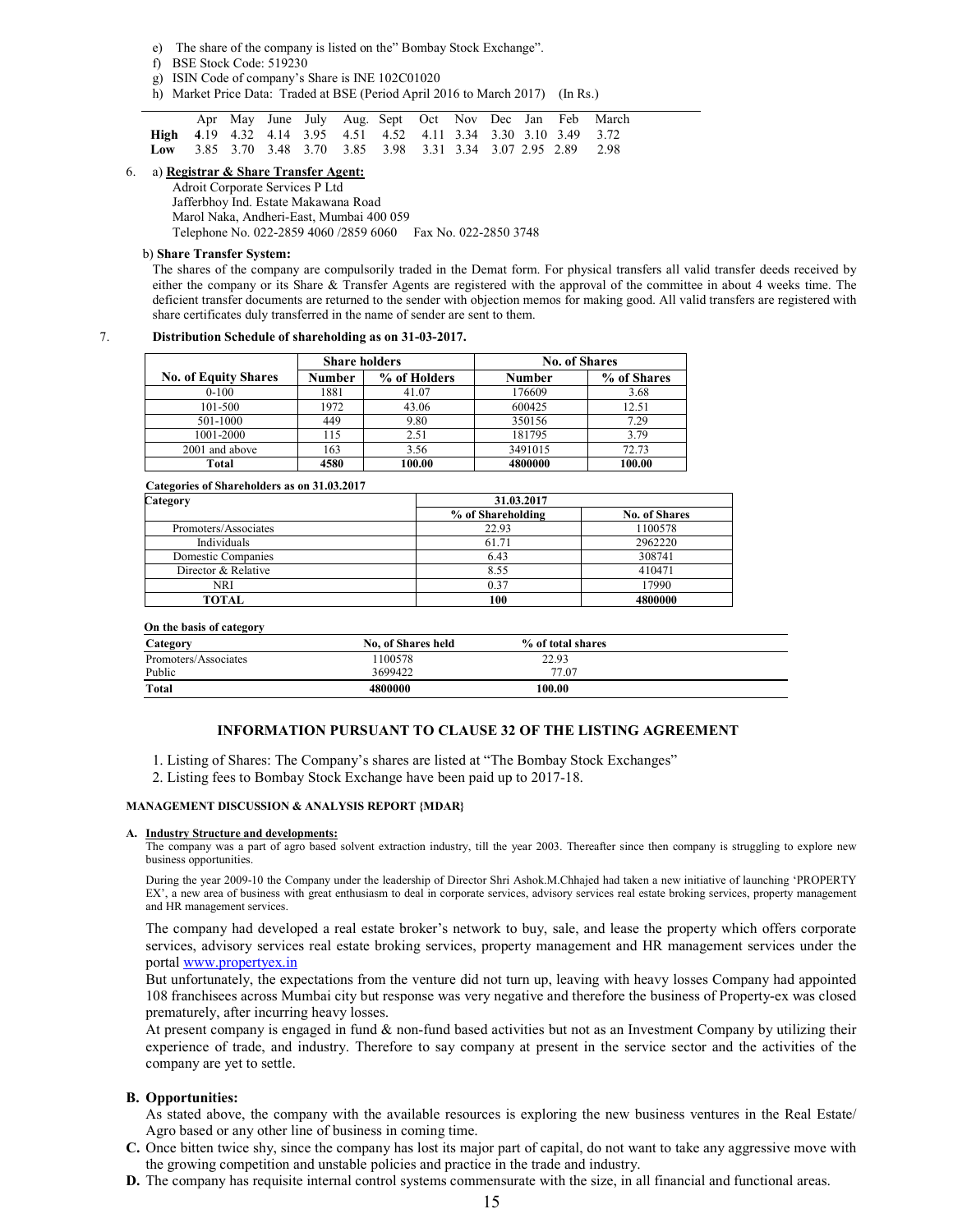e) The share of the company is listed on the" Bombay Stock Exchange".

f) BSE Stock Code: 519230

g) ISIN Code of company's Share is INE 102C01020

h) Market Price Data: Traded at BSE (Period April 2016 to March 2017) (In Rs.)

| | Apr | May | June | July | Aug. | Sept | Oct | Nov | Dec | Jan | Feb | March |
|---|---|---|---|---|---|---|---|---|---|---|---|---|
| **High** | **4**.19 | 4.32 | 4.14 | 3.95 | 4.51 | 4.52 | 4.11 | 3.34 | 3.30 | 3.10 | 3.49 | 3.72 |
| **Low** | 3.85 | 3.70 | 3.48 | 3.70 | 3.85 | 3.98 | 3.31 | 3.34 | 3.07 | 2.95 | 2.89 | 2.98 |

6. a) **Registrar & Share Transfer Agent:**

Adroit Corporate Services P Ltd
Jafferbhoy Ind. Estate Makawana Road
Marol Naka, Andheri-East, Mumbai 400 059
Telephone No. 022-2859 4060 /2859 6060 Fax No. 022-2850 3748

b) **Share Transfer System:**

The shares of the company are compulsorily traded in the Demat form. For physical transfers all valid transfer deeds received by either the company or its Share & Transfer Agents are registered with the approval of the committee in about 4 weeks time. The deficient transfer documents are returned to the sender with objection memos for making good. All valid transfers are registered with share certificates duly transferred in the name of sender are sent to them.

7. **Distribution Schedule of shareholding as on 31-03-2017.**

| | Share holders | | No. of Shares | |
|---|---|---|---|---|
| **No. of Equity Shares** | **Number** | **% of Holders** | **Number** | **% of Shares** |
| 0-100 | 1881 | 41.07 | 176609 | 3.68 |
| 101-500 | 1972 | 43.06 | 600425 | 12.51 |
| 501-1000 | 449 | 9.80 | 350156 | 7.29 |
| 1001-2000 | 115 | 2.51 | 181795 | 3.79 |
| 2001 and above | 163 | 3.56 | 3491015 | 72.73 |
| **Total** | **4580** | **100.00** | **4800000** | **100.00** |

**Categories of Shareholders as on 31.03.2017**

| Category | 31.03.2017 | |
|---|---|---|
| | **% of Shareholding** | **No. of Shares** |
| Promoters/Associates | 22.93 | 1100578 |
| Individuals | 61.71 | 2962220 |
| Domestic Companies | 6.43 | 308741 |
| Director & Relative | 8.55 | 410471 |
| NRI | 0.37 | 17990 |
| **TOTAL** | **100** | **4800000** |

**On the basis of category**

| Category | No. of Shares held | % of total shares |
|---|---|---|
| Promoters/Associates | 1100578 | 22.93 |
| Public | 3699422 | 77.07 |
| **Total** | **4800000** | **100.00** |

## INFORMATION PURSUANT TO CLAUSE 32 OF THE LISTING AGREEMENT

1. Listing of Shares: The Company's shares are listed at "The Bombay Stock Exchanges"
2. Listing fees to Bombay Stock Exchange have been paid up to 2017-18.

**MANAGEMENT DISCUSSION & ANALYSIS REPORT {MDAR}**

**A. Industry Structure and developments:**

The company was a part of agro based solvent extraction industry, till the year 2003. Thereafter since then company is struggling to explore new business opportunities.

During the year 2009-10 the Company under the leadership of Director Shri Ashok.M.Chhajed had taken a new initiative of launching 'PROPERTY EX', a new area of business with great enthusiasm to deal in corporate services, advisory services real estate broking services, property management and HR management services.

The company had developed a real estate broker's network to buy, sale, and lease the property which offers corporate services, advisory services real estate broking services, property management and HR management services under the portal www.propertyex.in

But unfortunately, the expectations from the venture did not turn up, leaving with heavy losses Company had appointed 108 franchisees across Mumbai city but response was very negative and therefore the business of Property-ex was closed prematurely, after incurring heavy losses.

At present company is engaged in fund & non-fund based activities but not as an Investment Company by utilizing their experience of trade, and industry. Therefore to say company at present in the service sector and the activities of the company are yet to settle.

**B. Opportunities:**

As stated above, the company with the available resources is exploring the new business ventures in the Real Estate/ Agro based or any other line of business in coming time.

**C.** Once bitten twice shy, since the company has lost its major part of capital, do not want to take any aggressive move with the growing competition and unstable policies and practice in the trade and industry.

**D.** The company has requisite internal control systems commensurate with the size, in all financial and functional areas.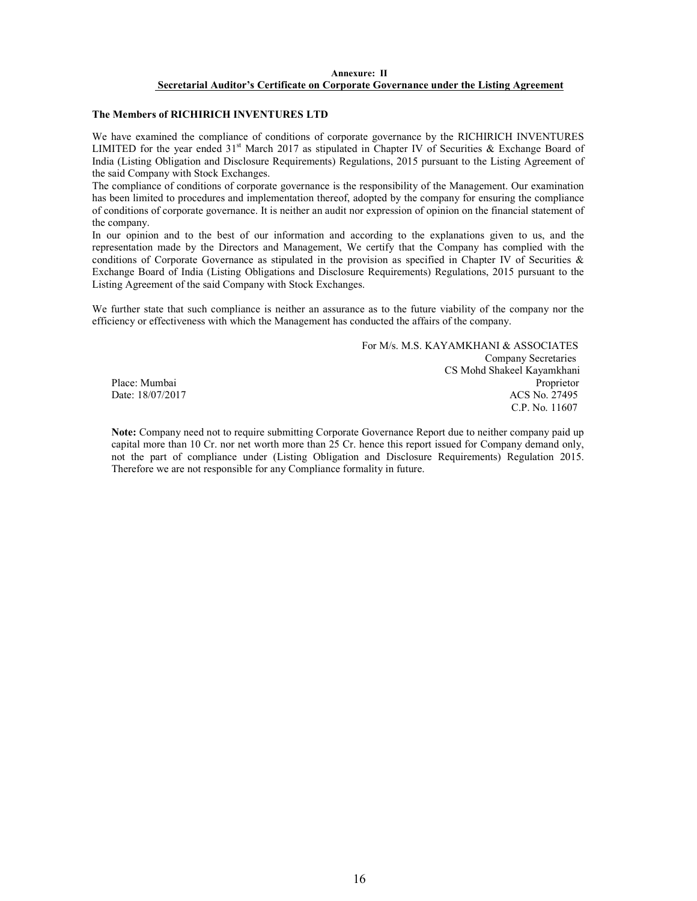**Annexure: II**

## Secretarial Auditor's Certificate on Corporate Governance under the Listing Agreement

**The Members of RICHIRICH INVENTURES LTD**

We have examined the compliance of conditions of corporate governance by the RICHIRICH INVENTURES LIMITED for the year ended 31st March 2017 as stipulated in Chapter IV of Securities & Exchange Board of India (Listing Obligation and Disclosure Requirements) Regulations, 2015 pursuant to the Listing Agreement of the said Company with Stock Exchanges.

The compliance of conditions of corporate governance is the responsibility of the Management. Our examination has been limited to procedures and implementation thereof, adopted by the company for ensuring the compliance of conditions of corporate governance. It is neither an audit nor expression of opinion on the financial statement of the company.

In our opinion and to the best of our information and according to the explanations given to us, and the representation made by the Directors and Management, We certify that the Company has complied with the conditions of Corporate Governance as stipulated in the provision as specified in Chapter IV of Securities & Exchange Board of India (Listing Obligations and Disclosure Requirements) Regulations, 2015 pursuant to the Listing Agreement of the said Company with Stock Exchanges.

We further state that such compliance is neither an assurance as to the future viability of the company nor the efficiency or effectiveness with which the Management has conducted the affairs of the company.

For M/s. M.S. KAYAMKHANI & ASSOCIATES
Company Secretaries
CS Mohd Shakeel Kayamkhani
Proprietor
ACS No. 27495
C.P. No. 11607

Place: Mumbai
Date: 18/07/2017

**Note:** Company need not to require submitting Corporate Governance Report due to neither company paid up capital more than 10 Cr. nor net worth more than 25 Cr. hence this report issued for Company demand only, not the part of compliance under (Listing Obligation and Disclosure Requirements) Regulation 2015. Therefore we are not responsible for any Compliance formality in future.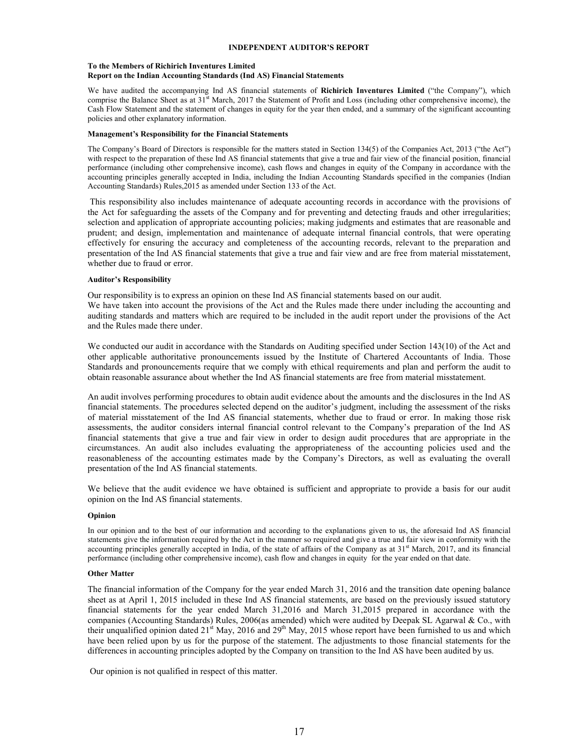# INDEPENDENT AUDITOR'S REPORT

**To the Members of Richirich Inventures Limited**
**Report on the Indian Accounting Standards (Ind AS) Financial Statements**

We have audited the accompanying Ind AS financial statements of **Richirich Inventures Limited** ("the Company"), which comprise the Balance Sheet as at 31st March, 2017 the Statement of Profit and Loss (including other comprehensive income), the Cash Flow Statement and the statement of changes in equity for the year then ended, and a summary of the significant accounting policies and other explanatory information.

#### Management's Responsibility for the Financial Statements

The Company's Board of Directors is responsible for the matters stated in Section 134(5) of the Companies Act, 2013 ("the Act") with respect to the preparation of these Ind AS financial statements that give a true and fair view of the financial position, financial performance (including other comprehensive income), cash flows and changes in equity of the Company in accordance with the accounting principles generally accepted in India, including the Indian Accounting Standards specified in the companies (Indian Accounting Standards) Rules,2015 as amended under Section 133 of the Act.

This responsibility also includes maintenance of adequate accounting records in accordance with the provisions of the Act for safeguarding the assets of the Company and for preventing and detecting frauds and other irregularities; selection and application of appropriate accounting policies; making judgments and estimates that are reasonable and prudent; and design, implementation and maintenance of adequate internal financial controls, that were operating effectively for ensuring the accuracy and completeness of the accounting records, relevant to the preparation and presentation of the Ind AS financial statements that give a true and fair view and are free from material misstatement, whether due to fraud or error.

#### Auditor's Responsibility

Our responsibility is to express an opinion on these Ind AS financial statements based on our audit.
We have taken into account the provisions of the Act and the Rules made there under including the accounting and auditing standards and matters which are required to be included in the audit report under the provisions of the Act and the Rules made there under.

We conducted our audit in accordance with the Standards on Auditing specified under Section 143(10) of the Act and other applicable authoritative pronouncements issued by the Institute of Chartered Accountants of India. Those Standards and pronouncements require that we comply with ethical requirements and plan and perform the audit to obtain reasonable assurance about whether the Ind AS financial statements are free from material misstatement.

An audit involves performing procedures to obtain audit evidence about the amounts and the disclosures in the Ind AS financial statements. The procedures selected depend on the auditor's judgment, including the assessment of the risks of material misstatement of the Ind AS financial statements, whether due to fraud or error. In making those risk assessments, the auditor considers internal financial control relevant to the Company's preparation of the Ind AS financial statements that give a true and fair view in order to design audit procedures that are appropriate in the circumstances. An audit also includes evaluating the appropriateness of the accounting policies used and the reasonableness of the accounting estimates made by the Company's Directors, as well as evaluating the overall presentation of the Ind AS financial statements.

We believe that the audit evidence we have obtained is sufficient and appropriate to provide a basis for our audit opinion on the Ind AS financial statements.

#### Opinion

In our opinion and to the best of our information and according to the explanations given to us, the aforesaid Ind AS financial statements give the information required by the Act in the manner so required and give a true and fair view in conformity with the accounting principles generally accepted in India, of the state of affairs of the Company as at 31st March, 2017, and its financial performance (including other comprehensive income), cash flow and changes in equity for the year ended on that date.

#### Other Matter

The financial information of the Company for the year ended March 31, 2016 and the transition date opening balance sheet as at April 1, 2015 included in these Ind AS financial statements, are based on the previously issued statutory financial statements for the year ended March 31,2016 and March 31,2015 prepared in accordance with the companies (Accounting Standards) Rules, 2006(as amended) which were audited by Deepak SL Agarwal & Co., with their unqualified opinion dated 21st May, 2016 and 29th May, 2015 whose report have been furnished to us and which have been relied upon by us for the purpose of the statement. The adjustments to those financial statements for the differences in accounting principles adopted by the Company on transition to the Ind AS have been audited by us.

Our opinion is not qualified in respect of this matter.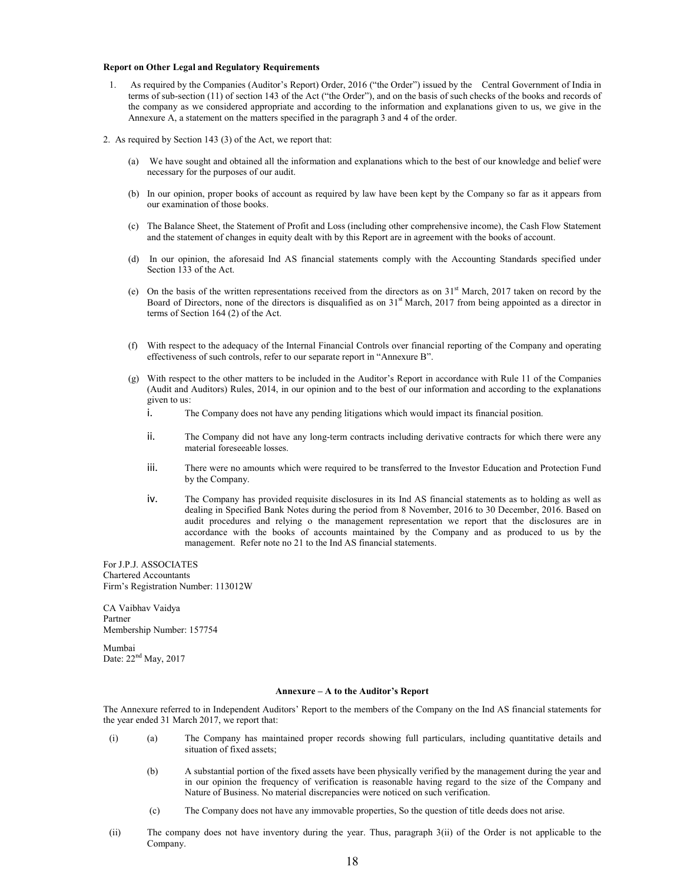**Report on Other Legal and Regulatory Requirements**

1. As required by the Companies (Auditor's Report) Order, 2016 ("the Order") issued by the Central Government of India in terms of sub-section (11) of section 143 of the Act ("the Order"), and on the basis of such checks of the books and records of the company as we considered appropriate and according to the information and explanations given to us, we give in the Annexure A, a statement on the matters specified in the paragraph 3 and 4 of the order.

2. As required by Section 143 (3) of the Act, we report that:

   (a) We have sought and obtained all the information and explanations which to the best of our knowledge and belief were necessary for the purposes of our audit.

   (b) In our opinion, proper books of account as required by law have been kept by the Company so far as it appears from our examination of those books.

   (c) The Balance Sheet, the Statement of Profit and Loss (including other comprehensive income), the Cash Flow Statement and the statement of changes in equity dealt with by this Report are in agreement with the books of account.

   (d) In our opinion, the aforesaid Ind AS financial statements comply with the Accounting Standards specified under Section 133 of the Act.

   (e) On the basis of the written representations received from the directors as on 31st March, 2017 taken on record by the Board of Directors, none of the directors is disqualified as on 31st March, 2017 from being appointed as a director in terms of Section 164 (2) of the Act.

   (f) With respect to the adequacy of the Internal Financial Controls over financial reporting of the Company and operating effectiveness of such controls, refer to our separate report in "Annexure B".

   (g) With respect to the other matters to be included in the Auditor's Report in accordance with Rule 11 of the Companies (Audit and Auditors) Rules, 2014, in our opinion and to the best of our information and according to the explanations given to us:

      i. The Company does not have any pending litigations which would impact its financial position.

      ii. The Company did not have any long-term contracts including derivative contracts for which there were any material foreseeable losses.

      iii. There were no amounts which were required to be transferred to the Investor Education and Protection Fund by the Company.

      iv. The Company has provided requisite disclosures in its Ind AS financial statements as to holding as well as dealing in Specified Bank Notes during the period from 8 November, 2016 to 30 December, 2016. Based on audit procedures and relying o the management representation we report that the disclosures are in accordance with the books of accounts maintained by the Company and as produced to us by the management. Refer note no 21 to the Ind AS financial statements.

For J.P.J. ASSOCIATES
Chartered Accountants
Firm's Registration Number: 113012W

CA Vaibhav Vaidya
Partner
Membership Number: 157754

Mumbai
Date: 22nd May, 2017

**Annexure – A to the Auditor's Report**

The Annexure referred to in Independent Auditors' Report to the members of the Company on the Ind AS financial statements for the year ended 31 March 2017, we report that:

(i) (a) The Company has maintained proper records showing full particulars, including quantitative details and situation of fixed assets;

   (b) A substantial portion of the fixed assets have been physically verified by the management during the year and in our opinion the frequency of verification is reasonable having regard to the size of the Company and Nature of Business. No material discrepancies were noticed on such verification.

   (c) The Company does not have any immovable properties, So the question of title deeds does not arise.

(ii) The company does not have inventory during the year. Thus, paragraph 3(ii) of the Order is not applicable to the Company.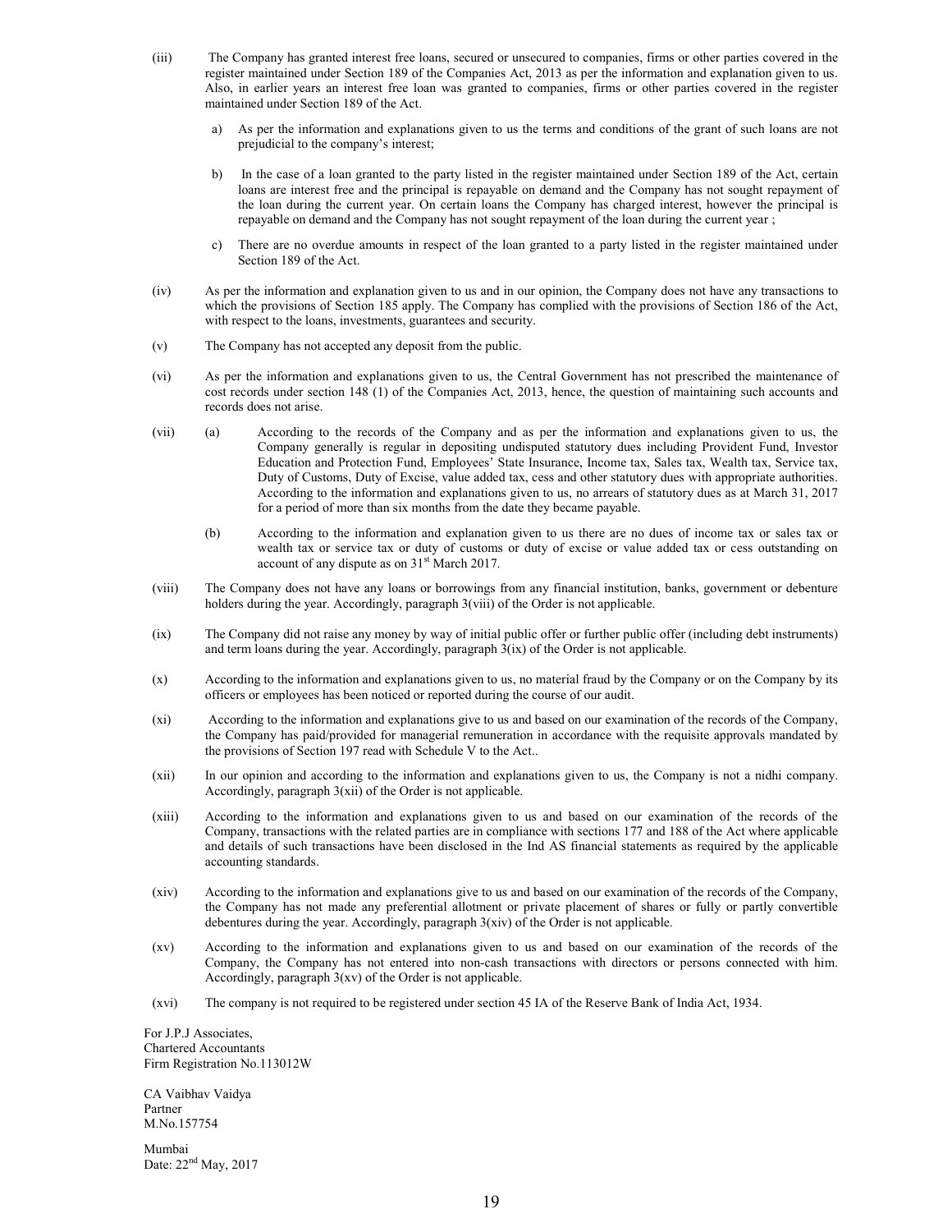(iii) The Company has granted interest free loans, secured or unsecured to companies, firms or other parties covered in the register maintained under Section 189 of the Companies Act, 2013 as per the information and explanation given to us. Also, in earlier years an interest free loan was granted to companies, firms or other parties covered in the register maintained under Section 189 of the Act.

a) As per the information and explanations given to us the terms and conditions of the grant of such loans are not prejudicial to the company's interest;

b) In the case of a loan granted to the party listed in the register maintained under Section 189 of the Act, certain loans are interest free and the principal is repayable on demand and the Company has not sought repayment of the loan during the current year. On certain loans the Company has charged interest, however the principal is repayable on demand and the Company has not sought repayment of the loan during the current year ;

c) There are no overdue amounts in respect of the loan granted to a party listed in the register maintained under Section 189 of the Act.

(iv) As per the information and explanation given to us and in our opinion, the Company does not have any transactions to which the provisions of Section 185 apply. The Company has complied with the provisions of Section 186 of the Act, with respect to the loans, investments, guarantees and security.

(v) The Company has not accepted any deposit from the public.

(vi) As per the information and explanations given to us, the Central Government has not prescribed the maintenance of cost records under section 148 (1) of the Companies Act, 2013, hence, the question of maintaining such accounts and records does not arise.

(vii) (a) According to the records of the Company and as per the information and explanations given to us, the Company generally is regular in depositing undisputed statutory dues including Provident Fund, Investor Education and Protection Fund, Employees' State Insurance, Income tax, Sales tax, Wealth tax, Service tax, Duty of Customs, Duty of Excise, value added tax, cess and other statutory dues with appropriate authorities. According to the information and explanations given to us, no arrears of statutory dues as at March 31, 2017 for a period of more than six months from the date they became payable.

(b) According to the information and explanation given to us there are no dues of income tax or sales tax or wealth tax or service tax or duty of customs or duty of excise or value added tax or cess outstanding on account of any dispute as on 31st March 2017.

(viii) The Company does not have any loans or borrowings from any financial institution, banks, government or debenture holders during the year. Accordingly, paragraph 3(viii) of the Order is not applicable.

(ix) The Company did not raise any money by way of initial public offer or further public offer (including debt instruments) and term loans during the year. Accordingly, paragraph 3(ix) of the Order is not applicable.

(x) According to the information and explanations given to us, no material fraud by the Company or on the Company by its officers or employees has been noticed or reported during the course of our audit.

(xi) According to the information and explanations give to us and based on our examination of the records of the Company, the Company has paid/provided for managerial remuneration in accordance with the requisite approvals mandated by the provisions of Section 197 read with Schedule V to the Act..

(xii) In our opinion and according to the information and explanations given to us, the Company is not a nidhi company. Accordingly, paragraph 3(xii) of the Order is not applicable.

(xiii) According to the information and explanations given to us and based on our examination of the records of the Company, transactions with the related parties are in compliance with sections 177 and 188 of the Act where applicable and details of such transactions have been disclosed in the Ind AS financial statements as required by the applicable accounting standards.

(xiv) According to the information and explanations give to us and based on our examination of the records of the Company, the Company has not made any preferential allotment or private placement of shares or fully or partly convertible debentures during the year. Accordingly, paragraph 3(xiv) of the Order is not applicable.

(xv) According to the information and explanations given to us and based on our examination of the records of the Company, the Company has not entered into non-cash transactions with directors or persons connected with him. Accordingly, paragraph 3(xv) of the Order is not applicable.

(xvi) The company is not required to be registered under section 45 IA of the Reserve Bank of India Act, 1934.

For J.P.J Associates,
Chartered Accountants
Firm Registration No.113012W

CA Vaibhav Vaidya
Partner
M.No.157754

Mumbai
Date: 22nd May, 2017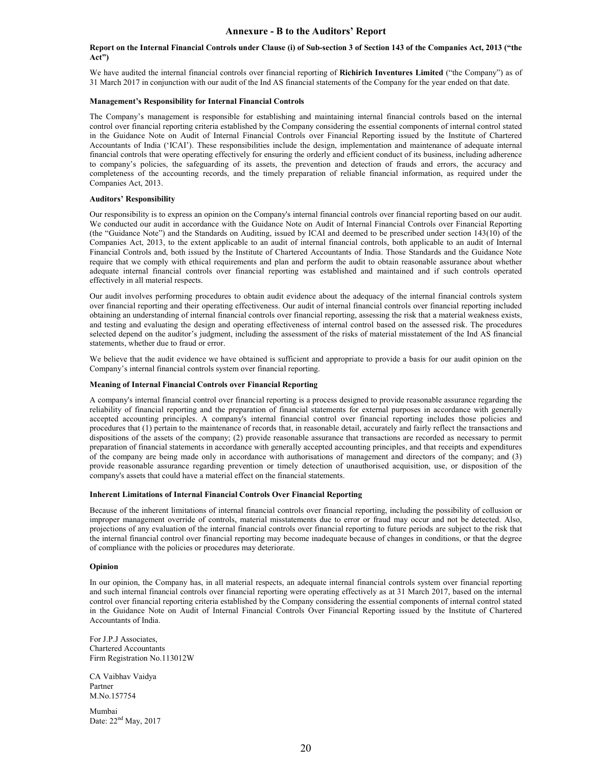# Annexure - B to the Auditors' Report

**Report on the Internal Financial Controls under Clause (i) of Sub-section 3 of Section 143 of the Companies Act, 2013 ("the Act")**

We have audited the internal financial controls over financial reporting of **Richirich Inventures Limited** ("the Company") as of 31 March 2017 in conjunction with our audit of the Ind AS financial statements of the Company for the year ended on that date.

**Management's Responsibility for Internal Financial Controls**

The Company's management is responsible for establishing and maintaining internal financial controls based on the internal control over financial reporting criteria established by the Company considering the essential components of internal control stated in the Guidance Note on Audit of Internal Financial Controls over Financial Reporting issued by the Institute of Chartered Accountants of India ('ICAI'). These responsibilities include the design, implementation and maintenance of adequate internal financial controls that were operating effectively for ensuring the orderly and efficient conduct of its business, including adherence to company's policies, the safeguarding of its assets, the prevention and detection of frauds and errors, the accuracy and completeness of the accounting records, and the timely preparation of reliable financial information, as required under the Companies Act, 2013.

**Auditors' Responsibility**

Our responsibility is to express an opinion on the Company's internal financial controls over financial reporting based on our audit. We conducted our audit in accordance with the Guidance Note on Audit of Internal Financial Controls over Financial Reporting (the "Guidance Note") and the Standards on Auditing, issued by ICAI and deemed to be prescribed under section 143(10) of the Companies Act, 2013, to the extent applicable to an audit of internal financial controls, both applicable to an audit of Internal Financial Controls and, both issued by the Institute of Chartered Accountants of India. Those Standards and the Guidance Note require that we comply with ethical requirements and plan and perform the audit to obtain reasonable assurance about whether adequate internal financial controls over financial reporting was established and maintained and if such controls operated effectively in all material respects.

Our audit involves performing procedures to obtain audit evidence about the adequacy of the internal financial controls system over financial reporting and their operating effectiveness. Our audit of internal financial controls over financial reporting included obtaining an understanding of internal financial controls over financial reporting, assessing the risk that a material weakness exists, and testing and evaluating the design and operating effectiveness of internal control based on the assessed risk. The procedures selected depend on the auditor's judgment, including the assessment of the risks of material misstatement of the Ind AS financial statements, whether due to fraud or error.

We believe that the audit evidence we have obtained is sufficient and appropriate to provide a basis for our audit opinion on the Company's internal financial controls system over financial reporting.

**Meaning of Internal Financial Controls over Financial Reporting**

A company's internal financial control over financial reporting is a process designed to provide reasonable assurance regarding the reliability of financial reporting and the preparation of financial statements for external purposes in accordance with generally accepted accounting principles. A company's internal financial control over financial reporting includes those policies and procedures that (1) pertain to the maintenance of records that, in reasonable detail, accurately and fairly reflect the transactions and dispositions of the assets of the company; (2) provide reasonable assurance that transactions are recorded as necessary to permit preparation of financial statements in accordance with generally accepted accounting principles, and that receipts and expenditures of the company are being made only in accordance with authorisations of management and directors of the company; and (3) provide reasonable assurance regarding prevention or timely detection of unauthorised acquisition, use, or disposition of the company's assets that could have a material effect on the financial statements.

**Inherent Limitations of Internal Financial Controls Over Financial Reporting**

Because of the inherent limitations of internal financial controls over financial reporting, including the possibility of collusion or improper management override of controls, material misstatements due to error or fraud may occur and not be detected. Also, projections of any evaluation of the internal financial controls over financial reporting to future periods are subject to the risk that the internal financial control over financial reporting may become inadequate because of changes in conditions, or that the degree of compliance with the policies or procedures may deteriorate.

**Opinion**

In our opinion, the Company has, in all material respects, an adequate internal financial controls system over financial reporting and such internal financial controls over financial reporting were operating effectively as at 31 March 2017, based on the internal control over financial reporting criteria established by the Company considering the essential components of internal control stated in the Guidance Note on Audit of Internal Financial Controls Over Financial Reporting issued by the Institute of Chartered Accountants of India.

For J.P.J Associates,  
Chartered Accountants  
Firm Registration No.113012W

CA Vaibhav Vaidya  
Partner  
M.No.157754

Mumbai  
Date: 22nd May, 2017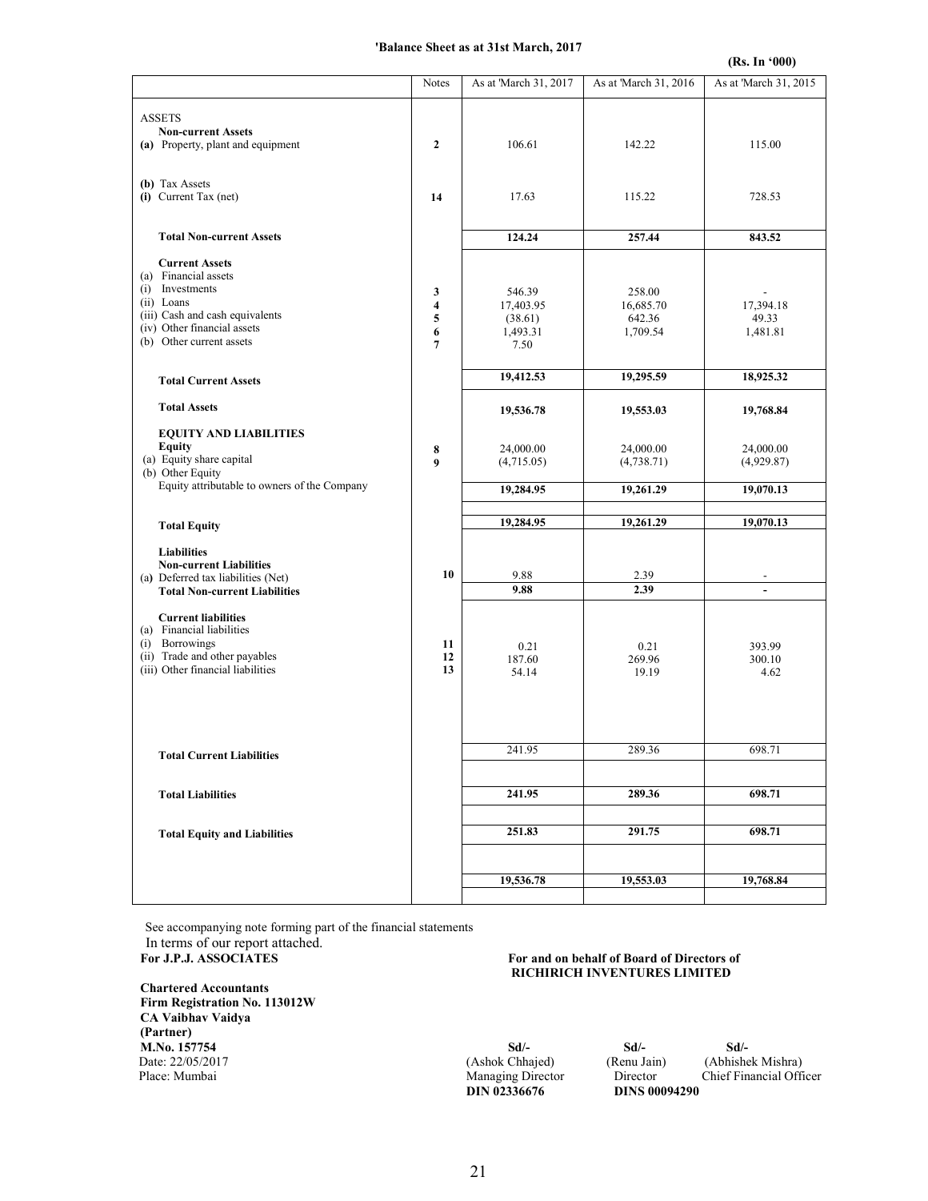**'Balance Sheet as at 31st March, 2017**

**(Rs. In '000)**

| | Notes | As at 'March 31, 2017 | As at 'March 31, 2016 | As at 'March 31, 2015 |
|---|---|---|---|---|
| ASSETS | | | | |
| **Non-current Assets** | | | | |
| **(a)** Property, plant and equipment | **2** | 106.61 | 142.22 | 115.00 |
| **(b)** Tax Assets | | | | |
| **(i)** Current Tax (net) | **14** | 17.63 | 115.22 | 728.53 |
| **Total Non-current Assets** | | **124.24** | **257.44** | **843.52** |
| **Current Assets** | | | | |
| (a) Financial assets | | | | |
| (i) Investments | **3** | 546.39 | 258.00 | - |
| (ii) Loans | **4** | 17,403.95 | 16,685.70 | 17,394.18 |
| (iii) Cash and cash equivalents | **5** | (38.61) | 642.36 | 49.33 |
| (iv) Other financial assets | **6** | 1,493.31 | 1,709.54 | 1,481.81 |
| (b) Other current assets | **7** | 7.50 | | |
| **Total Current Assets** | | **19,412.53** | **19,295.59** | **18,925.32** |
| **Total Assets** | | **19,536.78** | **19,553.03** | **19,768.84** |
| **EQUITY AND LIABILITIES** | | | | |
| **Equity** | | | | |
| (a) Equity share capital | **8** | 24,000.00 | 24,000.00 | 24,000.00 |
| (b) Other Equity | **9** | (4,715.05) | (4,738.71) | (4,929.87) |
| Equity attributable to owners of the Company | | **19,284.95** | **19,261.29** | **19,070.13** |
| **Total Equity** | | **19,284.95** | **19,261.29** | **19,070.13** |
| **Liabilities** | | | | |
| **Non-current Liabilities** | | | | |
| (a) Deferred tax liabilities (Net) | **10** | 9.88 | 2.39 | - |
| **Total Non-current Liabilities** | | **9.88** | **2.39** | **-** |
| **Current liabilities** | | | | |
| (a) Financial liabilities | | | | |
| (i) Borrowings | **11** | 0.21 | 0.21 | 393.99 |
| (ii) Trade and other payables | **12** | 187.60 | 269.96 | 300.10 |
| (iii) Other financial liabilities | **13** | 54.14 | 19.19 | 4.62 |
| **Total Current Liabilities** | | 241.95 | 289.36 | 698.71 |
| **Total Liabilities** | | **241.95** | **289.36** | **698.71** |
| **Total Equity and Liabilities** | | **251.83** | **291.75** | **698.71** |
| | | **19,536.78** | **19,553.03** | **19,768.84** |

See accompanying note forming part of the financial statements
In terms of our report attached.

**For J.P.J. ASSOCIATES**

**Chartered Accountants**
**Firm Registration No. 113012W**
**CA Vaibhav Vaidya**
**(Partner)**
**M.No. 157754**
Date: 22/05/2017
Place: Mumbai

**For and on behalf of Board of Directors of RICHIRICH INVENTURES LIMITED**

| **Sd/-** | **Sd/-** | **Sd/-** |
|---|---|---|
| (Ashok Chhajed) | (Renu Jain) | (Abhishek Mishra) |
| Managing Director | Director | Chief Financial Officer |
| **DIN 02336676** | **DINS 00094290** | |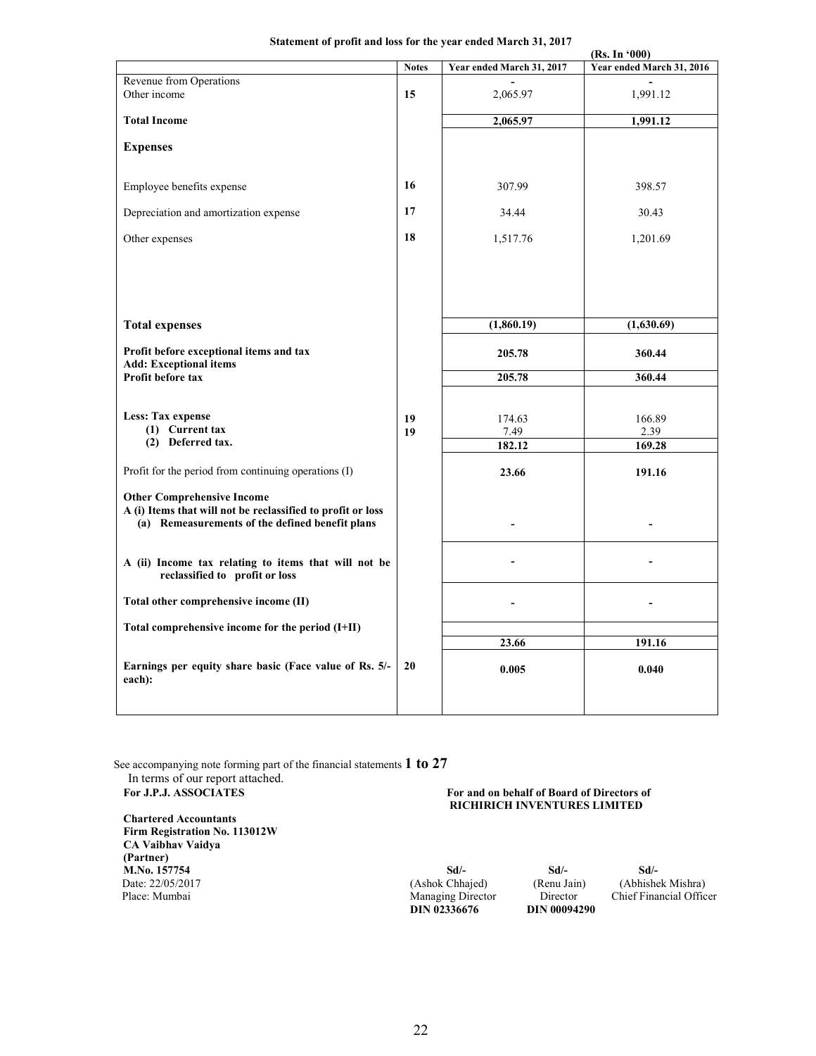**Statement of profit and loss for the year ended March 31, 2017**

(Rs. In '000)

| | Notes | Year ended March 31, 2017 | Year ended March 31, 2016 |
|---|---|---|---|
| Revenue from Operations | | - | - |
| Other income | 15 | 2,065.97 | 1,991.12 |
| **Total Income** | | **2,065.97** | **1,991.12** |
| **Expenses** | | | |
| Employee benefits expense | 16 | 307.99 | 398.57 |
| Depreciation and amortization expense | 17 | 34.44 | 30.43 |
| Other expenses | 18 | 1,517.76 | 1,201.69 |
| **Total expenses** | | **(1,860.19)** | **(1,630.69)** |
| **Profit before exceptional items and tax** | | **205.78** | **360.44** |
| **Add: Exceptional items** | | | |
| **Profit before tax** | | **205.78** | **360.44** |
| **Less: Tax expense** | | | |
| **(1) Current tax** | 19 | 174.63 | 166.89 |
| **(2) Deferred tax.** | 19 | 7.49 | 2.39 |
| | | **182.12** | **169.28** |
| Profit for the period from continuing operations (I) | | **23.66** | **191.16** |
| **Other Comprehensive Income** | | | |
| **A (i) Items that will not be reclassified to profit or loss** | | | |
| **(a) Remeasurements of the defined benefit plans** | | - | - |
| **A (ii) Income tax relating to items that will not be reclassified to profit or loss** | | - | - |
| **Total other comprehensive income (II)** | | - | - |
| **Total comprehensive income for the period (I+II)** | | **23.66** | **191.16** |
| **Earnings per equity share basic (Face value of Rs. 5/- each):** | 20 | **0.005** | **0.040** |

See accompanying note forming part of the financial statements **1 to 27**

In terms of our report attached.

**For J.P.J. ASSOCIATES**

**Chartered Accountants**
**Firm Registration No. 113012W**
**CA Vaibhav Vaidya**
**(Partner)**
**M.No. 157754**
Date: 22/05/2017
Place: Mumbai

**For and on behalf of Board of Directors of RICHIRICH INVENTURES LIMITED**

| Sd/- | Sd/- | Sd/- |
|---|---|---|
| (Ashok Chhajed) | (Renu Jain) | (Abhishek Mishra) |
| Managing Director | Director | Chief Financial Officer |
| **DIN 02336676** | **DIN 00094290** | |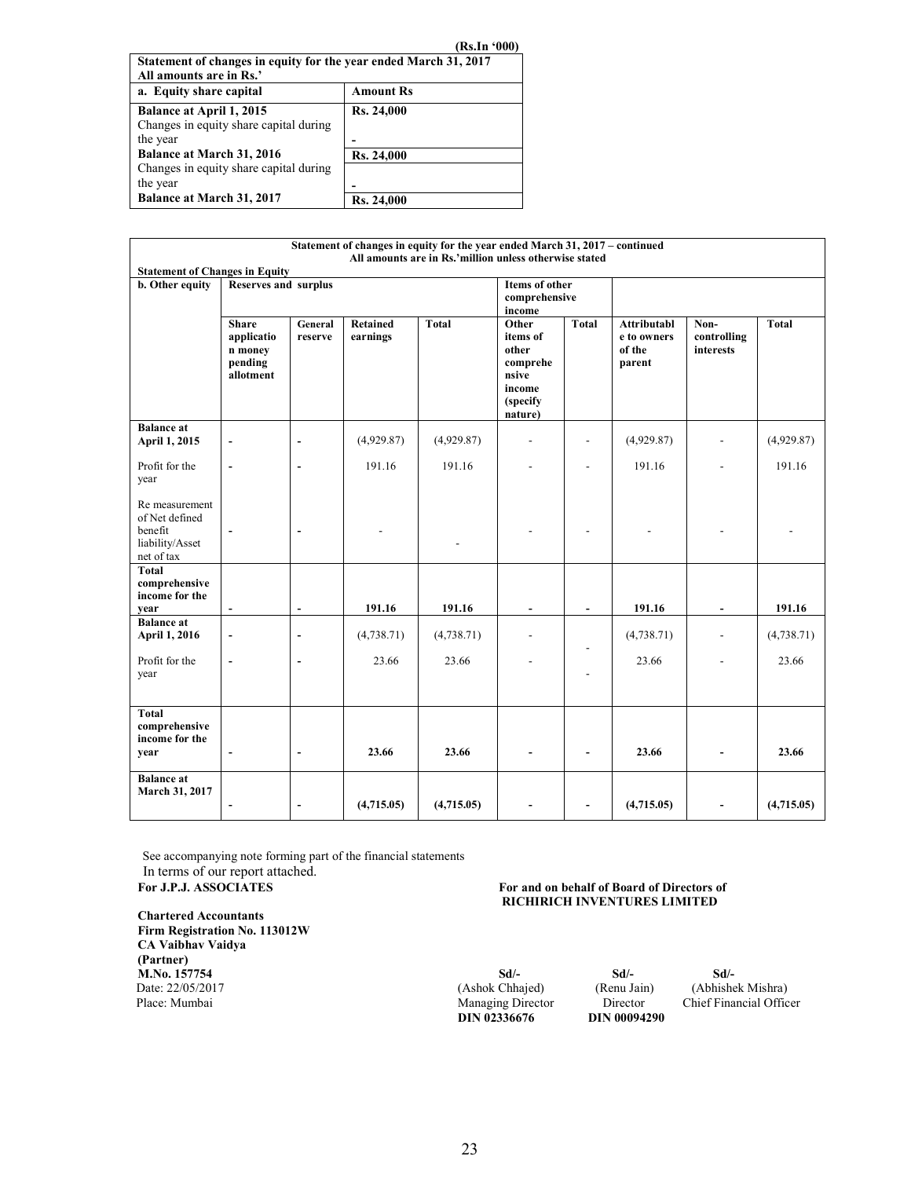(Rs.In '000)

| Statement of changes in equity for the year ended March 31, 2017<br>All amounts are in Rs.' | |
|---|---|
| **a. Equity share capital** | **Amount Rs** |
| **Balance at April 1, 2015** | **Rs. 24,000** |
| Changes in equity share capital during the year | - |
| **Balance at March 31, 2016** | **Rs. 24,000** |
| Changes in equity share capital during the year | - |
| **Balance at March 31, 2017** | **Rs. 24,000** |

**Statement of changes in equity for the year ended March 31, 2017 – continued**
**All amounts are in Rs.'million unless otherwise stated**

**Statement of Changes in Equity**

| b. Other equity | Reserves and surplus | | | | Items of other comprehensive income | | | | |
|---|---|---|---|---|---|---|---|---|---|
| | **Share application money pending allotment** | **General reserve** | **Retained earnings** | **Total** | **Other items of other comprehensive income (specify nature)** | **Total** | **Attributable to owners of the parent** | **Non-controlling interests** | **Total** |
| **Balance at April 1, 2015** | - | - | (4,929.87) | (4,929.87) | - | - | (4,929.87) | - | (4,929.87) |
| Profit for the year | - | - | 191.16 | 191.16 | - | - | 191.16 | - | 191.16 |
| Re measurement of Net defined benefit liability/Asset net of tax | - | - | - | - | - | - | - | - | - |
| **Total comprehensive income for the year** | - | - | **191.16** | **191.16** | - | - | **191.16** | - | **191.16** |
| **Balance at April 1, 2016** | - | - | (4,738.71) | (4,738.71) | - | - | (4,738.71) | - | (4,738.71) |
| Profit for the year | - | - | 23.66 | 23.66 | - | - | 23.66 | - | 23.66 |
| **Total comprehensive income for the year** | - | - | **23.66** | **23.66** | - | - | **23.66** | - | **23.66** |
| **Balance at March 31, 2017** | - | - | **(4,715.05)** | **(4,715.05)** | - | - | **(4,715.05)** | - | **(4,715.05)** |

See accompanying note forming part of the financial statements
In terms of our report attached.

**For J.P.J. ASSOCIATES**

**Chartered Accountants**
**Firm Registration No. 113012W**
**CA Vaibhav Vaidya**
**(Partner)**
**M.No. 157754**
Date: 22/05/2017
Place: Mumbai

**For and on behalf of Board of Directors of RICHIRICH INVENTURES LIMITED**

| Sd/- | Sd/- | Sd/- |
|---|---|---|
| (Ashok Chhajed) | (Renu Jain) | (Abhishek Mishra) |
| Managing Director | Director | Chief Financial Officer |
| **DIN 02336676** | **DIN 00094290** | |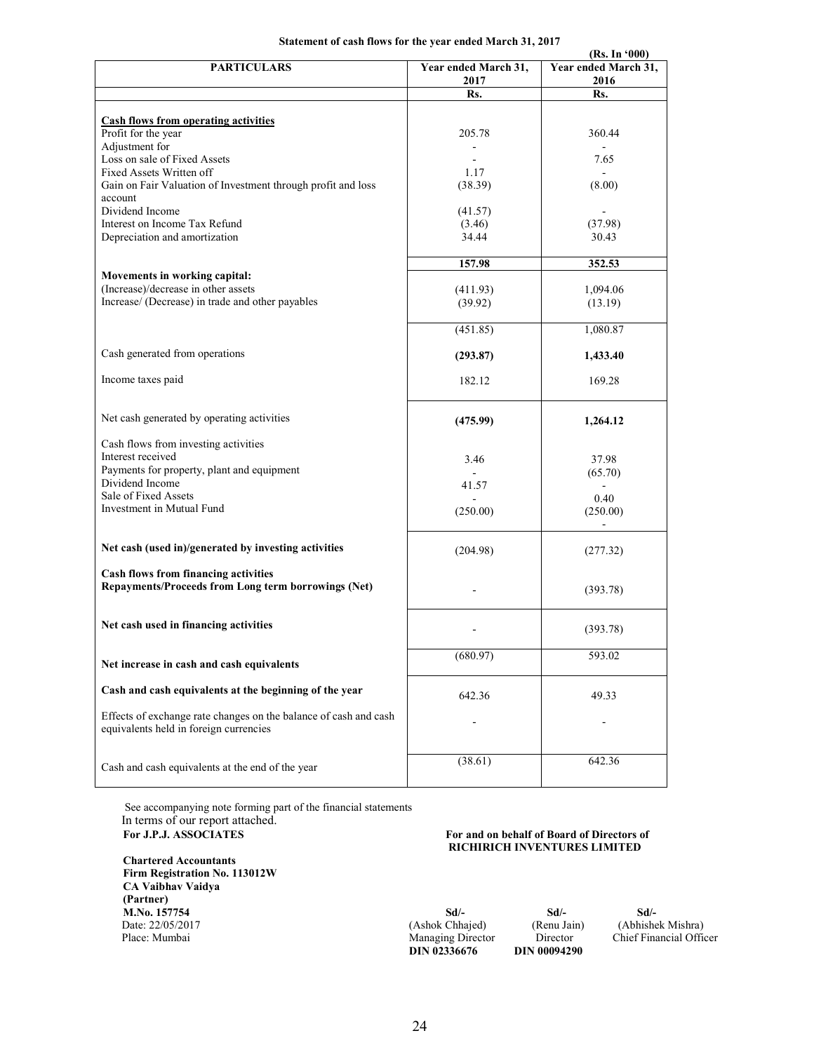**Statement of cash flows for the year ended March 31, 2017**

**(Rs. In '000)**

| PARTICULARS | Year ended March 31, 2017 | Year ended March 31, 2016 |
|---|---|---|
| | Rs. | Rs. |
| **Cash flows from operating activities** | | |
| Profit for the year | 205.78 | 360.44 |
| Adjustment for | - | - |
| Loss on sale of Fixed Assets | - | 7.65 |
| Fixed Assets Written off | 1.17 | - |
| Gain on Fair Valuation of Investment through profit and loss account | (38.39) | (8.00) |
| Dividend Income | (41.57) | - |
| Interest on Income Tax Refund | (3.46) | (37.98) |
| Depreciation and amortization | 34.44 | 30.43 |
| | **157.98** | **352.53** |
| **Movements in working capital:** | | |
| (Increase)/decrease in other assets | (411.93) | 1,094.06 |
| Increase/ (Decrease) in trade and other payables | (39.92) | (13.19) |
| | (451.85) | 1,080.87 |
| Cash generated from operations | **(293.87)** | **1,433.40** |
| Income taxes paid | 182.12 | 169.28 |
| Net cash generated by operating activities | **(475.99)** | **1,264.12** |
| Cash flows from investing activities | | |
| Interest received | 3.46 | 37.98 |
| Payments for property, plant and equipment | - | (65.70) |
| Dividend Income | 41.57 | - |
| Sale of Fixed Assets | - | 0.40 |
| Investment in Mutual Fund | (250.00) | (250.00) |
| | | - |
| **Net cash (used in)/generated by investing activities** | (204.98) | (277.32) |
| **Cash flows from financing activities** | | |
| **Repayments/Proceeds from Long term borrowings (Net)** | - | (393.78) |
| **Net cash used in financing activities** | - | (393.78) |
| **Net increase in cash and cash equivalents** | (680.97) | 593.02 |
| **Cash and cash equivalents at the beginning of the year** | 642.36 | 49.33 |
| Effects of exchange rate changes on the balance of cash and cash equivalents held in foreign currencies | - | - |
| Cash and cash equivalents at the end of the year | (38.61) | 642.36 |

See accompanying note forming part of the financial statements

In terms of our report attached.

**For J.P.J. ASSOCIATES**

**Chartered Accountants**
**Firm Registration No. 113012W**
**CA Vaibhav Vaidya**
**(Partner)**
**M.No. 157754**
Date: 22/05/2017
Place: Mumbai

**For and on behalf of Board of Directors of RICHIRICH INVENTURES LIMITED**

| Sd/- | Sd/- | Sd/- |
|---|---|---|
| (Ashok Chhajed) | (Renu Jain) | (Abhishek Mishra) |
| Managing Director | Director | Chief Financial Officer |
| **DIN 02336676** | **DIN 00094290** | |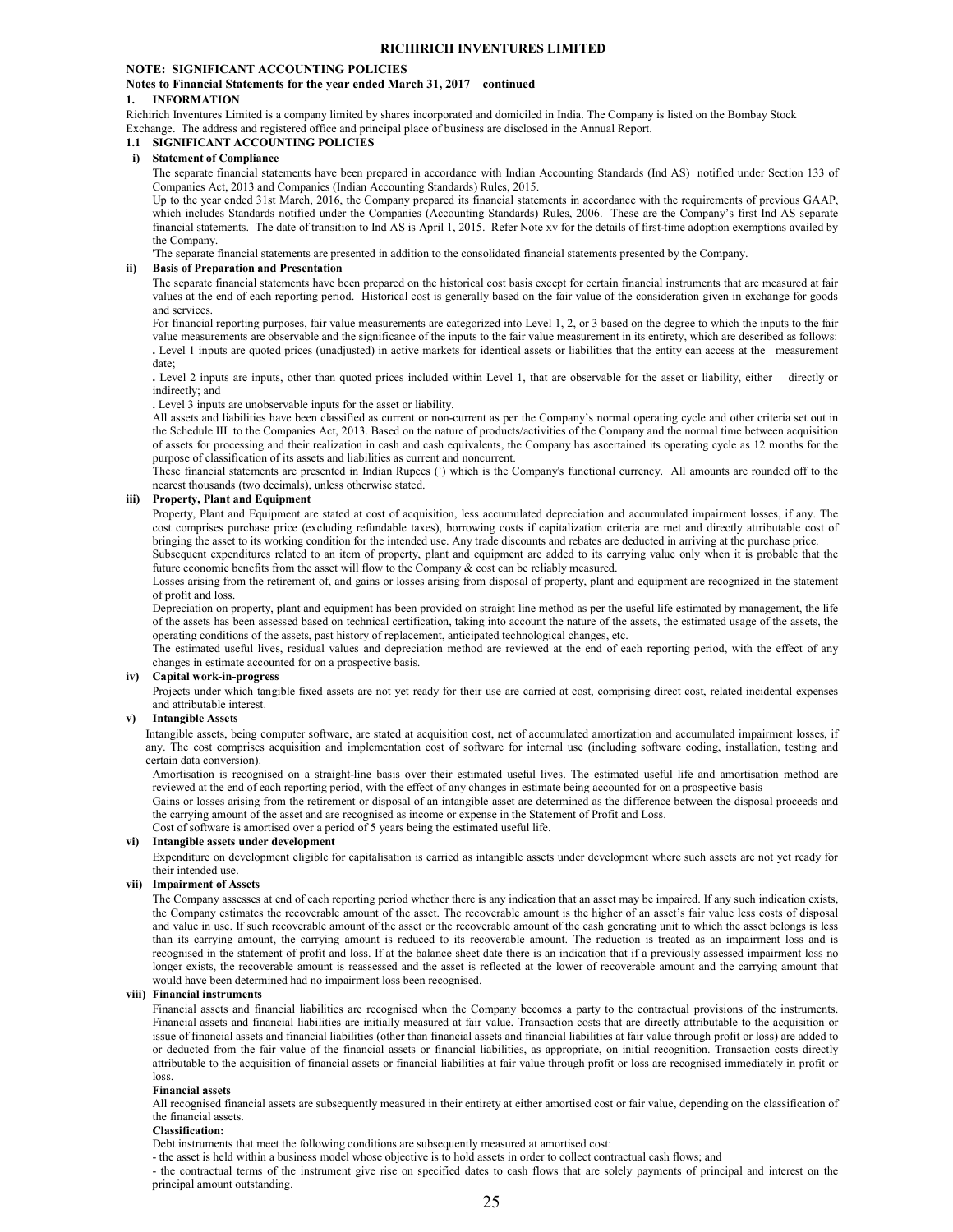## NOTE: SIGNIFICANT ACCOUNTING POLICIES

### Notes to Financial Statements for the year ended March 31, 2017 – continued

### 1. INFORMATION

Richirich Inventures Limited is a company limited by shares incorporated and domiciled in India. The Company is listed on the Bombay Stock Exchange. The address and registered office and principal place of business are disclosed in the Annual Report.

### 1.1 SIGNIFICANT ACCOUNTING POLICIES

#### i) Statement of Compliance

The separate financial statements have been prepared in accordance with Indian Accounting Standards (Ind AS) notified under Section 133 of Companies Act, 2013 and Companies (Indian Accounting Standards) Rules, 2015.

Up to the year ended 31st March, 2016, the Company prepared its financial statements in accordance with the requirements of previous GAAP, which includes Standards notified under the Companies (Accounting Standards) Rules, 2006. These are the Company's first Ind AS separate financial statements. The date of transition to Ind AS is April 1, 2015. Refer Note xv for the details of first-time adoption exemptions availed by the Company.

'The separate financial statements are presented in addition to the consolidated financial statements presented by the Company.

#### ii) Basis of Preparation and Presentation

The separate financial statements have been prepared on the historical cost basis except for certain financial instruments that are measured at fair values at the end of each reporting period. Historical cost is generally based on the fair value of the consideration given in exchange for goods and services.

For financial reporting purposes, fair value measurements are categorized into Level 1, 2, or 3 based on the degree to which the inputs to the fair value measurements are observable and the significance of the inputs to the fair value measurement in its entirety, which are described as follows:

. Level 1 inputs are quoted prices (unadjusted) in active markets for identical assets or liabilities that the entity can access at the measurement date;

. Level 2 inputs are inputs, other than quoted prices included within Level 1, that are observable for the asset or liability, either directly or indirectly; and

. Level 3 inputs are unobservable inputs for the asset or liability.

All assets and liabilities have been classified as current or non-current as per the Company's normal operating cycle and other criteria set out in the Schedule III to the Companies Act, 2013. Based on the nature of products/activities of the Company and the normal time between acquisition of assets for processing and their realization in cash and cash equivalents, the Company has ascertained its operating cycle as 12 months for the purpose of classification of its assets and liabilities as current and noncurrent.

These financial statements are presented in Indian Rupees (`) which is the Company's functional currency. All amounts are rounded off to the nearest thousands (two decimals), unless otherwise stated.

#### iii) Property, Plant and Equipment

Property, Plant and Equipment are stated at cost of acquisition, less accumulated depreciation and accumulated impairment losses, if any. The cost comprises purchase price (excluding refundable taxes), borrowing costs if capitalization criteria are met and directly attributable cost of bringing the asset to its working condition for the intended use. Any trade discounts and rebates are deducted in arriving at the purchase price.

Subsequent expenditures related to an item of property, plant and equipment are added to its carrying value only when it is probable that the future economic benefits from the asset will flow to the Company & cost can be reliably measured.

Losses arising from the retirement of, and gains or losses arising from disposal of property, plant and equipment are recognized in the statement of profit and loss.

Depreciation on property, plant and equipment has been provided on straight line method as per the useful life estimated by management, the life of the assets has been assessed based on technical certification, taking into account the nature of the assets, the estimated usage of the assets, the operating conditions of the assets, past history of replacement, anticipated technological changes, etc.

The estimated useful lives, residual values and depreciation method are reviewed at the end of each reporting period, with the effect of any changes in estimate accounted for on a prospective basis.

#### iv) Capital work-in-progress

Projects under which tangible fixed assets are not yet ready for their use are carried at cost, comprising direct cost, related incidental expenses and attributable interest.

#### v) Intangible Assets

Intangible assets, being computer software, are stated at acquisition cost, net of accumulated amortization and accumulated impairment losses, if any. The cost comprises acquisition and implementation cost of software for internal use (including software coding, installation, testing and certain data conversion).

Amortisation is recognised on a straight-line basis over their estimated useful lives. The estimated useful life and amortisation method are reviewed at the end of each reporting period, with the effect of any changes in estimate being accounted for on a prospective basis

Gains or losses arising from the retirement or disposal of an intangible asset are determined as the difference between the disposal proceeds and the carrying amount of the asset and are recognised as income or expense in the Statement of Profit and Loss.

Cost of software is amortised over a period of 5 years being the estimated useful life.

#### vi) Intangible assets under development

Expenditure on development eligible for capitalisation is carried as intangible assets under development where such assets are not yet ready for their intended use.

#### vii) Impairment of Assets

The Company assesses at end of each reporting period whether there is any indication that an asset may be impaired. If any such indication exists, the Company estimates the recoverable amount of the asset. The recoverable amount is the higher of an asset's fair value less costs of disposal and value in use. If such recoverable amount of the asset or the recoverable amount of the cash generating unit to which the asset belongs is less than its carrying amount, the carrying amount is reduced to its recoverable amount. The reduction is treated as an impairment loss and is recognised in the statement of profit and loss. If at the balance sheet date there is an indication that if a previously assessed impairment loss no longer exists, the recoverable amount is reassessed and the asset is reflected at the lower of recoverable amount and the carrying amount that would have been determined had no impairment loss been recognised.

#### viii) Financial instruments

Financial assets and financial liabilities are recognised when the Company becomes a party to the contractual provisions of the instruments. Financial assets and financial liabilities are initially measured at fair value. Transaction costs that are directly attributable to the acquisition or issue of financial assets and financial liabilities (other than financial assets and financial liabilities at fair value through profit or loss) are added to or deducted from the fair value of the financial assets or financial liabilities, as appropriate, on initial recognition. Transaction costs directly attributable to the acquisition of financial assets or financial liabilities at fair value through profit or loss are recognised immediately in profit or loss.

**Financial assets**

All recognised financial assets are subsequently measured in their entirety at either amortised cost or fair value, depending on the classification of the financial assets.

**Classification:**

Debt instruments that meet the following conditions are subsequently measured at amortised cost:

- the asset is held within a business model whose objective is to hold assets in order to collect contractual cash flows; and

- the contractual terms of the instrument give rise on specified dates to cash flows that are solely payments of principal and interest on the principal amount outstanding.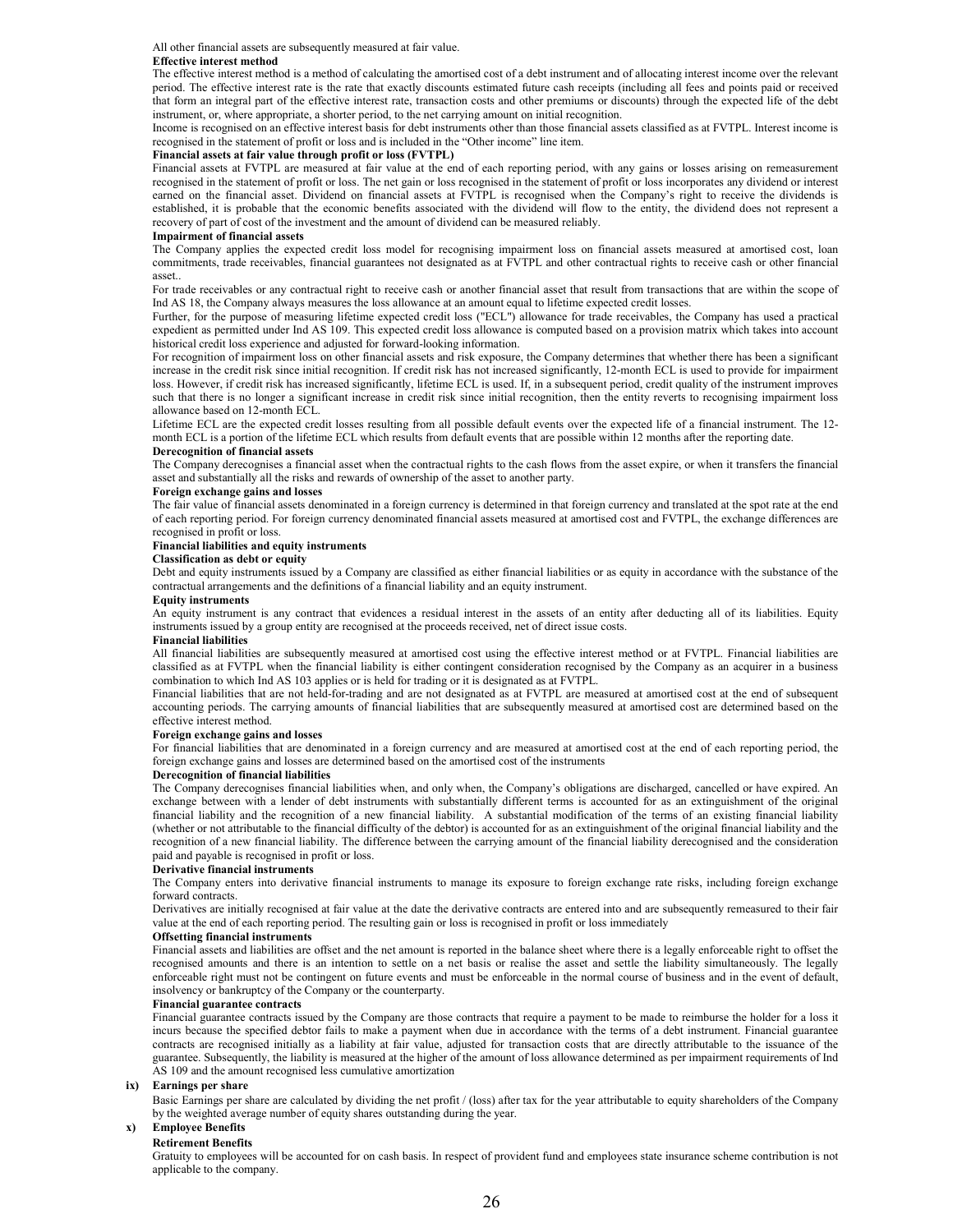All other financial assets are subsequently measured at fair value.

**Effective interest method**

The effective interest method is a method of calculating the amortised cost of a debt instrument and of allocating interest income over the relevant period. The effective interest rate is the rate that exactly discounts estimated future cash receipts (including all fees and points paid or received that form an integral part of the effective interest rate, transaction costs and other premiums or discounts) through the expected life of the debt instrument, or, where appropriate, a shorter period, to the net carrying amount on initial recognition.

Income is recognised on an effective interest basis for debt instruments other than those financial assets classified as at FVTPL. Interest income is recognised in the statement of profit or loss and is included in the "Other income" line item.

**Financial assets at fair value through profit or loss (FVTPL)**

Financial assets at FVTPL are measured at fair value at the end of each reporting period, with any gains or losses arising on remeasurement recognised in the statement of profit or loss. The net gain or loss recognised in the statement of profit or loss incorporates any dividend or interest earned on the financial asset. Dividend on financial assets at FVTPL is recognised when the Company's right to receive the dividends is established, it is probable that the economic benefits associated with the dividend will flow to the entity, the dividend does not represent a recovery of part of cost of the investment and the amount of dividend can be measured reliably.

**Impairment of financial assets**

The Company applies the expected credit loss model for recognising impairment loss on financial assets measured at amortised cost, loan commitments, trade receivables, financial guarantees not designated as at FVTPL and other contractual rights to receive cash or other financial asset..

For trade receivables or any contractual right to receive cash or another financial asset that result from transactions that are within the scope of Ind AS 18, the Company always measures the loss allowance at an amount equal to lifetime expected credit losses.

Further, for the purpose of measuring lifetime expected credit loss ("ECL") allowance for trade receivables, the Company has used a practical expedient as permitted under Ind AS 109. This expected credit loss allowance is computed based on a provision matrix which takes into account historical credit loss experience and adjusted for forward-looking information.

For recognition of impairment loss on other financial assets and risk exposure, the Company determines that whether there has been a significant increase in the credit risk since initial recognition. If credit risk has not increased significantly, 12-month ECL is used to provide for impairment loss. However, if credit risk has increased significantly, lifetime ECL is used. If, in a subsequent period, credit quality of the instrument improves such that there is no longer a significant increase in credit risk since initial recognition, then the entity reverts to recognising impairment loss allowance based on 12-month ECL.

Lifetime ECL are the expected credit losses resulting from all possible default events over the expected life of a financial instrument. The 12-month ECL is a portion of the lifetime ECL which results from default events that are possible within 12 months after the reporting date.

**Derecognition of financial assets**

The Company derecognises a financial asset when the contractual rights to the cash flows from the asset expire, or when it transfers the financial asset and substantially all the risks and rewards of ownership of the asset to another party.

**Foreign exchange gains and losses**

The fair value of financial assets denominated in a foreign currency is determined in that foreign currency and translated at the spot rate at the end of each reporting period. For foreign currency denominated financial assets measured at amortised cost and FVTPL, the exchange differences are recognised in profit or loss.

**Financial liabilities and equity instruments**

**Classification as debt or equity**

Debt and equity instruments issued by a Company are classified as either financial liabilities or as equity in accordance with the substance of the contractual arrangements and the definitions of a financial liability and an equity instrument.

**Equity instruments**

An equity instrument is any contract that evidences a residual interest in the assets of an entity after deducting all of its liabilities. Equity instruments issued by a group entity are recognised at the proceeds received, net of direct issue costs.

**Financial liabilities**

All financial liabilities are subsequently measured at amortised cost using the effective interest method or at FVTPL. Financial liabilities are classified as at FVTPL when the financial liability is either contingent consideration recognised by the Company as an acquirer in a business combination to which Ind AS 103 applies or is held for trading or it is designated as at FVTPL.

Financial liabilities that are not held-for-trading and are not designated as at FVTPL are measured at amortised cost at the end of subsequent accounting periods. The carrying amounts of financial liabilities that are subsequently measured at amortised cost are determined based on the effective interest method.

**Foreign exchange gains and losses**

For financial liabilities that are denominated in a foreign currency and are measured at amortised cost at the end of each reporting period, the foreign exchange gains and losses are determined based on the amortised cost of the instruments

**Derecognition of financial liabilities**

The Company derecognises financial liabilities when, and only when, the Company's obligations are discharged, cancelled or have expired. An exchange between with a lender of debt instruments with substantially different terms is accounted for as an extinguishment of the original financial liability and the recognition of a new financial liability. A substantial modification of the terms of an existing financial liability (whether or not attributable to the financial difficulty of the debtor) is accounted for as an extinguishment of the original financial liability and the recognition of a new financial liability. The difference between the carrying amount of the financial liability derecognised and the consideration paid and payable is recognised in profit or loss.

**Derivative financial instruments**

The Company enters into derivative financial instruments to manage its exposure to foreign exchange rate risks, including foreign exchange forward contracts.

Derivatives are initially recognised at fair value at the date the derivative contracts are entered into and are subsequently remeasured to their fair value at the end of each reporting period. The resulting gain or loss is recognised in profit or loss immediately

**Offsetting financial instruments**

Financial assets and liabilities are offset and the net amount is reported in the balance sheet where there is a legally enforceable right to offset the recognised amounts and there is an intention to settle on a net basis or realise the asset and settle the liability simultaneously. The legally enforceable right must not be contingent on future events and must be enforceable in the normal course of business and in the event of default, insolvency or bankruptcy of the Company or the counterparty.

**Financial guarantee contracts**

Financial guarantee contracts issued by the Company are those contracts that require a payment to be made to reimburse the holder for a loss it incurs because the specified debtor fails to make a payment when due in accordance with the terms of a debt instrument. Financial guarantee contracts are recognised initially as a liability at fair value, adjusted for transaction costs that are directly attributable to the issuance of the guarantee. Subsequently, the liability is measured at the higher of the amount of loss allowance determined as per impairment requirements of Ind AS 109 and the amount recognised less cumulative amortization

**ix) Earnings per share**

Basic Earnings per share are calculated by dividing the net profit / (loss) after tax for the year attributable to equity shareholders of the Company by the weighted average number of equity shares outstanding during the year.

**x) Employee Benefits**

**Retirement Benefits**

Gratuity to employees will be accounted for on cash basis. In respect of provident fund and employees state insurance scheme contribution is not applicable to the company.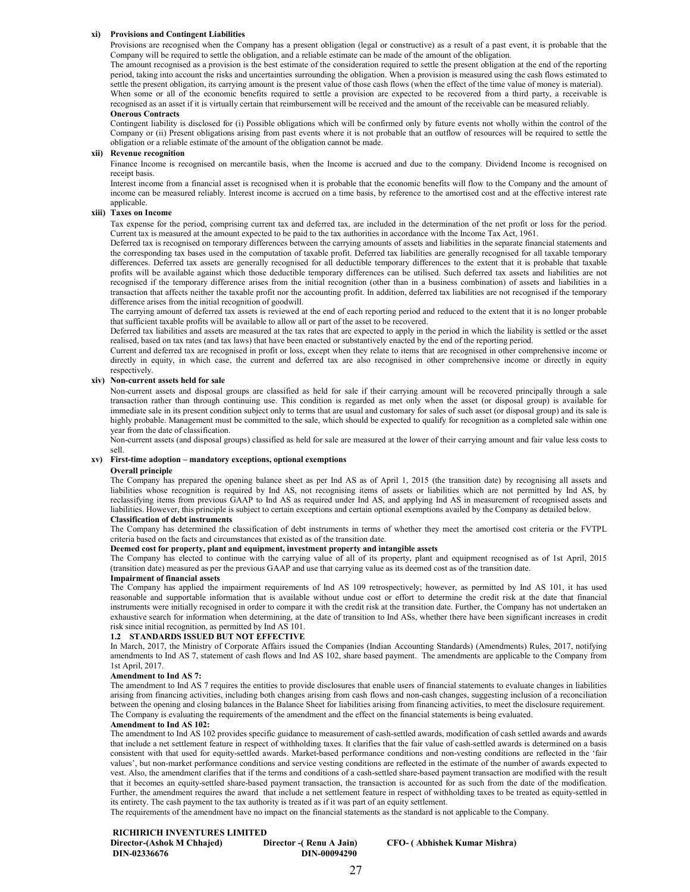**xi) Provisions and Contingent Liabilities**

Provisions are recognised when the Company has a present obligation (legal or constructive) as a result of a past event, it is probable that the Company will be required to settle the obligation, and a reliable estimate can be made of the amount of the obligation.

The amount recognised as a provision is the best estimate of the consideration required to settle the present obligation at the end of the reporting period, taking into account the risks and uncertainties surrounding the obligation. When a provision is measured using the cash flows estimated to settle the present obligation, its carrying amount is the present value of those cash flows (when the effect of the time value of money is material).

When some or all of the economic benefits required to settle a provision are expected to be recovered from a third party, a receivable is recognised as an asset if it is virtually certain that reimbursement will be received and the amount of the receivable can be measured reliably.

**Onerous Contracts**

Contingent liability is disclosed for (i) Possible obligations which will be confirmed only by future events not wholly within the control of the Company or (ii) Present obligations arising from past events where it is not probable that an outflow of resources will be required to settle the obligation or a reliable estimate of the amount of the obligation cannot be made.

**xii) Revenue recognition**

Finance Income is recognised on mercantile basis, when the Income is accrued and due to the company. Dividend Income is recognised on receipt basis.

Interest income from a financial asset is recognised when it is probable that the economic benefits will flow to the Company and the amount of income can be measured reliably. Interest income is accrued on a time basis, by reference to the amortised cost and at the effective interest rate applicable.

**xiii) Taxes on Income**

Tax expense for the period, comprising current tax and deferred tax, are included in the determination of the net profit or loss for the period. Current tax is measured at the amount expected to be paid to the tax authorities in accordance with the Income Tax Act, 1961.

Deferred tax is recognised on temporary differences between the carrying amounts of assets and liabilities in the separate financial statements and the corresponding tax bases used in the computation of taxable profit. Deferred tax liabilities are generally recognised for all taxable temporary differences. Deferred tax assets are generally recognised for all deductible temporary differences to the extent that it is probable that taxable profits will be available against which those deductible temporary differences can be utilised. Such deferred tax assets and liabilities are not recognised if the temporary difference arises from the initial recognition (other than in a business combination) of assets and liabilities in a transaction that affects neither the taxable profit nor the accounting profit. In addition, deferred tax liabilities are not recognised if the temporary difference arises from the initial recognition of goodwill.

The carrying amount of deferred tax assets is reviewed at the end of each reporting period and reduced to the extent that it is no longer probable that sufficient taxable profits will be available to allow all or part of the asset to be recovered.

Deferred tax liabilities and assets are measured at the tax rates that are expected to apply in the period in which the liability is settled or the asset realised, based on tax rates (and tax laws) that have been enacted or substantively enacted by the end of the reporting period.

Current and deferred tax are recognised in profit or loss, except when they relate to items that are recognised in other comprehensive income or directly in equity, in which case, the current and deferred tax are also recognised in other comprehensive income or directly in equity respectively.

**xiv) Non-current assets held for sale**

Non-current assets and disposal groups are classified as held for sale if their carrying amount will be recovered principally through a sale transaction rather than through continuing use. This condition is regarded as met only when the asset (or disposal group) is available for immediate sale in its present condition subject only to terms that are usual and customary for sales of such asset (or disposal group) and its sale is highly probable. Management must be committed to the sale, which should be expected to qualify for recognition as a completed sale within one year from the date of classification.

Non-current assets (and disposal groups) classified as held for sale are measured at the lower of their carrying amount and fair value less costs to sell.

**xv) First-time adoption – mandatory exceptions, optional exemptions**

**Overall principle**

The Company has prepared the opening balance sheet as per Ind AS as of April 1, 2015 (the transition date) by recognising all assets and liabilities whose recognition is required by Ind AS, not recognising items of assets or liabilities which are not permitted by Ind AS, by reclassifying items from previous GAAP to Ind AS as required under Ind AS, and applying Ind AS in measurement of recognised assets and liabilities. However, this principle is subject to certain exceptions and certain optional exemptions availed by the Company as detailed below.

**Classification of debt instruments**

The Company has determined the classification of debt instruments in terms of whether they meet the amortised cost criteria or the FVTPL criteria based on the facts and circumstances that existed as of the transition date.

**Deemed cost for property, plant and equipment, investment property and intangible assets**

The Company has elected to continue with the carrying value of all of its property, plant and equipment recognised as of 1st April, 2015 (transition date) measured as per the previous GAAP and use that carrying value as its deemed cost as of the transition date.

**Impairment of financial assets**

The Company has applied the impairment requirements of Ind AS 109 retrospectively; however, as permitted by Ind AS 101, it has used reasonable and supportable information that is available without undue cost or effort to determine the credit risk at the date that financial instruments were initially recognised in order to compare it with the credit risk at the transition date. Further, the Company has not undertaken an exhaustive search for information when determining, at the date of transition to Ind ASs, whether there have been significant increases in credit risk since initial recognition, as permitted by Ind AS 101.

**1.2 STANDARDS ISSUED BUT NOT EFFECTIVE**

In March, 2017, the Ministry of Corporate Affairs issued the Companies (Indian Accounting Standards) (Amendments) Rules, 2017, notifying amendments to Ind AS 7, statement of cash flows and Ind AS 102, share based payment. The amendments are applicable to the Company from 1st April, 2017.

**Amendment to Ind AS 7:**

The amendment to Ind AS 7 requires the entities to provide disclosures that enable users of financial statements to evaluate changes in liabilities arising from financing activities, including both changes arising from cash flows and non-cash changes, suggesting inclusion of a reconciliation between the opening and closing balances in the Balance Sheet for liabilities arising from financing activities, to meet the disclosure requirement. The Company is evaluating the requirements of the amendment and the effect on the financial statements is being evaluated.

**Amendment to Ind AS 102:**

The amendment to Ind AS 102 provides specific guidance to measurement of cash-settled awards, modification of cash settled awards and awards that include a net settlement feature in respect of withholding taxes. It clarifies that the fair value of cash-settled awards is determined on a basis consistent with that used for equity-settled awards. Market-based performance conditions and non-vesting conditions are reflected in the 'fair values', but non-market performance conditions and service vesting conditions are reflected in the estimate of the number of awards expected to vest. Also, the amendment clarifies that if the terms and conditions of a cash-settled share-based payment transaction are modified with the result that it becomes an equity-settled share-based payment transaction, the transaction is accounted for as such from the date of the modification. Further, the amendment requires the award that include a net settlement feature in respect of withholding taxes to be treated as equity-settled in its entirety. The cash payment to the tax authority is treated as if it was part of an equity settlement.

The requirements of the amendment have no impact on the financial statements as the standard is not applicable to the Company.

**RICHIRICH INVENTURES LIMITED**

| Director-(Ashok M Chhajed) | Director -( Renu A Jain) | CFO- ( Abhishek Kumar Mishra) |
|---|---|---|
| DIN-02336676 | DIN-00094290 | |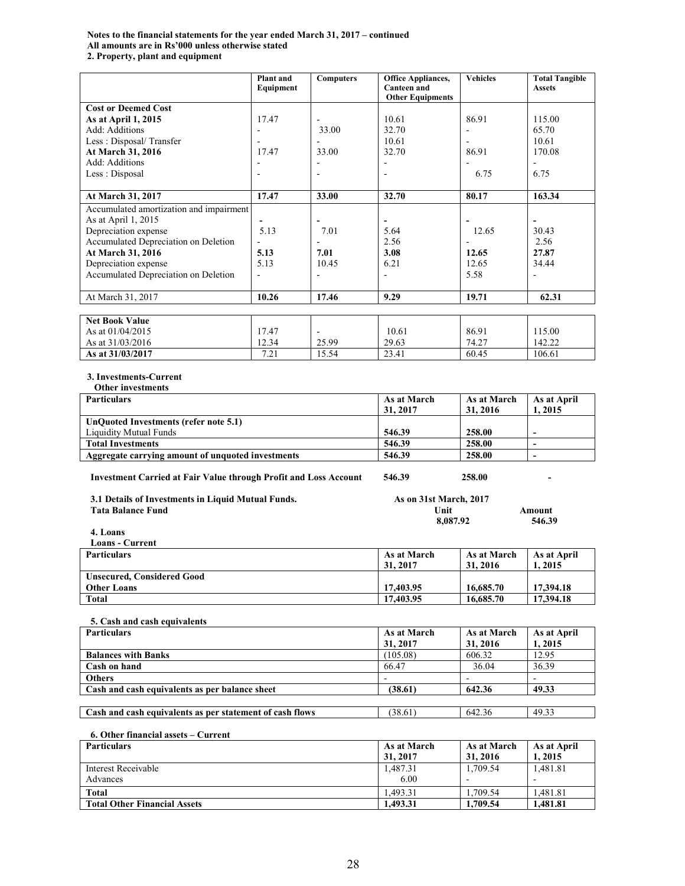**Notes to the financial statements for the year ended March 31, 2017 – continued**
**All amounts are in Rs'000 unless otherwise stated**
**2. Property, plant and equipment**

| | Plant and Equipment | Computers | Office Appliances, Canteen and Other Equipments | Vehicles | Total Tangible Assets |
|---|---|---|---|---|---|
| **Cost or Deemed Cost** | | | | | |
| **As at April 1, 2015** | 17.47 | - | 10.61 | 86.91 | 115.00 |
| Add: Additions | - | 33.00 | 32.70 | - | 65.70 |
| Less : Disposal/ Transfer | - | - | 10.61 | - | 10.61 |
| **At March 31, 2016** | 17.47 | 33.00 | 32.70 | 86.91 | 170.08 |
| Add: Additions | - | - | - | - | - |
| Less : Disposal | - | - | - | 6.75 | 6.75 |
| **At March 31, 2017** | **17.47** | **33.00** | **32.70** | **80.17** | **163.34** |
| Accumulated amortization and impairment | | | | | |
| As at April 1, 2015 | - | - | - | - | - |
| Depreciation expense | 5.13 | 7.01 | 5.64 | 12.65 | 30.43 |
| Accumulated Depreciation on Deletion | - | - | 2.56 | - | 2.56 |
| **At March 31, 2016** | **5.13** | **7.01** | **3.08** | **12.65** | **27.87** |
| Depreciation expense | 5.13 | 10.45 | 6.21 | 12.65 | 34.44 |
| Accumulated Depreciation on Deletion | - | - | - | 5.58 | - |
| At March 31, 2017 | **10.26** | **17.46** | **9.29** | **19.71** | **62.31** |

| **Net Book Value** | | | | | |
|---|---|---|---|---|---|
| As at 01/04/2015 | 17.47 | - | 10.61 | 86.91 | 115.00 |
| As at 31/03/2016 | 12.34 | 25.99 | 29.63 | 74.27 | 142.22 |
| **As at 31/03/2017** | 7.21 | 15.54 | 23.41 | 60.45 | 106.61 |

**3. Investments-Current**
**Other investments**

| Particulars | As at March 31, 2017 | As at March 31, 2016 | As at April 1, 2015 |
|---|---|---|---|
| **UnQuoted Investments (refer note 5.1)** | | | |
| Liquidity Mutual Funds | **546.39** | **258.00** | **-** |
| **Total Investments** | **546.39** | **258.00** | **-** |
| **Aggregate carrying amount of unquoted investments** | **546.39** | **258.00** | **-** |

**Investment Carried at Fair Value through Profit and Loss Account** **546.39** **258.00** **-**

| **3.1 Details of Investments in Liquid Mutual Funds.** | **As on 31st March, 2017** | |
|---|---|---|
| **Tata Balance Fund** | **Unit** | **Amount** |
| | **8,087.92** | **546.39** |

**4. Loans**
**Loans - Current**

| Particulars | As at March 31, 2017 | As at March 31, 2016 | As at April 1, 2015 |
|---|---|---|---|
| **Unsecured, Considered Good** | | | |
| **Other Loans** | **17,403.95** | **16,685.70** | **17,394.18** |
| **Total** | **17,403.95** | **16,685.70** | **17,394.18** |

**5. Cash and cash equivalents**

| Particulars | As at March 31, 2017 | As at March 31, 2016 | As at April 1, 2015 |
|---|---|---|---|
| **Balances with Banks** | (105.08) | 606.32 | 12.95 |
| **Cash on hand** | 66.47 | 36.04 | 36.39 |
| **Others** | - | - | - |
| **Cash and cash equivalents as per balance sheet** | **(38.61)** | **642.36** | **49.33** |

| **Cash and cash equivalents as per statement of cash flows** | (38.61) | 642.36 | 49.33 |
|---|---|---|---|

**6. Other financial assets – Current**

| Particulars | As at March 31, 2017 | As at March 31, 2016 | As at April 1, 2015 |
|---|---|---|---|
| Interest Receivable | 1,487.31 | 1,709.54 | 1,481.81 |
| Advances | 6.00 | - | - |
| **Total** | 1,493.31 | 1,709.54 | 1,481.81 |
| **Total Other Financial Assets** | **1,493.31** | **1,709.54** | **1,481.81** |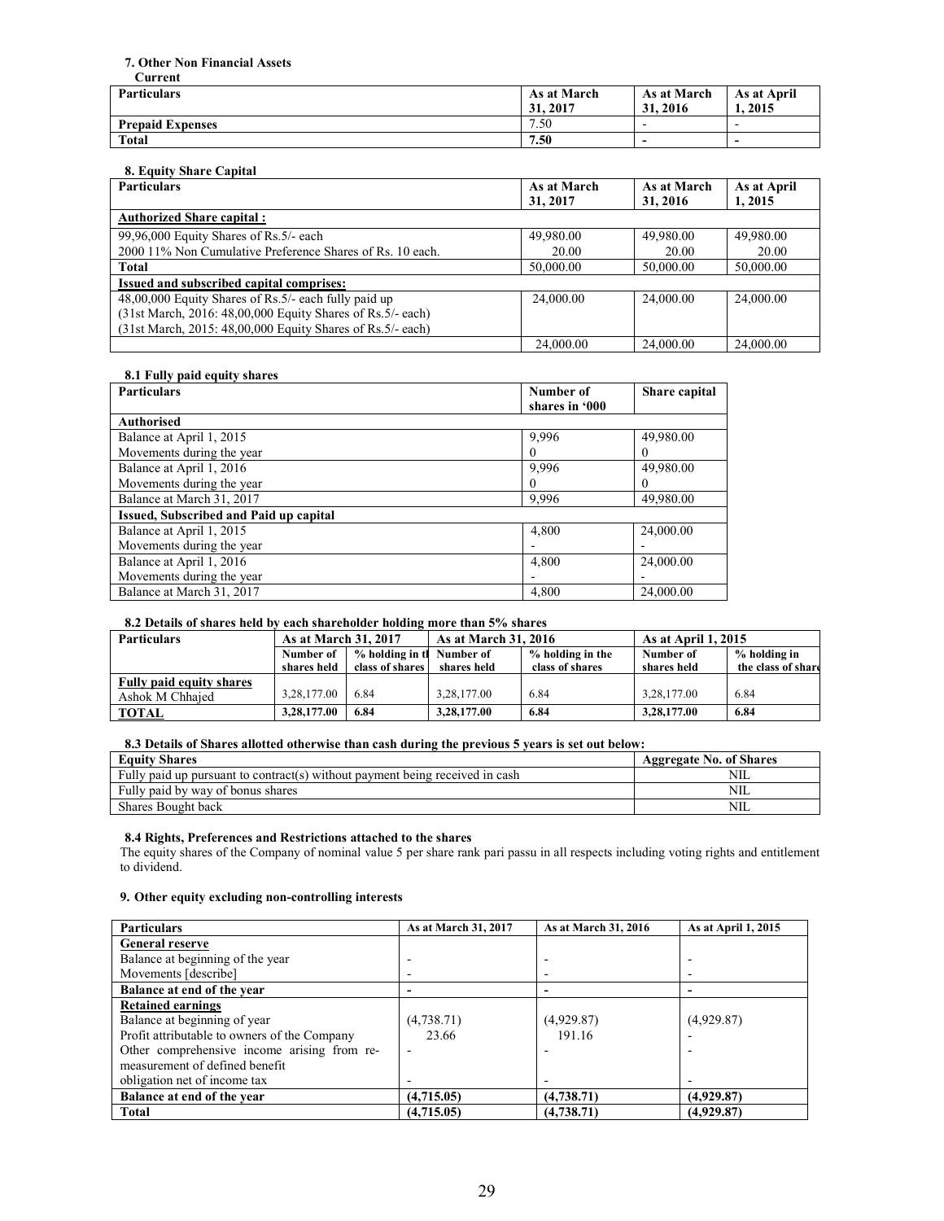### 7. Other Non Financial Assets

Current

| Particulars | As at March 31, 2017 | As at March 31, 2016 | As at April 1, 2015 |
|---|---|---|---|
| **Prepaid Expenses** | 7.50 | - | - |
| **Total** | **7.50** | **-** | **-** |

### 8. Equity Share Capital

| Particulars | As at March 31, 2017 | As at March 31, 2016 | As at April 1, 2015 |
|---|---|---|---|
| **Authorized Share capital :** | | | |
| 99,96,000 Equity Shares of Rs.5/- each | 49,980.00 | 49,980.00 | 49,980.00 |
| 2000 11% Non Cumulative Preference Shares of Rs. 10 each. | 20.00 | 20.00 | 20.00 |
| **Total** | 50,000.00 | 50,000.00 | 50,000.00 |
| **Issued and subscribed capital comprises:** | | | |
| 48,00,000 Equity Shares of Rs.5/- each fully paid up (31st March, 2016: 48,00,000 Equity Shares of Rs.5/- each) (31st March, 2015: 48,00,000 Equity Shares of Rs.5/- each) | 24,000.00 | 24,000.00 | 24,000.00 |
| | 24,000.00 | 24,000.00 | 24,000.00 |

#### 8.1 Fully paid equity shares

| Particulars | Number of shares in '000 | Share capital |
|---|---|---|
| **Authorised** | | |
| Balance at April 1, 2015 | 9,996 | 49,980.00 |
| Movements during the year | 0 | 0 |
| Balance at April 1, 2016 | 9,996 | 49,980.00 |
| Movements during the year | 0 | 0 |
| Balance at March 31, 2017 | 9,996 | 49,980.00 |
| **Issued, Subscribed and Paid up capital** | | |
| Balance at April 1, 2015 | 4,800 | 24,000.00 |
| Movements during the year | - | - |
| Balance at April 1, 2016 | 4,800 | 24,000.00 |
| Movements during the year | - | - |
| Balance at March 31, 2017 | 4,800 | 24,000.00 |

#### 8.2 Details of shares held by each shareholder holding more than 5% shares

| Particulars | As at March 31, 2017 | | As at March 31, 2016 | | As at April 1, 2015 | |
|---|---|---|---|---|---|---|
| | Number of shares held | % holding in the class of shares | Number of shares held | % holding in the class of shares | Number of shares held | % holding in the class of share |
| **Fully paid equity shares** Ashok M Chhajed | 3,28,177.00 | 6.84 | 3,28,177.00 | 6.84 | 3,28,177.00 | 6.84 |
| **TOTAL** | **3,28,177.00** | **6.84** | **3,28,177.00** | **6.84** | **3,28,177.00** | **6.84** |

#### 8.3 Details of Shares allotted otherwise than cash during the previous 5 years is set out below:

| Equity Shares | Aggregate No. of Shares |
|---|---|
| Fully paid up pursuant to contract(s) without payment being received in cash | NIL |
| Fully paid by way of bonus shares | NIL |
| Shares Bought back | NIL |

#### 8.4 Rights, Preferences and Restrictions attached to the shares

The equity shares of the Company of nominal value 5 per share rank pari passu in all respects including voting rights and entitlement to dividend.

### 9. Other equity excluding non-controlling interests

| Particulars | As at March 31, 2017 | As at March 31, 2016 | As at April 1, 2015 |
|---|---|---|---|
| **General reserve** | | | |
| Balance at beginning of the year | - | - | - |
| Movements [describe] | - | - | - |
| **Balance at end of the year** | **-** | **-** | **-** |
| **Retained earnings** | | | |
| Balance at beginning of year | (4,738.71) | (4,929.87) | (4,929.87) |
| Profit attributable to owners of the Company | 23.66 | 191.16 | - |
| Other comprehensive income arising from re-measurement of defined benefit obligation net of income tax | - | - | - |
| **Balance at end of the year** | **(4,715.05)** | **(4,738.71)** | **(4,929.87)** |
| **Total** | **(4,715.05)** | **(4,738.71)** | **(4,929.87)** |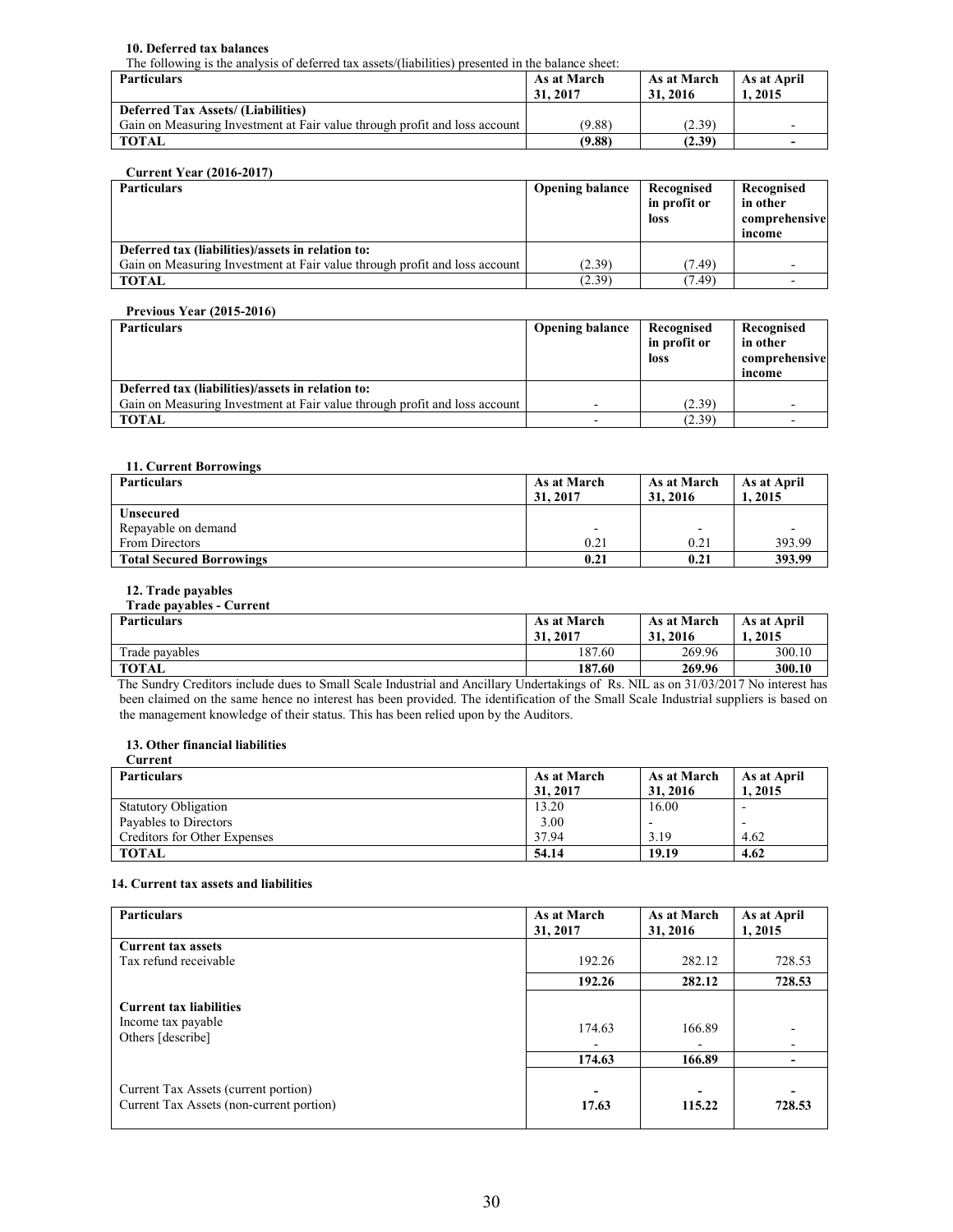### 10. Deferred tax balances

The following is the analysis of deferred tax assets/(liabilities) presented in the balance sheet:

| Particulars | As at March 31, 2017 | As at March 31, 2016 | As at April 1, 2015 |
|---|---|---|---|
| **Deferred Tax Assets/ (Liabilities)** | | | |
| Gain on Measuring Investment at Fair value through profit and loss account | (9.88) | (2.39) | - |
| **TOTAL** | **(9.88)** | **(2.39)** | **-** |

**Current Year (2016-2017)**

| Particulars | Opening balance | Recognised in profit or loss | Recognised in other comprehensive income |
|---|---|---|---|
| **Deferred tax (liabilities)/assets in relation to:** | | | |
| Gain on Measuring Investment at Fair value through profit and loss account | (2.39) | (7.49) | - |
| **TOTAL** | (2.39) | (7.49) | - |

**Previous Year (2015-2016)**

| Particulars | Opening balance | Recognised in profit or loss | Recognised in other comprehensive income |
|---|---|---|---|
| **Deferred tax (liabilities)/assets in relation to:** | | | |
| Gain on Measuring Investment at Fair value through profit and loss account | - | (2.39) | - |
| **TOTAL** | - | (2.39) | - |

### 11. Current Borrowings

| Particulars | As at March 31, 2017 | As at March 31, 2016 | As at April 1, 2015 |
|---|---|---|---|
| **Unsecured** | | | |
| Repayable on demand | - | - | - |
| From Directors | 0.21 | 0.21 | 393.99 |
| **Total Secured Borrowings** | **0.21** | **0.21** | **393.99** |

### 12. Trade payables

**Trade payables - Current**

| Particulars | As at March 31, 2017 | As at March 31, 2016 | As at April 1, 2015 |
|---|---|---|---|
| Trade payables | 187.60 | 269.96 | 300.10 |
| **TOTAL** | **187.60** | **269.96** | **300.10** |

The Sundry Creditors include dues to Small Scale Industrial and Ancillary Undertakings of Rs. NIL as on 31/03/2017 No interest has been claimed on the same hence no interest has been provided. The identification of the Small Scale Industrial suppliers is based on the management knowledge of their status. This has been relied upon by the Auditors.

### 13. Other financial liabilities

**Current**

| Particulars | As at March 31, 2017 | As at March 31, 2016 | As at April 1, 2015 |
|---|---|---|---|
| Statutory Obligation | 13.20 | 16.00 | - |
| Payables to Directors | 3.00 | - | - |
| Creditors for Other Expenses | 37.94 | 3.19 | 4.62 |
| **TOTAL** | **54.14** | **19.19** | **4.62** |

### 14. Current tax assets and liabilities

| Particulars | As at March 31, 2017 | As at March 31, 2016 | As at April 1, 2015 |
|---|---|---|---|
| **Current tax assets** | | | |
| Tax refund receivable | 192.26 | 282.12 | 728.53 |
| | **192.26** | **282.12** | **728.53** |
| **Current tax liabilities** | | | |
| Income tax payable | 174.63 | 166.89 | - |
| Others [describe] | - | - | - |
| | **174.63** | **166.89** | **-** |
| Current Tax Assets (current portion) | **-** | **-** | **-** |
| Current Tax Assets (non-current portion) | **17.63** | **115.22** | **728.53** |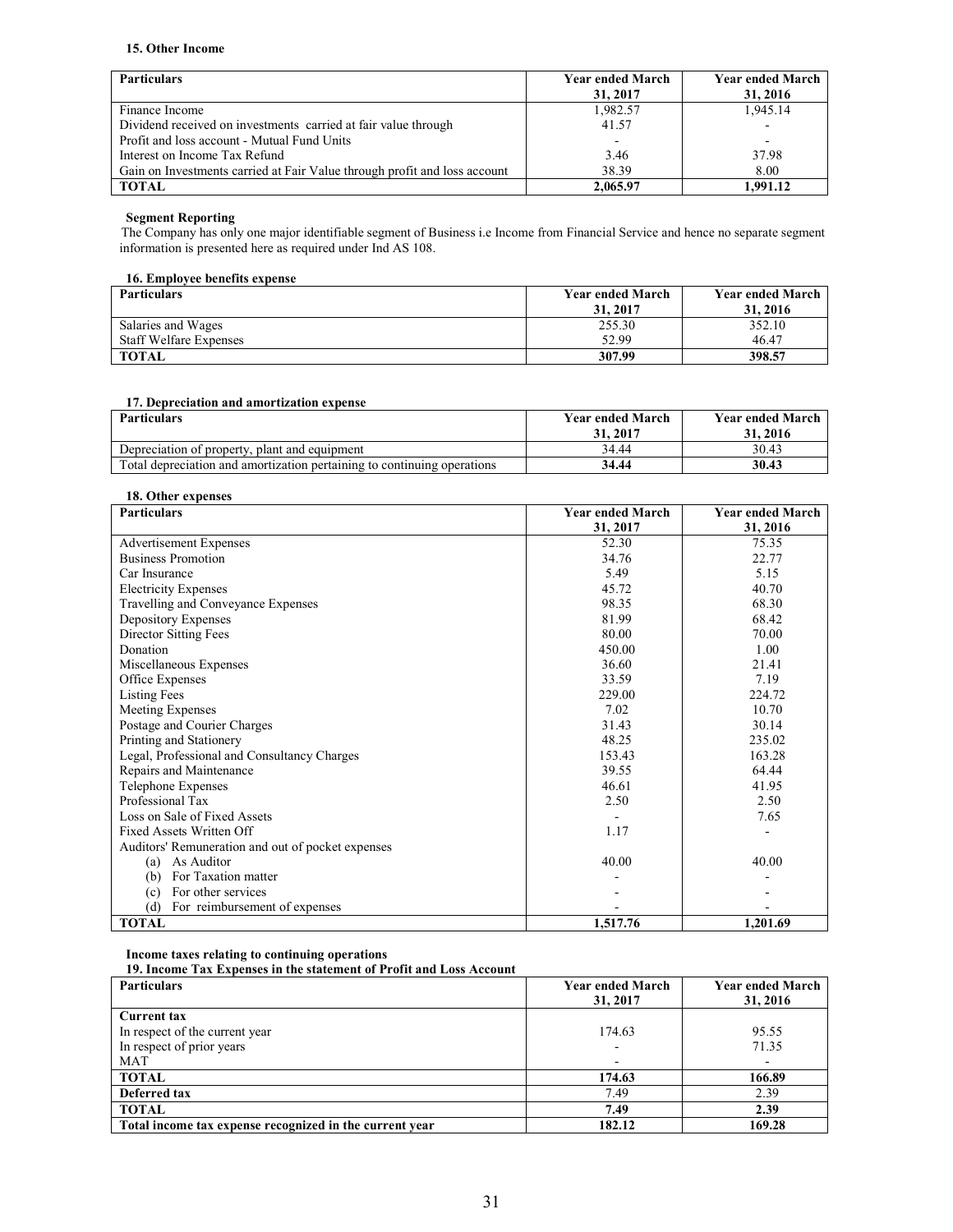### 15. Other Income

| Particulars | Year ended March 31, 2017 | Year ended March 31, 2016 |
|---|---|---|
| Finance Income | 1,982.57 | 1,945.14 |
| Dividend received on investments carried at fair value through | 41.57 | - |
| Profit and loss account - Mutual Fund Units | - | - |
| Interest on Income Tax Refund | 3.46 | 37.98 |
| Gain on Investments carried at Fair Value through profit and loss account | 38.39 | 8.00 |
| **TOTAL** | **2,065.97** | **1,991.12** |

**Segment Reporting**

The Company has only one major identifiable segment of Business i.e Income from Financial Service and hence no separate segment information is presented here as required under Ind AS 108.

### 16. Employee benefits expense

| Particulars | Year ended March 31, 2017 | Year ended March 31, 2016 |
|---|---|---|
| Salaries and Wages | 255.30 | 352.10 |
| Staff Welfare Expenses | 52.99 | 46.47 |
| **TOTAL** | **307.99** | **398.57** |

### 17. Depreciation and amortization expense

| Particulars | Year ended March 31, 2017 | Year ended March 31, 2016 |
|---|---|---|
| Depreciation of property, plant and equipment | 34.44 | 30.43 |
| Total depreciation and amortization pertaining to continuing operations | **34.44** | **30.43** |

### 18. Other expenses

| Particulars | Year ended March 31, 2017 | Year ended March 31, 2016 |
|---|---|---|
| Advertisement Expenses | 52.30 | 75.35 |
| Business Promotion | 34.76 | 22.77 |
| Car Insurance | 5.49 | 5.15 |
| Electricity Expenses | 45.72 | 40.70 |
| Travelling and Conveyance Expenses | 98.35 | 68.30 |
| Depository Expenses | 81.99 | 68.42 |
| Director Sitting Fees | 80.00 | 70.00 |
| Donation | 450.00 | 1.00 |
| Miscellaneous Expenses | 36.60 | 21.41 |
| Office Expenses | 33.59 | 7.19 |
| Listing Fees | 229.00 | 224.72 |
| Meeting Expenses | 7.02 | 10.70 |
| Postage and Courier Charges | 31.43 | 30.14 |
| Printing and Stationery | 48.25 | 235.02 |
| Legal, Professional and Consultancy Charges | 153.43 | 163.28 |
| Repairs and Maintenance | 39.55 | 64.44 |
| Telephone Expenses | 46.61 | 41.95 |
| Professional Tax | 2.50 | 2.50 |
| Loss on Sale of Fixed Assets | - | 7.65 |
| Fixed Assets Written Off | 1.17 | - |
| Auditors' Remuneration and out of pocket expenses | | |
| (a) As Auditor | 40.00 | 40.00 |
| (b) For Taxation matter | - | - |
| (c) For other services | - | - |
| (d) For reimbursement of expenses | - | - |
| **TOTAL** | **1,517.76** | **1,201.69** |

**Income taxes relating to continuing operations**

### 19. Income Tax Expenses in the statement of Profit and Loss Account

| Particulars | Year ended March 31, 2017 | Year ended March 31, 2016 |
|---|---|---|
| **Current tax** | | |
| In respect of the current year | 174.63 | 95.55 |
| In respect of prior years | - | 71.35 |
| MAT | - | - |
| **TOTAL** | **174.63** | **166.89** |
| **Deferred tax** | 7.49 | 2.39 |
| **TOTAL** | **7.49** | **2.39** |
| **Total income tax expense recognized in the current year** | **182.12** | **169.28** |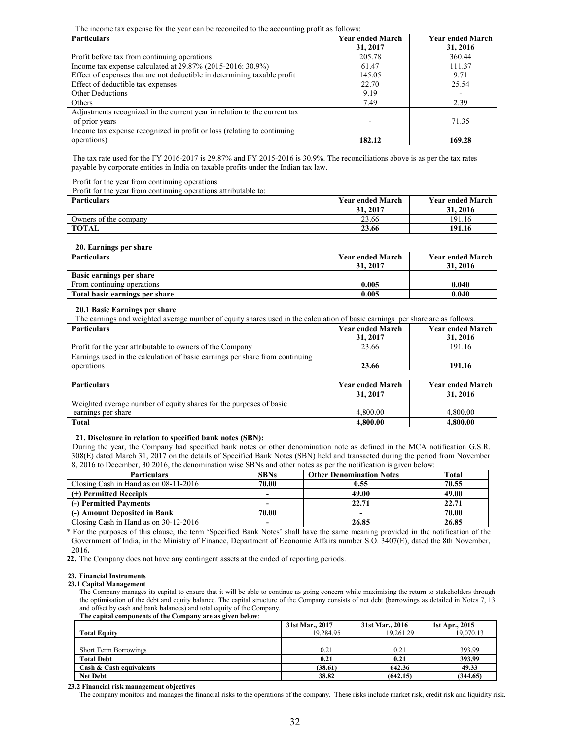The income tax expense for the year can be reconciled to the accounting profit as follows:

| Particulars | Year ended March 31, 2017 | Year ended March 31, 2016 |
|---|---|---|
| Profit before tax from continuing operations | 205.78 | 360.44 |
| Income tax expense calculated at 29.87% (2015-2016: 30.9%) | 61.47 | 111.37 |
| Effect of expenses that are not deductible in determining taxable profit | 145.05 | 9.71 |
| Effect of deductible tax expenses | 22.70 | 25.54 |
| Other Deductions | 9.19 | - |
| Others | 7.49 | 2.39 |
| Adjustments recognized in the current year in relation to the current tax of prior years | - | 71.35 |
| Income tax expense recognized in profit or loss (relating to continuing operations) | **182.12** | **169.28** |

The tax rate used for the FY 2016-2017 is 29.87% and FY 2015-2016 is 30.9%. The reconciliations above is as per the tax rates payable by corporate entities in India on taxable profits under the Indian tax law.

Profit for the year from continuing operations

Profit for the year from continuing operations attributable to:

| Particulars | Year ended March 31, 2017 | Year ended March 31, 2016 |
|---|---|---|
| Owners of the company | 23.66 | 191.16 |
| **TOTAL** | **23.66** | **191.16** |

**20. Earnings per share**

| Particulars | Year ended March 31, 2017 | Year ended March 31, 2016 |
|---|---|---|
| **Basic earnings per share** | | |
| From continuing operations | **0.005** | **0.040** |
| **Total basic earnings per share** | **0.005** | **0.040** |

**20.1 Basic Earnings per share**

The earnings and weighted average number of equity shares used in the calculation of basic earnings per share are as follows.

| Particulars | Year ended March 31, 2017 | Year ended March 31, 2016 |
|---|---|---|
| Profit for the year attributable to owners of the Company | 23.66 | 191.16 |
| Earnings used in the calculation of basic earnings per share from continuing operations | **23.66** | **191.16** |

| Particulars | Year ended March 31, 2017 | Year ended March 31, 2016 |
|---|---|---|
| Weighted average number of equity shares for the purposes of basic earnings per share | 4,800.00 | 4,800.00 |
| **Total** | **4,800.00** | **4,800.00** |

**21. Disclosure in relation to specified bank notes (SBN):**

During the year, the Company had specified bank notes or other denomination note as defined in the MCA notification G.S.R. 308(E) dated March 31, 2017 on the details of Specified Bank Notes (SBN) held and transacted during the period from November 8, 2016 to December, 30 2016, the denomination wise SBNs and other notes as per the notification is given below:

| Particulars | SBNs | Other Denomination Notes | Total |
|---|---|---|---|
| Closing Cash in Hand as on 08-11-2016 | **70.00** | **0.55** | **70.55** |
| **(+) Permitted Receipts** | **-** | **49.00** | **49.00** |
| **(-) Permitted Payments** | **-** | **22.71** | **22.71** |
| **(-) Amount Deposited in Bank** | **70.00** | **-** | **70.00** |
| Closing Cash in Hand as on 30-12-2016 | **-** | **26.85** | **26.85** |

\* For the purposes of this clause, the term 'Specified Bank Notes' shall have the same meaning provided in the notification of the Government of India, in the Ministry of Finance, Department of Economic Affairs number S.O. 3407(E), dated the 8th November, 2016**.**

**22.** The Company does not have any contingent assets at the ended of reporting periods.

**23. Financial Instruments**

**23.1 Capital Management**

The Company manages its capital to ensure that it will be able to continue as going concern while maximising the return to stakeholders through the optimisation of the debt and equity balance. The capital structure of the Company consists of net debt (borrowings as detailed in Notes 7, 13 and offset by cash and bank balances) and total equity of the Company.

**The capital components of the Company are as given below**:

| | 31st Mar., 2017 | 31st Mar., 2016 | 1st Apr., 2015 |
|---|---|---|---|
| **Total Equity** | 19,284.95 | 19,261.29 | 19,070.13 |
| | | | |
| Short Term Borrowings | 0.21 | 0.21 | 393.99 |
| **Total Debt** | **0.21** | **0.21** | **393.99** |
| **Cash & Cash equivalents** | **(38.61)** | **642.36** | **49.33** |
| **Net Debt** | **38.82** | **(642.15)** | **(344.65)** |

**23.2 Financial risk management objectives**

The company monitors and manages the financial risks to the operations of the company. These risks include market risk, credit risk and liquidity risk.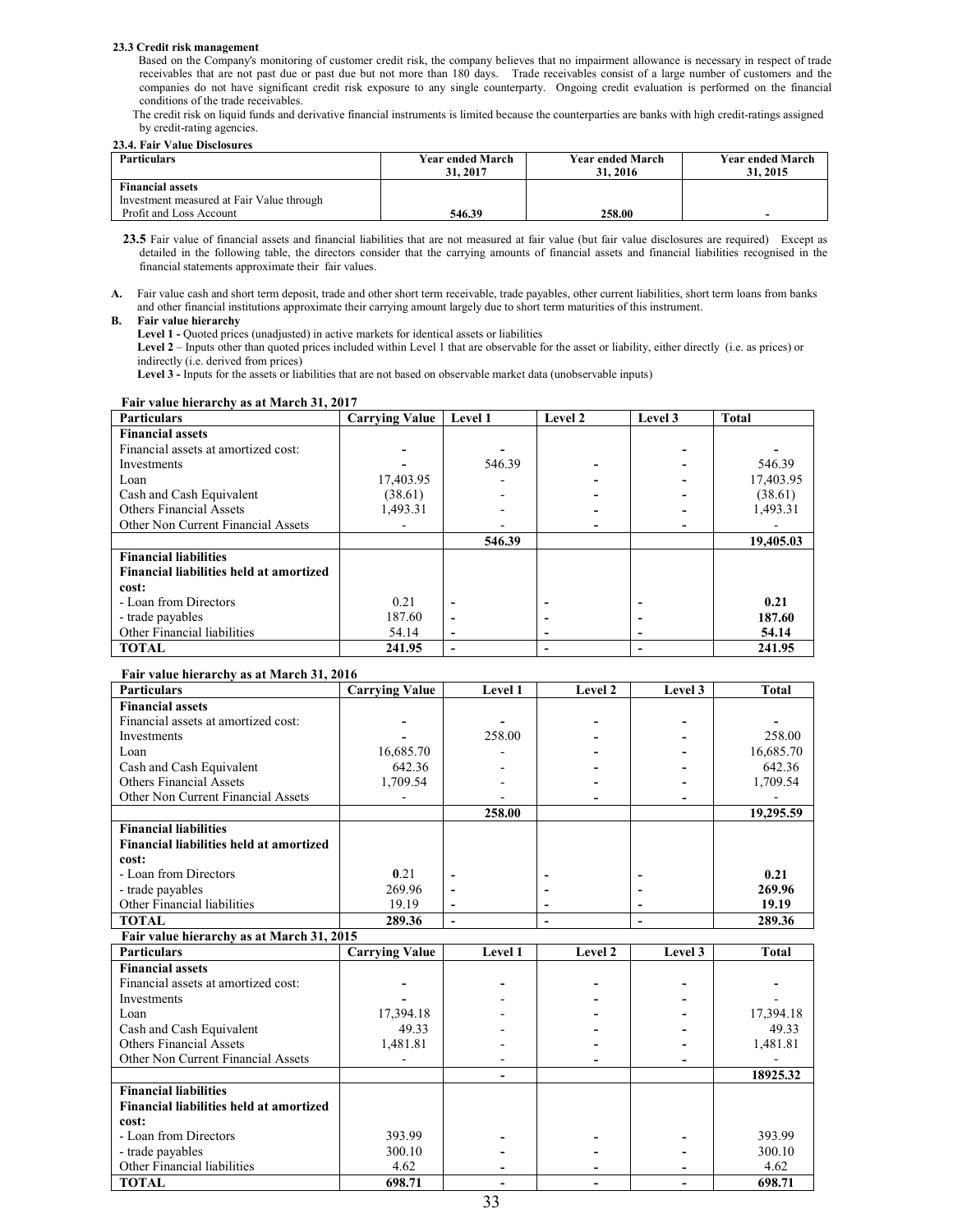**23.3 Credit risk management**

Based on the Company's monitoring of customer credit risk, the company believes that no impairment allowance is necessary in respect of trade receivables that are not past due or past due but not more than 180 days. Trade receivables consist of a large number of customers and the companies do not have significant credit risk exposure to any single counterparty. Ongoing credit evaluation is performed on the financial conditions of the trade receivables.

The credit risk on liquid funds and derivative financial instruments is limited because the counterparties are banks with high credit-ratings assigned by credit-rating agencies.

**23.4. Fair Value Disclosures**

| Particulars | Year ended March 31, 2017 | Year ended March 31, 2016 | Year ended March 31, 2015 |
|---|---|---|---|
| **Financial assets** | | | |
| Investment measured at Fair Value through Profit and Loss Account | 546.39 | 258.00 | - |

**23.5** Fair value of financial assets and financial liabilities that are not measured at fair value (but fair value disclosures are required) Except as detailed in the following table, the directors consider that the carrying amounts of financial assets and financial liabilities recognised in the financial statements approximate their fair values.

**A.** Fair value cash and short term deposit, trade and other short term receivable, trade payables, other current liabilities, short term loans from banks and other financial institutions approximate their carrying amount largely due to short term maturities of this instrument.

**B. Fair value hierarchy**

**Level 1 -** Quoted prices (unadjusted) in active markets for identical assets or liabilities

**Level 2** – Inputs other than quoted prices included within Level 1 that are observable for the asset or liability, either directly (i.e. as prices) or indirectly (i.e. derived from prices)

**Level 3 -** Inputs for the assets or liabilities that are not based on observable market data (unobservable inputs)

**Fair value hierarchy as at March 31, 2017**

| Particulars | Carrying Value | Level 1 | Level 2 | Level 3 | Total |
|---|---|---|---|---|---|
| **Financial assets** | | | | | |
| Financial assets at amortized cost: | - | - | - | - | - |
| Investments | - | 546.39 | - | - | 546.39 |
| Loan | 17,403.95 | - | - | - | 17,403.95 |
| Cash and Cash Equivalent | (38.61) | - | - | - | (38.61) |
| Others Financial Assets | 1,493.31 | - | - | - | 1,493.31 |
| Other Non Current Financial Assets | - | - | - | - | - |
| | | **546.39** | | | **19,405.03** |
| **Financial liabilities** | | | | | |
| **Financial liabilities held at amortized cost:** | | | | | |
| - Loan from Directors | 0.21 | - | - | - | **0.21** |
| - trade payables | 187.60 | - | - | - | **187.60** |
| Other Financial liabilities | 54.14 | - | - | - | **54.14** |
| **TOTAL** | **241.95** | - | - | - | **241.95** |

**Fair value hierarchy as at March 31, 2016**

| Particulars | Carrying Value | Level 1 | Level 2 | Level 3 | Total |
|---|---|---|---|---|---|
| **Financial assets** | | | | | |
| Financial assets at amortized cost: | - | - | - | - | - |
| Investments | - | 258.00 | - | - | 258.00 |
| Loan | 16,685.70 | - | - | - | 16,685.70 |
| Cash and Cash Equivalent | 642.36 | - | - | - | 642.36 |
| Others Financial Assets | 1,709.54 | - | - | - | 1,709.54 |
| Other Non Current Financial Assets | - | - | - | - | - |
| | | **258.00** | | | **19,295.59** |
| **Financial liabilities** | | | | | |
| **Financial liabilities held at amortized cost:** | | | | | |
| - Loan from Directors | 0.21 | - | - | - | **0.21** |
| - trade payables | 269.96 | - | - | - | **269.96** |
| Other Financial liabilities | 19.19 | - | - | - | **19.19** |
| **TOTAL** | **289.36** | - | - | - | **289.36** |

**Fair value hierarchy as at March 31, 2015**

| Particulars | Carrying Value | Level 1 | Level 2 | Level 3 | Total |
|---|---|---|---|---|---|
| **Financial assets** | | | | | |
| Financial assets at amortized cost: | - | - | - | - | - |
| Investments | - | - | - | - | - |
| Loan | 17,394.18 | - | - | - | 17,394.18 |
| Cash and Cash Equivalent | 49.33 | - | - | - | 49.33 |
| Others Financial Assets | 1,481.81 | - | - | - | 1,481.81 |
| Other Non Current Financial Assets | - | - | - | - | - |
| | | - | | | **18925.32** |
| **Financial liabilities** | | | | | |
| **Financial liabilities held at amortized cost:** | | | | | |
| - Loan from Directors | 393.99 | - | - | - | 393.99 |
| - trade payables | 300.10 | - | - | - | 300.10 |
| Other Financial liabilities | 4.62 | - | - | - | 4.62 |
| **TOTAL** | **698.71** | - | - | - | **698.71** |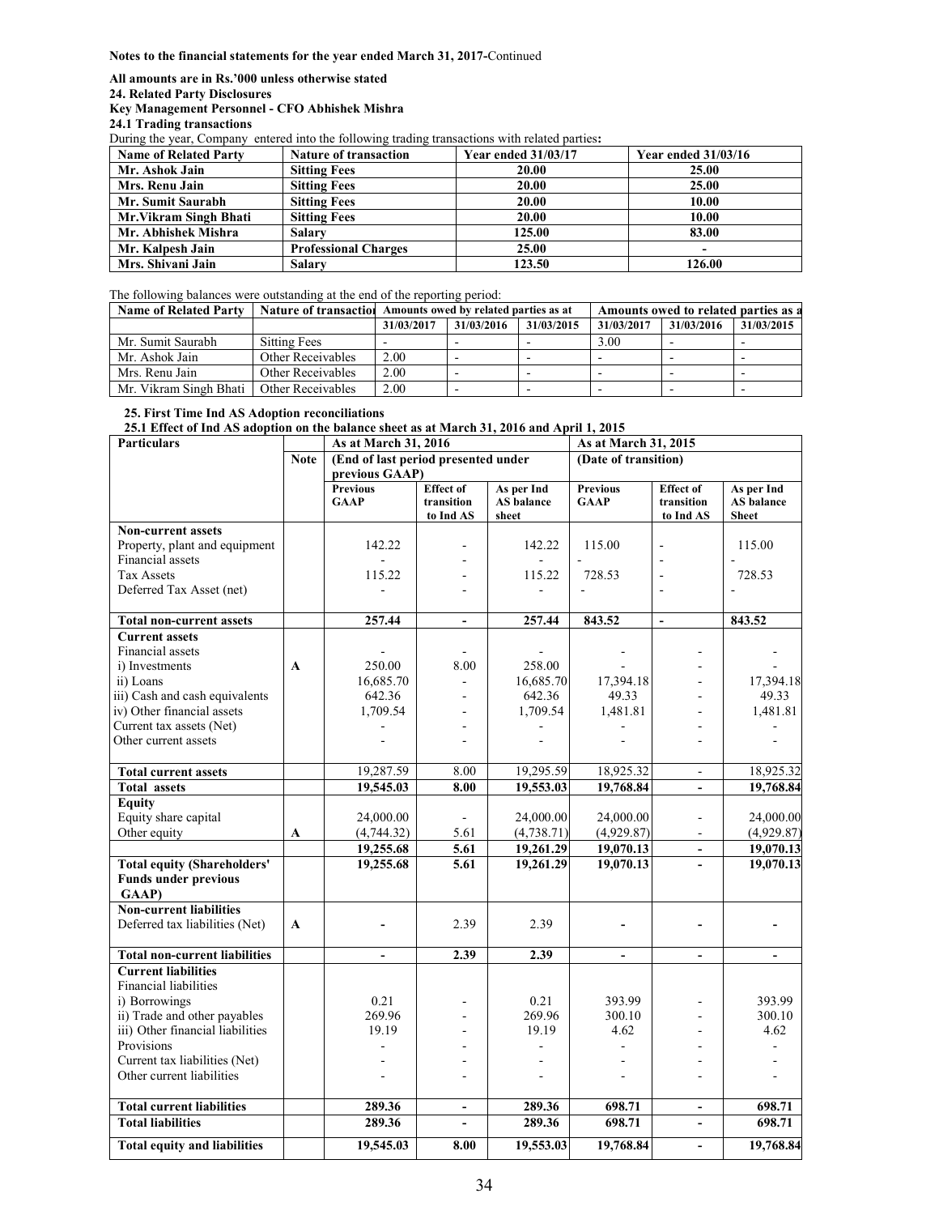**Notes to the financial statements for the year ended March 31, 2017-**Continued

**All amounts are in Rs.'000 unless otherwise stated**

**24. Related Party Disclosures**

**Key Management Personnel - CFO Abhishek Mishra**

**24.1 Trading transactions**

During the year, Company entered into the following trading transactions with related parties**:**

| Name of Related Party | Nature of transaction | Year ended 31/03/17 | Year ended 31/03/16 |
|---|---|---|---|
| Mr. Ashok Jain | Sitting Fees | 20.00 | 25.00 |
| Mrs. Renu Jain | Sitting Fees | 20.00 | 25.00 |
| Mr. Sumit Saurabh | Sitting Fees | 20.00 | 10.00 |
| Mr.Vikram Singh Bhati | Sitting Fees | 20.00 | 10.00 |
| Mr. Abhishek Mishra | Salary | 125.00 | 83.00 |
| Mr. Kalpesh Jain | Professional Charges | 25.00 | - |
| Mrs. Shivani Jain | Salary | 123.50 | 126.00 |

The following balances were outstanding at the end of the reporting period:

| Name of Related Party | Nature of transaction | Amounts owed by related parties as at | | | Amounts owed to related parties as at | | |
|---|---|---|---|---|---|---|---|
| | | 31/03/2017 | 31/03/2016 | 31/03/2015 | 31/03/2017 | 31/03/2016 | 31/03/2015 |
| Mr. Sumit Saurabh | Sitting Fees | - | - | - | 3.00 | - | - |
| Mr. Ashok Jain | Other Receivables | 2.00 | - | - | - | - | - |
| Mrs. Renu Jain | Other Receivables | 2.00 | - | - | - | - | - |
| Mr. Vikram Singh Bhati | Other Receivables | 2.00 | - | - | - | - | - |

**25. First Time Ind AS Adoption reconciliations**

**25.1 Effect of Ind AS adoption on the balance sheet as at March 31, 2016 and April 1, 2015**

| Particulars | Note | As at March 31, 2016 | | | As at March 31, 2015 | | |
|---|---|---|---|---|---|---|---|
| | | (End of last period presented under previous GAAP) | | | (Date of transition) | | |
| | | Previous GAAP | Effect of transition to Ind AS | As per Ind AS balance sheet | Previous GAAP | Effect of transition to Ind AS | As per Ind AS balance Sheet |
| **Non-current assets** | | | | | | | |
| Property, plant and equipment | | 142.22 | - | 142.22 | 115.00 | - | 115.00 |
| Financial assets | | - | - | - | - | - | - |
| Tax Assets | | 115.22 | - | 115.22 | 728.53 | - | 728.53 |
| Deferred Tax Asset (net) | | - | - | - | - | - | - |
| **Total non-current assets** | | **257.44** | **-** | **257.44** | **843.52** | **-** | **843.52** |
| **Current assets** | | | | | | | |
| Financial assets | | - | - | - | - | - | - |
| i) Investments | A | 250.00 | 8.00 | 258.00 | - | - | - |
| ii) Loans | | 16,685.70 | - | 16,685.70 | 17,394.18 | - | 17,394.18 |
| iii) Cash and cash equivalents | | 642.36 | - | 642.36 | 49.33 | - | 49.33 |
| iv) Other financial assets | | 1,709.54 | - | 1,709.54 | 1,481.81 | - | 1,481.81 |
| Current tax assets (Net) | | - | - | - | - | - | - |
| Other current assets | | - | - | - | - | - | - |
| **Total current assets** | | 19,287.59 | 8.00 | 19,295.59 | 18,925.32 | - | 18,925.32 |
| **Total assets** | | **19,545.03** | **8.00** | **19,553.03** | **19,768.84** | **-** | **19,768.84** |
| **Equity** | | | | | | | |
| Equity share capital | | 24,000.00 | - | 24,000.00 | 24,000.00 | - | 24,000.00 |
| Other equity | A | (4,744.32) | 5.61 | (4,738.71) | (4,929.87) | - | (4,929.87) |
| | | **19,255.68** | **5.61** | **19,261.29** | **19,070.13** | **-** | **19,070.13** |
| **Total equity (Shareholders' Funds under previous GAAP)** | | **19,255.68** | **5.61** | **19,261.29** | **19,070.13** | **-** | **19,070.13** |
| **Non-current liabilities** | | | | | | | |
| Deferred tax liabilities (Net) | A | **-** | 2.39 | 2.39 | **-** | **-** | **-** |
| **Total non-current liabilities** | | **-** | **2.39** | **2.39** | **-** | **-** | **-** |
| **Current liabilities** | | | | | | | |
| Financial liabilities | | | | | | | |
| i) Borrowings | | 0.21 | - | 0.21 | 393.99 | - | 393.99 |
| ii) Trade and other payables | | 269.96 | - | 269.96 | 300.10 | - | 300.10 |
| iii) Other financial liabilities | | 19.19 | - | 19.19 | 4.62 | - | 4.62 |
| Provisions | | - | - | - | - | - | - |
| Current tax liabilities (Net) | | - | - | - | - | - | - |
| Other current liabilities | | - | - | - | - | - | - |
| **Total current liabilities** | | **289.36** | **-** | **289.36** | **698.71** | **-** | **698.71** |
| **Total liabilities** | | **289.36** | **-** | **289.36** | **698.71** | **-** | **698.71** |
| **Total equity and liabilities** | | **19,545.03** | **8.00** | **19,553.03** | **19,768.84** | **-** | **19,768.84** |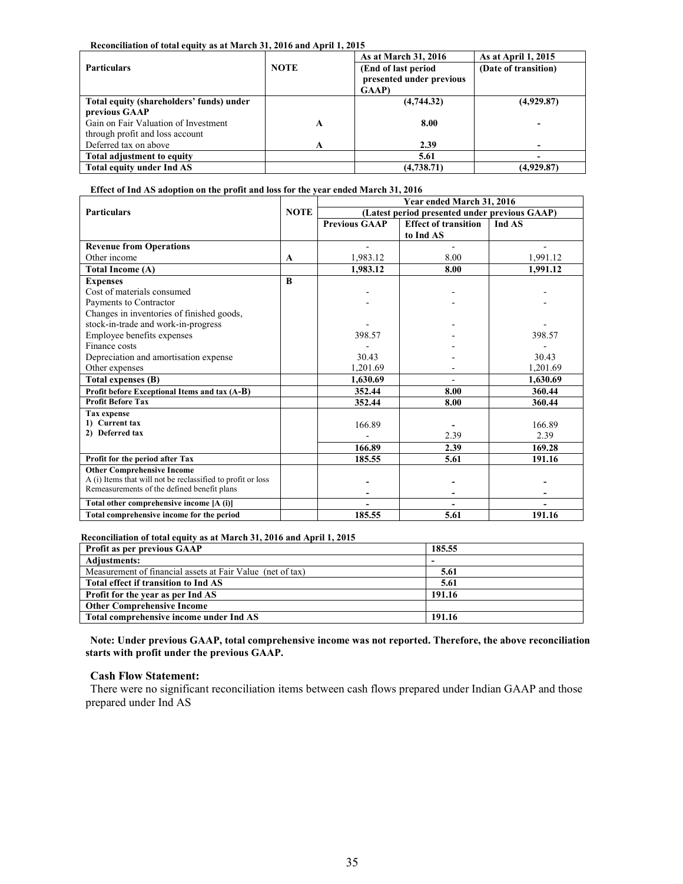**Reconciliation of total equity as at March 31, 2016 and April 1, 2015**

| Particulars | NOTE | As at March 31, 2016 (End of last period presented under previous GAAP) | As at April 1, 2015 (Date of transition) |
|---|---|---|---|
| **Total equity (shareholders' funds) under previous GAAP** | | **(4,744.32)** | **(4,929.87)** |
| Gain on Fair Valuation of Investment through profit and loss account | **A** | **8.00** | **-** |
| Deferred tax on above | **A** | **2.39** | **-** |
| **Total adjustment to equity** | | **5.61** | **-** |
| **Total equity under Ind AS** | | **(4,738.71)** | **(4,929.87)** |

**Effect of Ind AS adoption on the profit and loss for the year ended March 31, 2016**

| Particulars | NOTE | Year ended March 31, 2016 (Latest period presented under previous GAAP) | | |
|---|---|---|---|---|
| | | **Previous GAAP** | **Effect of transition to Ind AS** | **Ind AS** |
| **Revenue from Operations** | | - | - | - |
| Other income | **A** | 1,983.12 | 8.00 | 1,991.12 |
| **Total Income (A)** | | **1,983.12** | **8.00** | **1,991.12** |
| **Expenses** | **B** | | | |
| Cost of materials consumed | | - | - | - |
| Payments to Contractor | | - | - | - |
| Changes in inventories of finished goods, stock-in-trade and work-in-progress | | - | - | - |
| Employee benefits expenses | | 398.57 | - | 398.57 |
| Finance costs | | - | - | - |
| Depreciation and amortisation expense | | 30.43 | - | 30.43 |
| Other expenses | | 1,201.69 | - | 1,201.69 |
| **Total expenses (B)** | | **1,630.69** | **-** | **1,630.69** |
| **Profit before Exceptional Items and tax (A-B)** | | **352.44** | **8.00** | **360.44** |
| **Profit Before Tax** | | **352.44** | **8.00** | **360.44** |
| **Tax expense** | | | | |
| **1) Current tax** | | 166.89 | **-** | 166.89 |
| **2) Deferred tax** | | - | 2.39 | 2.39 |
| | | **166.89** | **2.39** | **169.28** |
| **Profit for the period after Tax** | | **185.55** | **5.61** | **191.16** |
| **Other Comprehensive Income** | | | | |
| A (i) Items that will not be reclassified to profit or loss | | **-** | **-** | **-** |
| Remeasurements of the defined benefit plans | | **-** | **-** | **-** |
| **Total other comprehensive income [A (i)]** | | **-** | **-** | **-** |
| **Total comprehensive income for the period** | | **185.55** | **5.61** | **191.16** |

**Reconciliation of total equity as at March 31, 2016 and April 1, 2015**

| Particulars | |
|---|---|
| **Profit as per previous GAAP** | **185.55** |
| **Adjustments:** | **-** |
| Measurement of financial assets at Fair Value (net of tax) | **5.61** |
| **Total effect if transition to Ind AS** | **5.61** |
| **Profit for the year as per Ind AS** | **191.16** |
| **Other Comprehensive Income** | |
| **Total comprehensive income under Ind AS** | **191.16** |

**Note: Under previous GAAP, total comprehensive income was not reported. Therefore, the above reconciliation starts with profit under the previous GAAP.**

**Cash Flow Statement:**

There were no significant reconciliation items between cash flows prepared under Indian GAAP and those prepared under Ind AS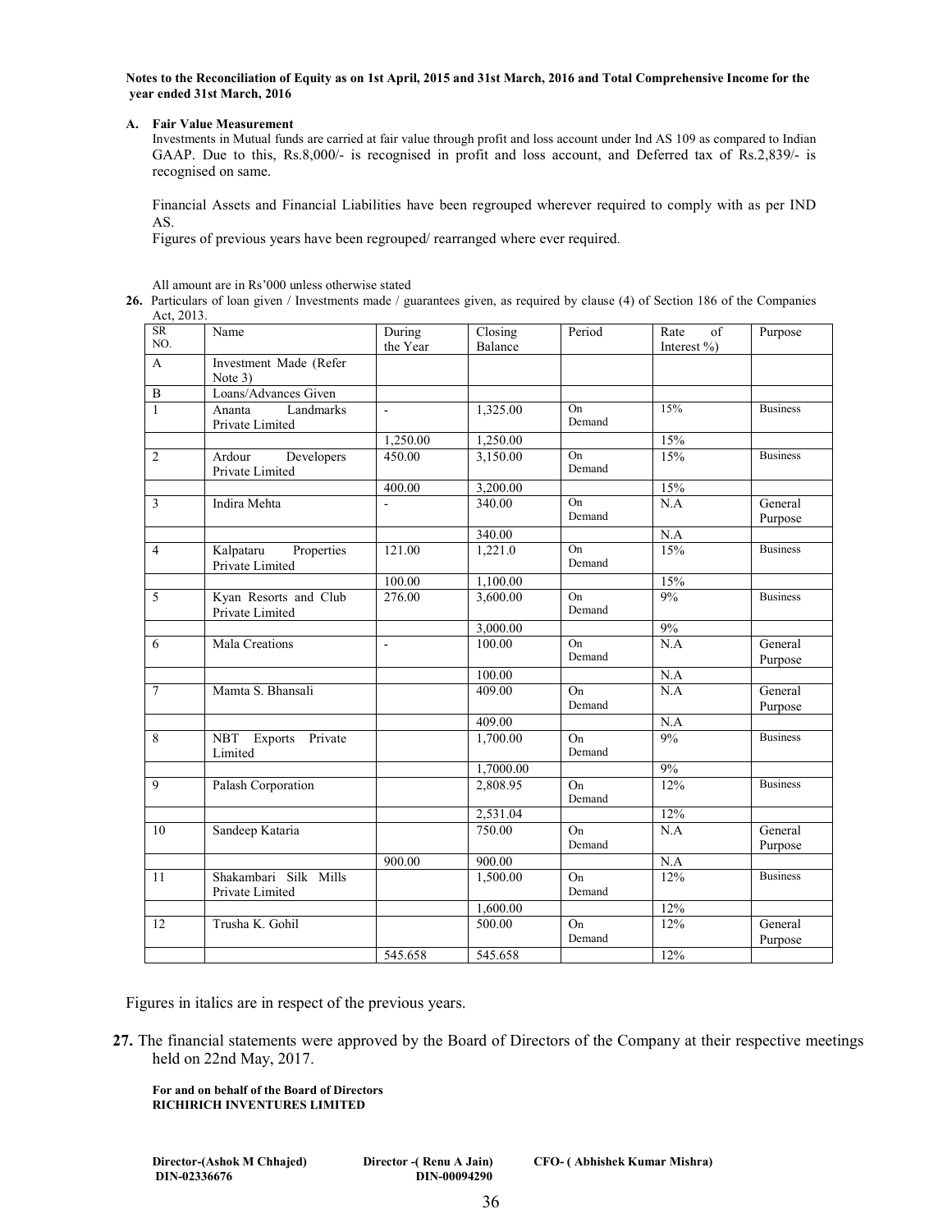**Notes to the Reconciliation of Equity as on 1st April, 2015 and 31st March, 2016 and Total Comprehensive Income for the year ended 31st March, 2016**

**A. Fair Value Measurement**

Investments in Mutual funds are carried at fair value through profit and loss account under Ind AS 109 as compared to Indian GAAP. Due to this, Rs.8,000/- is recognised in profit and loss account, and Deferred tax of Rs.2,839/- is recognised on same.

Financial Assets and Financial Liabilities have been regrouped wherever required to comply with as per IND AS.

Figures of previous years have been regrouped/ rearranged where ever required.

All amount are in Rs'000 unless otherwise stated

**26.** Particulars of loan given / Investments made / guarantees given, as required by clause (4) of Section 186 of the Companies Act, 2013.

| SR NO. | Name | During the Year | Closing Balance | Period | Rate of Interest %) | Purpose |
|---|---|---|---|---|---|---|
| A | Investment Made (Refer Note 3) | | | | | |
| B | Loans/Advances Given | | | | | |
| 1 | Ananta Landmarks Private Limited | - | 1,325.00 | On Demand | 15% | Business |
| | | 1,250.00 | 1,250.00 | | 15% | |
| 2 | Ardour Developers Private Limited | 450.00 | 3,150.00 | On Demand | 15% | Business |
| | | 400.00 | 3,200.00 | | 15% | |
| 3 | Indira Mehta | - | 340.00 | On Demand | N.A | General Purpose |
| | | | 340.00 | | N.A | |
| 4 | Kalpataru Properties Private Limited | 121.00 | 1,221.0 | On Demand | 15% | Business |
| | | 100.00 | 1,100.00 | | 15% | |
| 5 | Kyan Resorts and Club Private Limited | 276.00 | 3,600.00 | On Demand | 9% | Business |
| | | | 3,000.00 | | 9% | |
| 6 | Mala Creations | - | 100.00 | On Demand | N.A | General Purpose |
| | | | 100.00 | | N.A | |
| 7 | Mamta S. Bhansali | | 409.00 | On Demand | N.A | General Purpose |
| | | | 409.00 | | N.A | |
| 8 | NBT Exports Private Limited | | 1,700.00 | On Demand | 9% | Business |
| | | | 1,7000.00 | | 9% | |
| 9 | Palash Corporation | | 2,808.95 | On Demand | 12% | Business |
| | | | 2,531.04 | | 12% | |
| 10 | Sandeep Kataria | | 750.00 | On Demand | N.A | General Purpose |
| | | 900.00 | 900.00 | | N.A | |
| 11 | Shakambari Silk Mills Private Limited | | 1,500.00 | On Demand | 12% | Business |
| | | | 1,600.00 | | 12% | |
| 12 | Trusha K. Gohil | | 500.00 | On Demand | 12% | General Purpose |
| | | 545.658 | 545.658 | | 12% | |

Figures in italics are in respect of the previous years.

**27.** The financial statements were approved by the Board of Directors of the Company at their respective meetings held on 22nd May, 2017.

**For and on behalf of the Board of Directors**
**RICHIRICH INVENTURES LIMITED**

**Director-(Ashok M Chhajed)** **DIN-02336676**

**Director -( Renu A Jain)** **DIN-00094290**

**CFO- ( Abhishek Kumar Mishra)**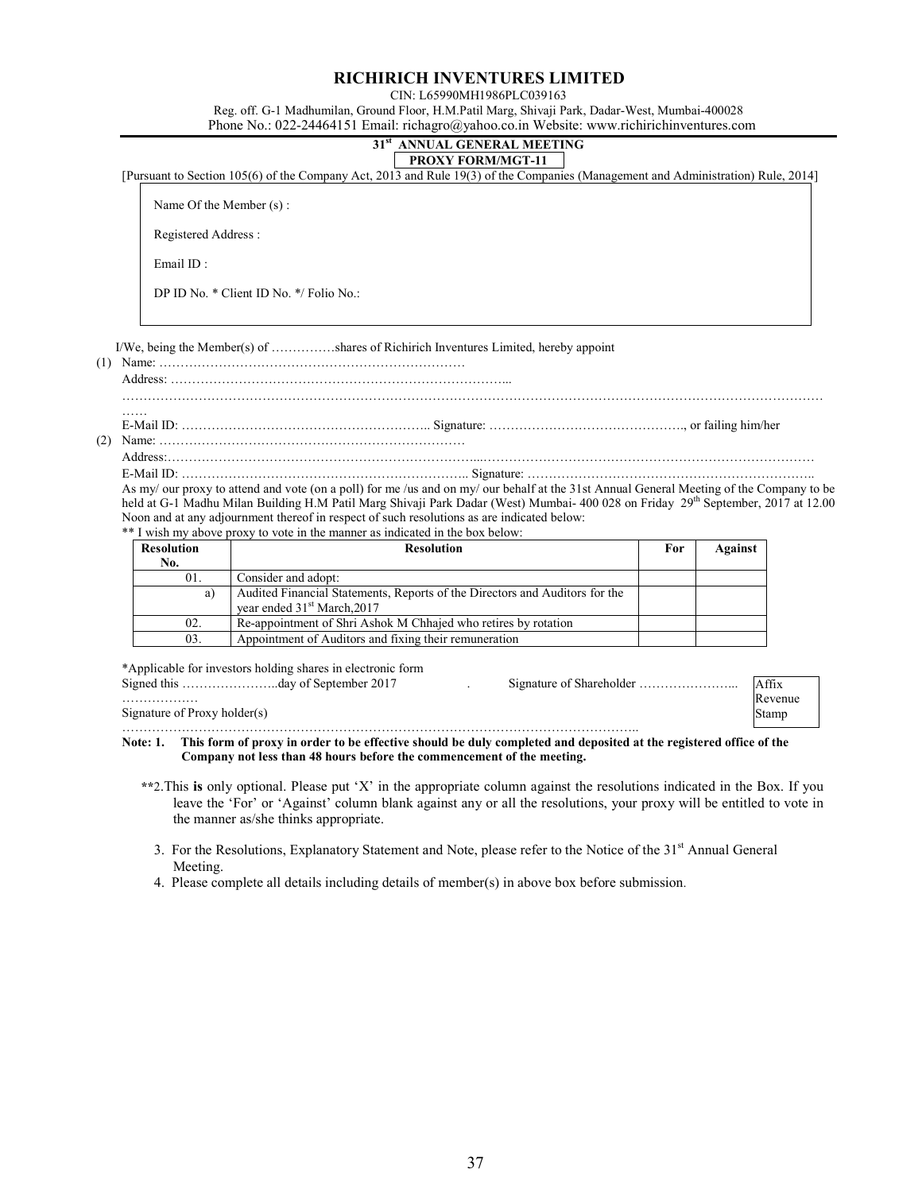# RICHIRICH INVENTURES LIMITED

CIN: L65990MH1986PLC039163

Reg. off. G-1 Madhumilan, Ground Floor, H.M.Patil Marg, Shivaji Park, Dadar-West, Mumbai-400028

Phone No.: 022-24464151 Email: richagro@yahoo.co.in Website: www.richirichinventures.com

## 31st ANNUAL GENERAL MEETING

### PROXY FORM/MGT-11

[Pursuant to Section 105(6) of the Company Act, 2013 and Rule 19(3) of the Companies (Management and Administration) Rule, 2014]

Name Of the Member (s) :

Registered Address :

Email ID :

DP ID No. * Client ID No. */ Folio No.:

I/We, being the Member(s) of ……………shares of Richirich Inventures Limited, hereby appoint

(1) Name: ……………………………………………………………

Address: ……………………………………………………………………...

…………………………………………………………………………………………………………………………………………

……

E-Mail ID: ………………………………………………….. Signature: ………………………………………., or failing him/her

(2) Name: ……………………………………………………………

Address:…………………………………………………………………...…………………………………………………………………

E-Mail ID: …………………………………………………………….. Signature: …………………………………………………………..

As my/ our proxy to attend and vote (on a poll) for me /us and on my/ our behalf at the 31st Annual General Meeting of the Company to be held at G-1 Madhu Milan Building H.M Patil Marg Shivaji Park Dadar (West) Mumbai- 400 028 on Friday 29th September, 2017 at 12.00 Noon and at any adjournment thereof in respect of such resolutions as are indicated below:

** I wish my above proxy to vote in the manner as indicated in the box below:

| Resolution No. | Resolution | For | Against |
|---|---|---|---|
| 01. | Consider and adopt: | | |
| a) | Audited Financial Statements, Reports of the Directors and Auditors for the year ended 31st March,2017 | | |
| 02. | Re-appointment of Shri Ashok M Chhajed who retires by rotation | | |
| 03. | Appointment of Auditors and fixing their remuneration | | |

*Applicable for investors holding shares in electronic form

Signed this …………………..day of September 2017 . Signature of Shareholder …………………...

………………

Signature of Proxy holder(s)

…………………………………………………………………………………………………………..

Affix Revenue Stamp

**Note: 1. This form of proxy in order to be effective should be duly completed and deposited at the registered office of the Company not less than 48 hours before the commencement of the meeting.**

**2.This **is** only optional. Please put 'X' in the appropriate column against the resolutions indicated in the Box. If you leave the 'For' or 'Against' column blank against any or all the resolutions, your proxy will be entitled to vote in the manner as/she thinks appropriate.

3. For the Resolutions, Explanatory Statement and Note, please refer to the Notice of the 31st Annual General Meeting.
4. Please complete all details including details of member(s) in above box before submission.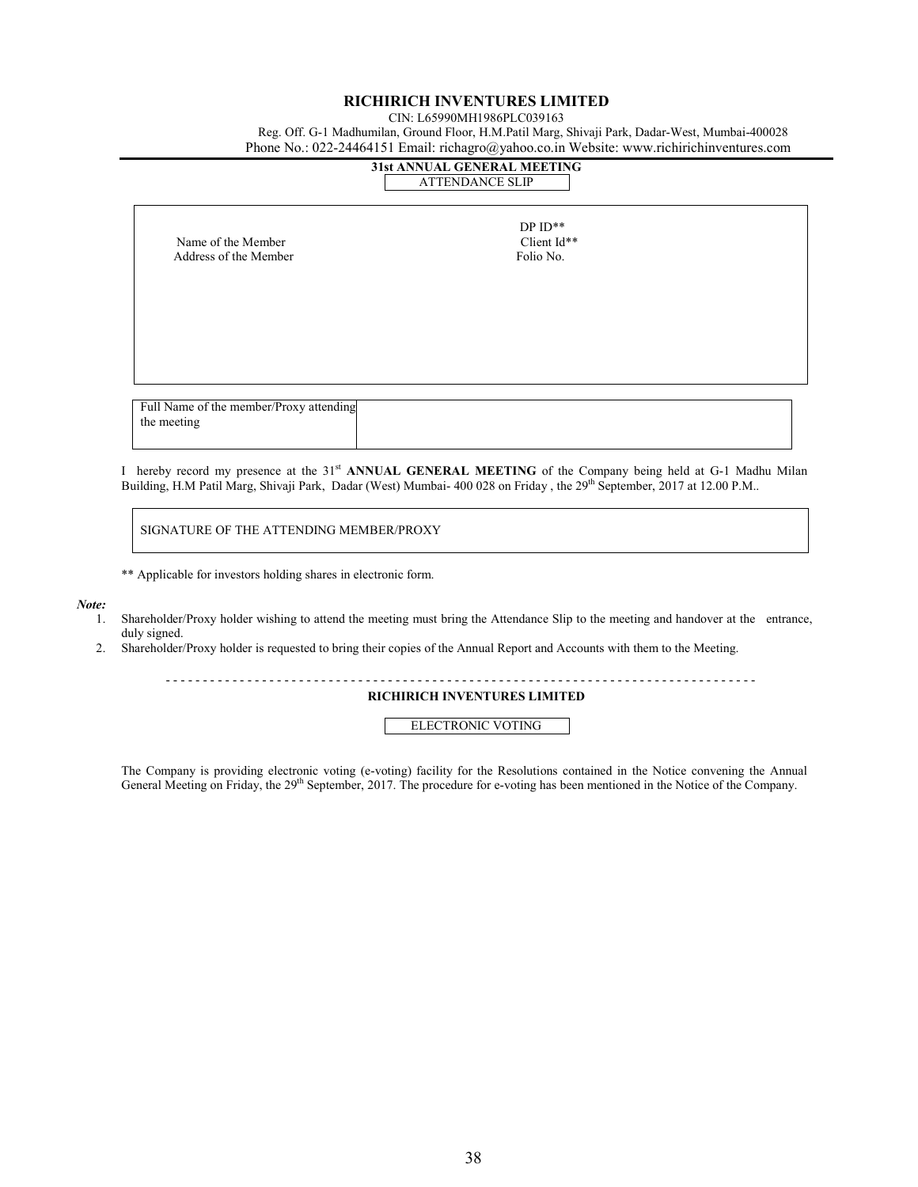# RICHIRICH INVENTURES LIMITED

CIN: L65990MH1986PLC039163

Reg. Off. G-1 Madhumilan, Ground Floor, H.M.Patil Marg, Shivaji Park, Dadar-West, Mumbai-400028

Phone No.: 022-24464151 Email: richagro@yahoo.co.in Website: www.richirichinventures.com

**31st ANNUAL GENERAL MEETING**

ATTENDANCE SLIP

| | |
|---|---|
| Name of the Member | DP ID** |
| Address of the Member | Client Id** |
| | Folio No. |

| | |
|---|---|
| Full Name of the member/Proxy attending the meeting | |

I hereby record my presence at the 31st **ANNUAL GENERAL MEETING** of the Company being held at G-1 Madhu Milan Building, H.M Patil Marg, Shivaji Park, Dadar (West) Mumbai- 400 028 on Friday , the 29th September, 2017 at 12.00 P.M..

SIGNATURE OF THE ATTENDING MEMBER/PROXY

** Applicable for investors holding shares in electronic form.

***Note:***

1. Shareholder/Proxy holder wishing to attend the meeting must bring the Attendance Slip to the meeting and handover at the entrance, duly signed.
2. Shareholder/Proxy holder is requested to bring their copies of the Annual Report and Accounts with them to the Meeting.

- - - - - - - - - - - - - - - - - - - - - - - - - - - - - - - - - - - - - - - - - - - - - - - - - - - - - - - - - - - - - - - - - - - - - - - - - - - - -

**RICHIRICH INVENTURES LIMITED**

ELECTRONIC VOTING

The Company is providing electronic voting (e-voting) facility for the Resolutions contained in the Notice convening the Annual General Meeting on Friday, the 29th September, 2017. The procedure for e-voting has been mentioned in the Notice of the Company.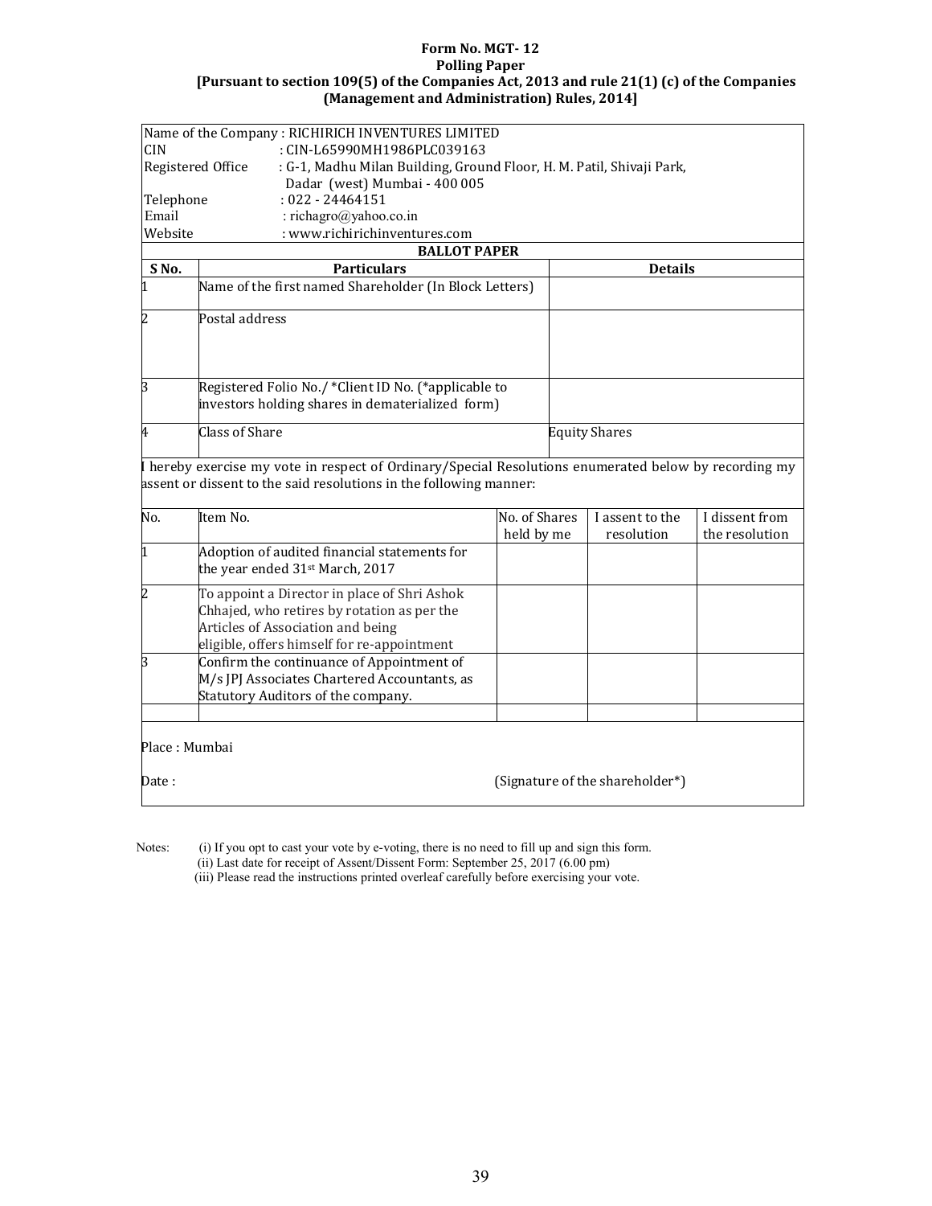**Form No. MGT- 12**
**Polling Paper**
**[Pursuant to section 109(5) of the Companies Act, 2013 and rule 21(1) (c) of the Companies (Management and Administration) Rules, 2014]**

Name of the Company : RICHIRICH INVENTURES LIMITED
CIN : CIN-L65990MH1986PLC039163
Registered Office : G-1, Madhu Milan Building, Ground Floor, H. M. Patil, Shivaji Park, Dadar (west) Mumbai - 400 005
Telephone : 022 - 24464151
Email : richagro@yahoo.co.in
Website : www.richirichinventures.com

**BALLOT PAPER**

| S No. | Particulars | Details |
|---|---|---|
| 1 | Name of the first named Shareholder (In Block Letters) | |
| 2 | Postal address | |
| 3 | Registered Folio No./ *Client ID No. (*applicable to investors holding shares in dematerialized form) | |
| 4 | Class of Share | Equity Shares |

I hereby exercise my vote in respect of Ordinary/Special Resolutions enumerated below by recording my assent or dissent to the said resolutions in the following manner:

| No. | Item No. | No. of Shares held by me | I assent to the resolution | I dissent from the resolution |
|---|---|---|---|---|
| 1 | Adoption of audited financial statements for the year ended 31st March, 2017 | | | |
| 2 | To appoint a Director in place of Shri Ashok Chhajed, who retires by rotation as per the Articles of Association and being eligible, offers himself for re-appointment | | | |
| 3 | Confirm the continuance of Appointment of M/s JPJ Associates Chartered Accountants, as Statutory Auditors of the company. | | | |
| | | | | |

Place : Mumbai

Date : (Signature of the shareholder*)

Notes: (i) If you opt to cast your vote by e-voting, there is no need to fill up and sign this form.
(ii) Last date for receipt of Assent/Dissent Form: September 25, 2017 (6.00 pm)
(iii) Please read the instructions printed overleaf carefully before exercising your vote.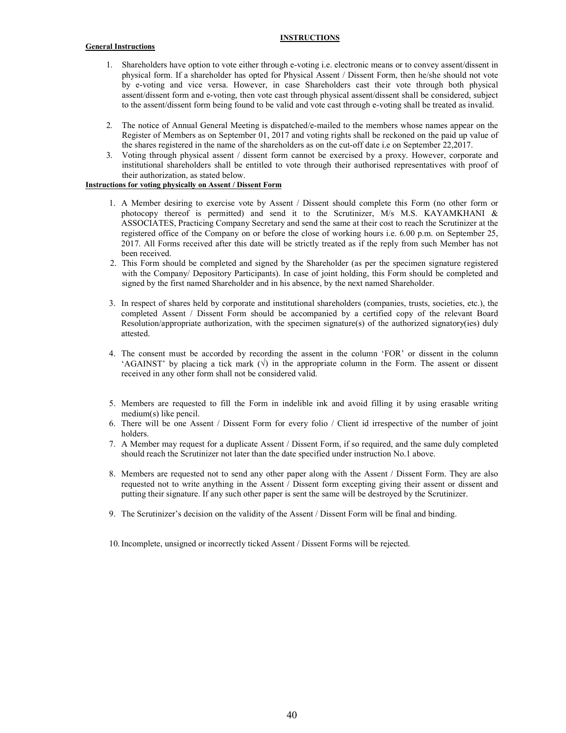## INSTRUCTIONS

**General Instructions**

1. Shareholders have option to vote either through e-voting i.e. electronic means or to convey assent/dissent in physical form. If a shareholder has opted for Physical Assent / Dissent Form, then he/she should not vote by e-voting and vice versa. However, in case Shareholders cast their vote through both physical assent/dissent form and e-voting, then vote cast through physical assent/dissent shall be considered, subject to the assent/dissent form being found to be valid and vote cast through e-voting shall be treated as invalid.

2. The notice of Annual General Meeting is dispatched/e-mailed to the members whose names appear on the Register of Members as on September 01, 2017 and voting rights shall be reckoned on the paid up value of the shares registered in the name of the shareholders as on the cut-off date i.e on September 22,2017.
3. Voting through physical assent / dissent form cannot be exercised by a proxy. However, corporate and institutional shareholders shall be entitled to vote through their authorised representatives with proof of their authorization, as stated below.

**Instructions for voting physically on Assent / Dissent Form**

1. A Member desiring to exercise vote by Assent / Dissent should complete this Form (no other form or photocopy thereof is permitted) and send it to the Scrutinizer, M/s M.S. KAYAMKHANI & ASSOCIATES, Practicing Company Secretary and send the same at their cost to reach the Scrutinizer at the registered office of the Company on or before the close of working hours i.e. 6.00 p.m. on September 25, 2017. All Forms received after this date will be strictly treated as if the reply from such Member has not been received.
2. This Form should be completed and signed by the Shareholder (as per the specimen signature registered with the Company/ Depository Participants). In case of joint holding, this Form should be completed and signed by the first named Shareholder and in his absence, by the next named Shareholder.

3. In respect of shares held by corporate and institutional shareholders (companies, trusts, societies, etc.), the completed Assent / Dissent Form should be accompanied by a certified copy of the relevant Board Resolution/appropriate authorization, with the specimen signature(s) of the authorized signatory(ies) duly attested.

4. The consent must be accorded by recording the assent in the column 'FOR' or dissent in the column 'AGAINST' by placing a tick mark (√) in the appropriate column in the Form. The assent or dissent received in any other form shall not be considered valid.

5. Members are requested to fill the Form in indelible ink and avoid filling it by using erasable writing medium(s) like pencil.
6. There will be one Assent / Dissent Form for every folio / Client id irrespective of the number of joint holders.
7. A Member may request for a duplicate Assent / Dissent Form, if so required, and the same duly completed should reach the Scrutinizer not later than the date specified under instruction No.1 above.

8. Members are requested not to send any other paper along with the Assent / Dissent Form. They are also requested not to write anything in the Assent / Dissent form excepting giving their assent or dissent and putting their signature. If any such other paper is sent the same will be destroyed by the Scrutinizer.

9. The Scrutinizer's decision on the validity of the Assent / Dissent Form will be final and binding.

10. Incomplete, unsigned or incorrectly ticked Assent / Dissent Forms will be rejected.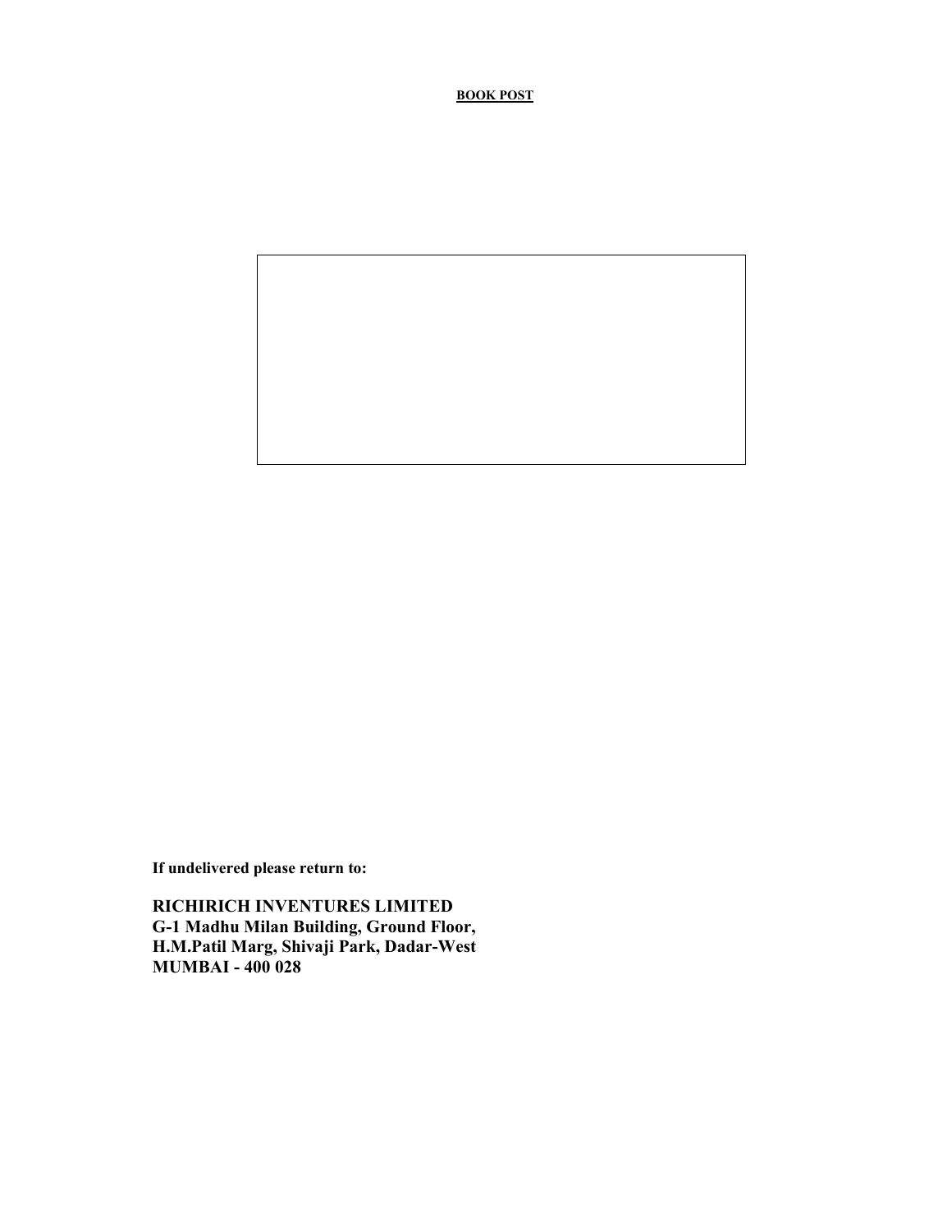**BOOK POST**

**If undelivered please return to:**

**RICHIRICH INVENTURES LIMITED**
**G-1 Madhu Milan Building, Ground Floor,**
**H.M.Patil Marg, Shivaji Park, Dadar-West**
**MUMBAI - 400 028**